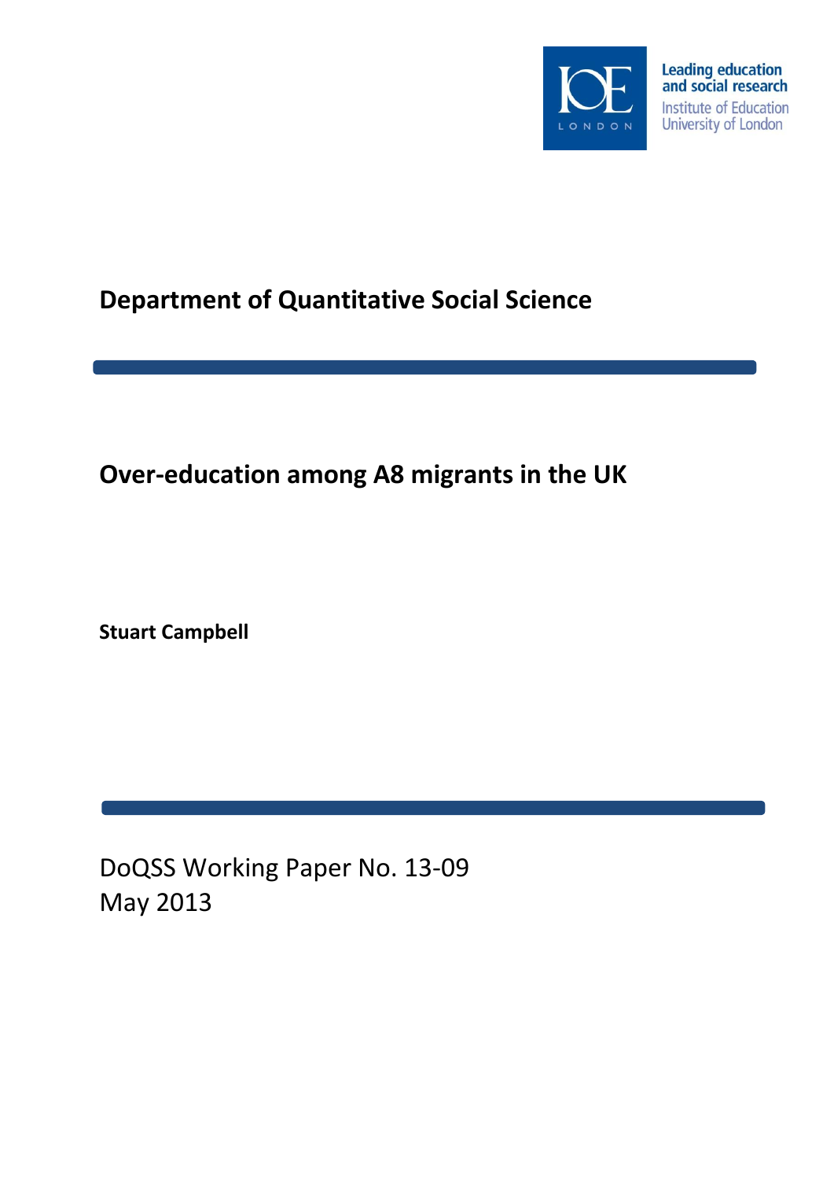Leading education and social research
Institute of Education
University of London

## Department of Quantitative Social Science

# Over-education among A8 migrants in the UK

**Stuart Campbell**

DoQSS Working Paper No. 13-09
May 2013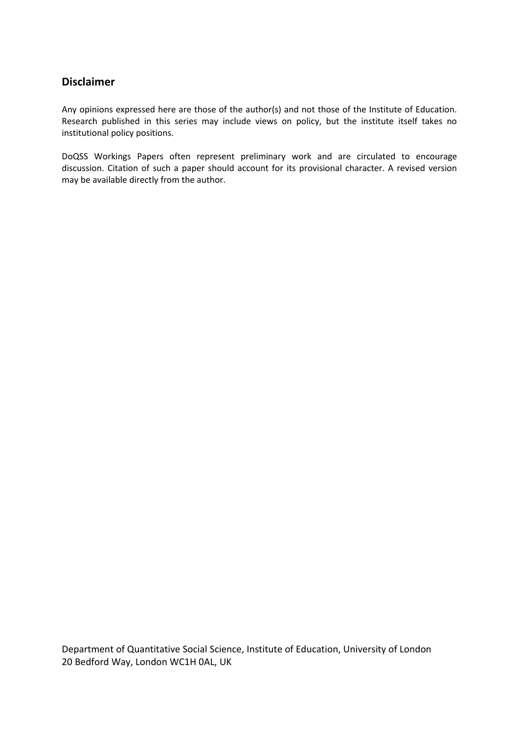## Disclaimer

Any opinions expressed here are those of the author(s) and not those of the Institute of Education. Research published in this series may include views on policy, but the institute itself takes no institutional policy positions.

DoQSS Workings Papers often represent preliminary work and are circulated to encourage discussion. Citation of such a paper should account for its provisional character. A revised version may be available directly from the author.

Department of Quantitative Social Science, Institute of Education, University of London
20 Bedford Way, London WC1H 0AL, UK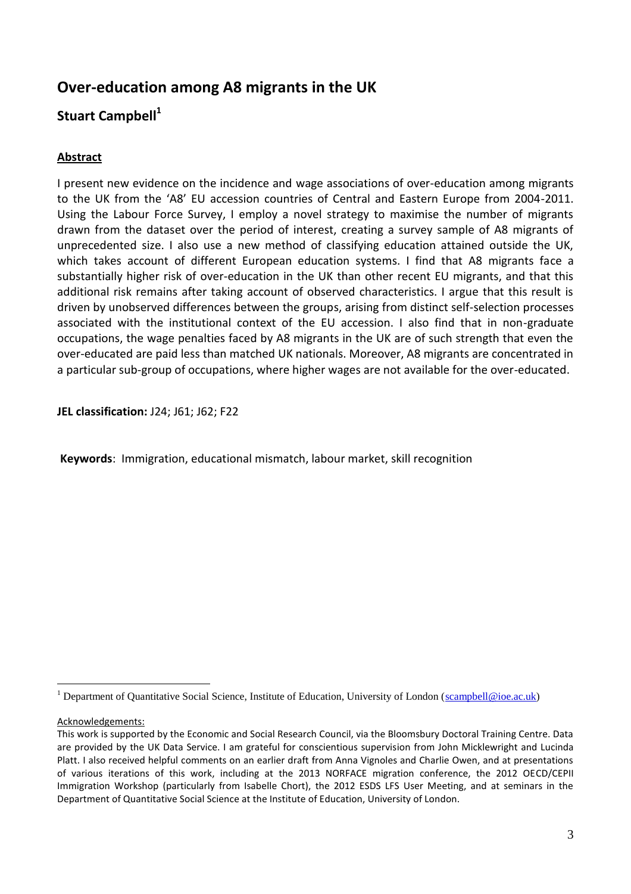# Over-education among A8 migrants in the UK

## Stuart Campbell[1]

### Abstract

I present new evidence on the incidence and wage associations of over-education among migrants to the UK from the 'A8' EU accession countries of Central and Eastern Europe from 2004-2011. Using the Labour Force Survey, I employ a novel strategy to maximise the number of migrants drawn from the dataset over the period of interest, creating a survey sample of A8 migrants of unprecedented size. I also use a new method of classifying education attained outside the UK, which takes account of different European education systems. I find that A8 migrants face a substantially higher risk of over-education in the UK than other recent EU migrants, and that this additional risk remains after taking account of observed characteristics. I argue that this result is driven by unobserved differences between the groups, arising from distinct self-selection processes associated with the institutional context of the EU accession. I also find that in non-graduate occupations, the wage penalties faced by A8 migrants in the UK are of such strength that even the over-educated are paid less than matched UK nationals. Moreover, A8 migrants are concentrated in a particular sub-group of occupations, where higher wages are not available for the over-educated.

**JEL classification:** J24; J61; J62; F22

**Keywords**: Immigration, educational mismatch, labour market, skill recognition

---

[1] Department of Quantitative Social Science, Institute of Education, University of London (scampbell@ioe.ac.uk)

Acknowledgements:

This work is supported by the Economic and Social Research Council, via the Bloomsbury Doctoral Training Centre. Data are provided by the UK Data Service. I am grateful for conscientious supervision from John Micklewright and Lucinda Platt. I also received helpful comments on an earlier draft from Anna Vignoles and Charlie Owen, and at presentations of various iterations of this work, including at the 2013 NORFACE migration conference, the 2012 OECD/CEPII Immigration Workshop (particularly from Isabelle Chort), the 2012 ESDS LFS User Meeting, and at seminars in the Department of Quantitative Social Science at the Institute of Education, University of London.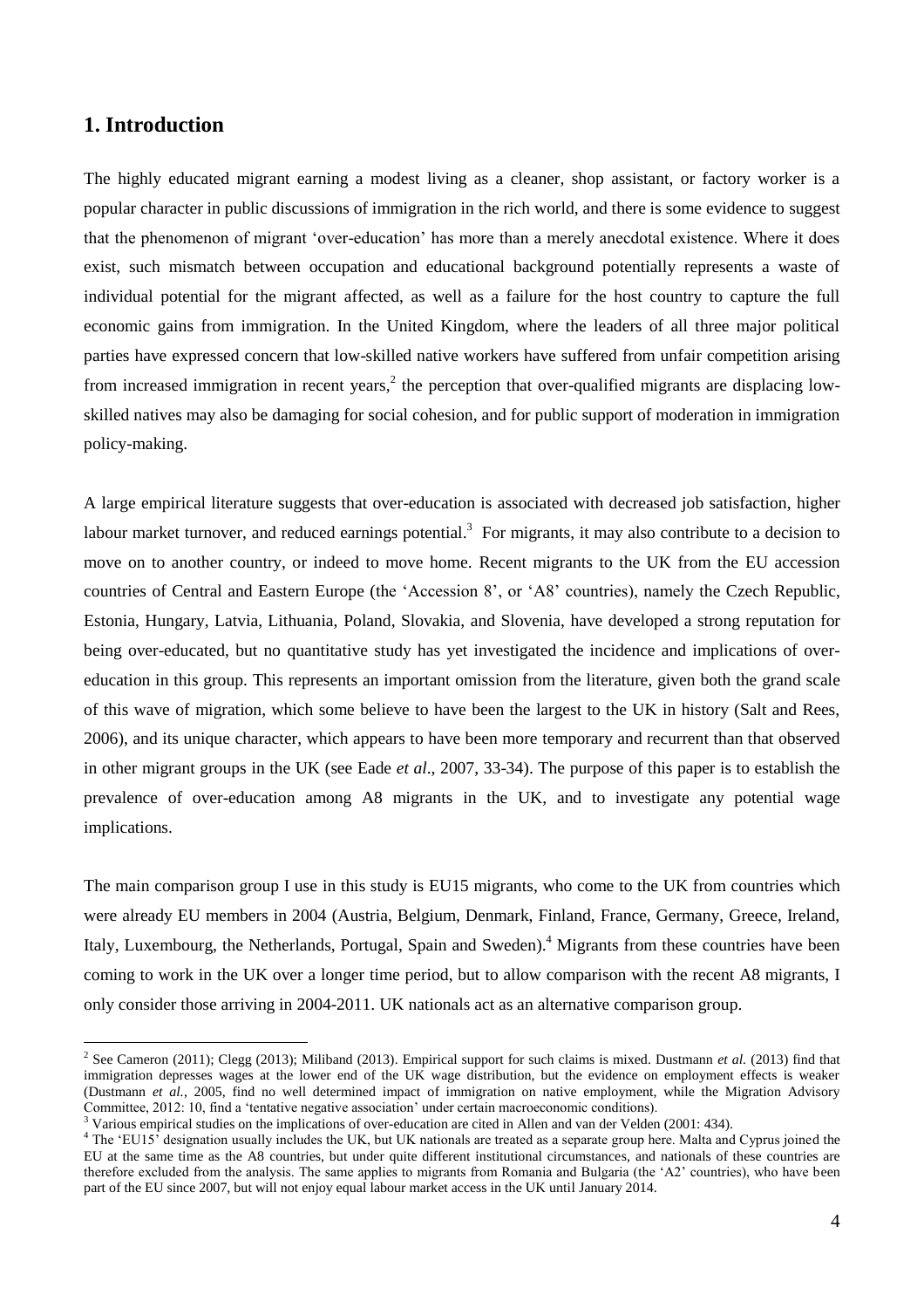## 1. Introduction

The highly educated migrant earning a modest living as a cleaner, shop assistant, or factory worker is a popular character in public discussions of immigration in the rich world, and there is some evidence to suggest that the phenomenon of migrant 'over-education' has more than a merely anecdotal existence. Where it does exist, such mismatch between occupation and educational background potentially represents a waste of individual potential for the migrant affected, as well as a failure for the host country to capture the full economic gains from immigration. In the United Kingdom, where the leaders of all three major political parties have expressed concern that low-skilled native workers have suffered from unfair competition arising from increased immigration in recent years,[2] the perception that over-qualified migrants are displacing low-skilled natives may also be damaging for social cohesion, and for public support of moderation in immigration policy-making.

A large empirical literature suggests that over-education is associated with decreased job satisfaction, higher labour market turnover, and reduced earnings potential.[3] For migrants, it may also contribute to a decision to move on to another country, or indeed to move home. Recent migrants to the UK from the EU accession countries of Central and Eastern Europe (the 'Accession 8', or 'A8' countries), namely the Czech Republic, Estonia, Hungary, Latvia, Lithuania, Poland, Slovakia, and Slovenia, have developed a strong reputation for being over-educated, but no quantitative study has yet investigated the incidence and implications of over-education in this group. This represents an important omission from the literature, given both the grand scale of this wave of migration, which some believe to have been the largest to the UK in history (Salt and Rees, 2006), and its unique character, which appears to have been more temporary and recurrent than that observed in other migrant groups in the UK (see Eade *et al*., 2007, 33-34). The purpose of this paper is to establish the prevalence of over-education among A8 migrants in the UK, and to investigate any potential wage implications.

The main comparison group I use in this study is EU15 migrants, who come to the UK from countries which were already EU members in 2004 (Austria, Belgium, Denmark, Finland, France, Germany, Greece, Ireland, Italy, Luxembourg, the Netherlands, Portugal, Spain and Sweden).[4] Migrants from these countries have been coming to work in the UK over a longer time period, but to allow comparison with the recent A8 migrants, I only consider those arriving in 2004-2011. UK nationals act as an alternative comparison group.

---

[2] See Cameron (2011); Clegg (2013); Miliband (2013). Empirical support for such claims is mixed. Dustmann *et al.* (2013) find that immigration depresses wages at the lower end of the UK wage distribution, but the evidence on employment effects is weaker (Dustmann *et al.*, 2005, find no well determined impact of immigration on native employment, while the Migration Advisory Committee, 2012: 10, find a 'tentative negative association' under certain macroeconomic conditions).

[3] Various empirical studies on the implications of over-education are cited in Allen and van der Velden (2001: 434).

[4] The 'EU15' designation usually includes the UK, but UK nationals are treated as a separate group here. Malta and Cyprus joined the EU at the same time as the A8 countries, but under quite different institutional circumstances, and nationals of these countries are therefore excluded from the analysis. The same applies to migrants from Romania and Bulgaria (the 'A2' countries), who have been part of the EU since 2007, but will not enjoy equal labour market access in the UK until January 2014.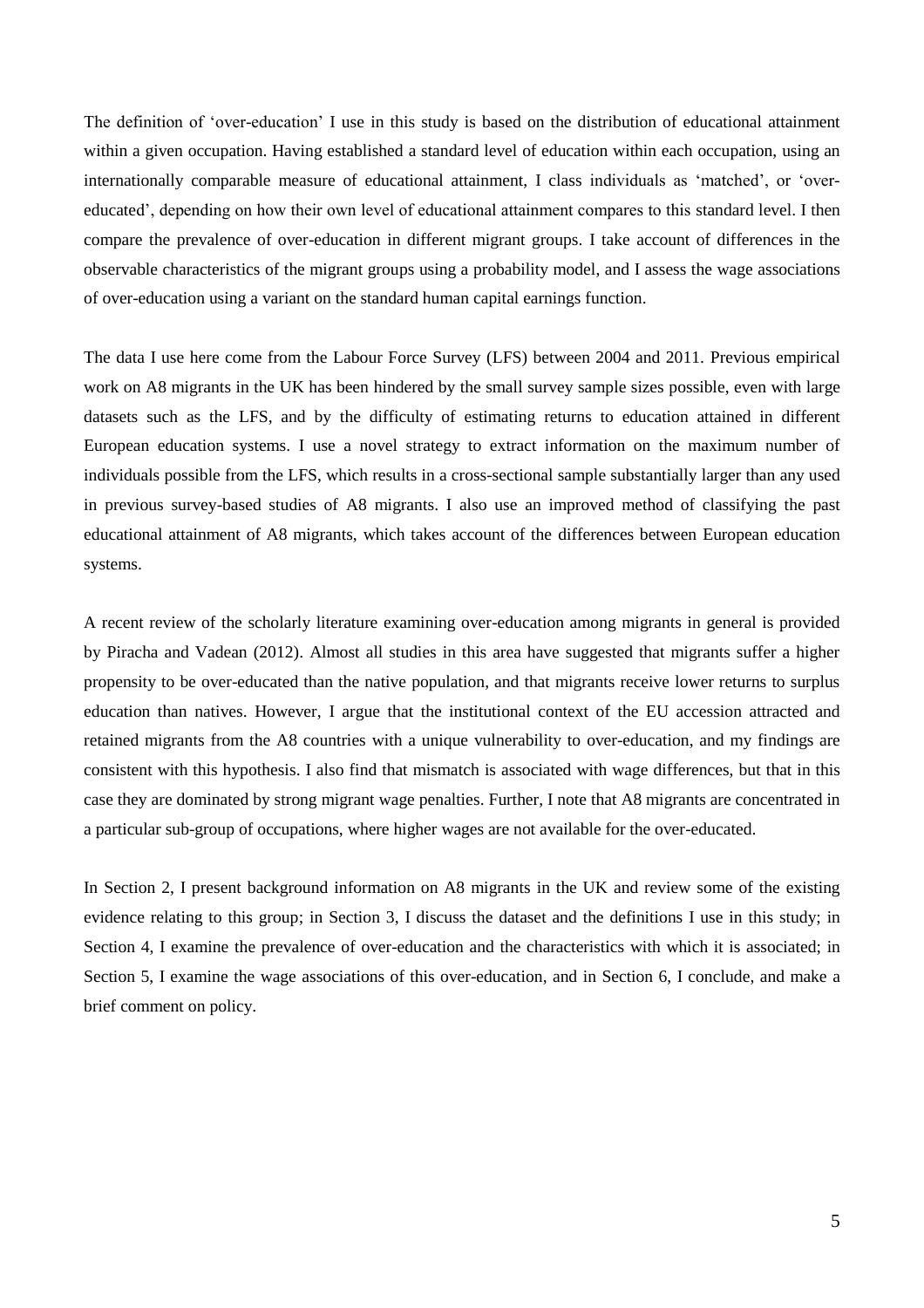The definition of 'over-education' I use in this study is based on the distribution of educational attainment within a given occupation. Having established a standard level of education within each occupation, using an internationally comparable measure of educational attainment, I class individuals as 'matched', or 'over-educated', depending on how their own level of educational attainment compares to this standard level. I then compare the prevalence of over-education in different migrant groups. I take account of differences in the observable characteristics of the migrant groups using a probability model, and I assess the wage associations of over-education using a variant on the standard human capital earnings function.

The data I use here come from the Labour Force Survey (LFS) between 2004 and 2011. Previous empirical work on A8 migrants in the UK has been hindered by the small survey sample sizes possible, even with large datasets such as the LFS, and by the difficulty of estimating returns to education attained in different European education systems. I use a novel strategy to extract information on the maximum number of individuals possible from the LFS, which results in a cross-sectional sample substantially larger than any used in previous survey-based studies of A8 migrants. I also use an improved method of classifying the past educational attainment of A8 migrants, which takes account of the differences between European education systems.

A recent review of the scholarly literature examining over-education among migrants in general is provided by Piracha and Vadean (2012). Almost all studies in this area have suggested that migrants suffer a higher propensity to be over-educated than the native population, and that migrants receive lower returns to surplus education than natives. However, I argue that the institutional context of the EU accession attracted and retained migrants from the A8 countries with a unique vulnerability to over-education, and my findings are consistent with this hypothesis. I also find that mismatch is associated with wage differences, but that in this case they are dominated by strong migrant wage penalties. Further, I note that A8 migrants are concentrated in a particular sub-group of occupations, where higher wages are not available for the over-educated.

In Section 2, I present background information on A8 migrants in the UK and review some of the existing evidence relating to this group; in Section 3, I discuss the dataset and the definitions I use in this study; in Section 4, I examine the prevalence of over-education and the characteristics with which it is associated; in Section 5, I examine the wage associations of this over-education, and in Section 6, I conclude, and make a brief comment on policy.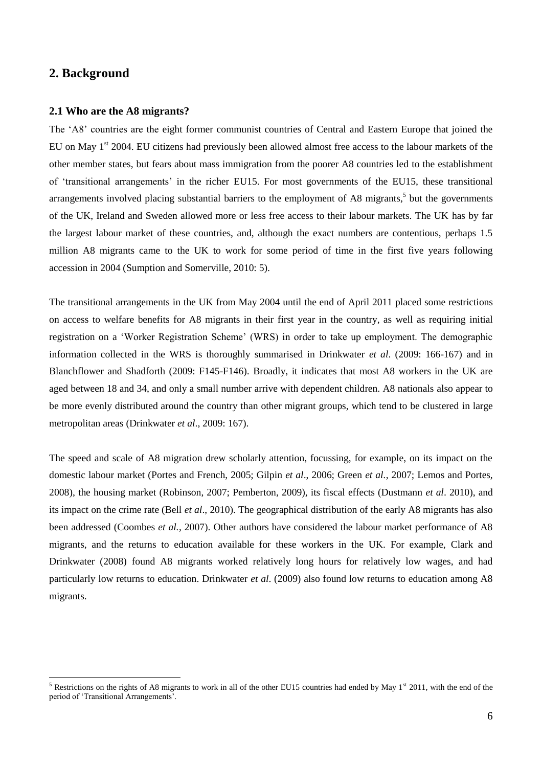## 2. Background

### 2.1 Who are the A8 migrants?

The 'A8' countries are the eight former communist countries of Central and Eastern Europe that joined the EU on May 1st 2004. EU citizens had previously been allowed almost free access to the labour markets of the other member states, but fears about mass immigration from the poorer A8 countries led to the establishment of 'transitional arrangements' in the richer EU15. For most governments of the EU15, these transitional arrangements involved placing substantial barriers to the employment of A8 migrants,[5] but the governments of the UK, Ireland and Sweden allowed more or less free access to their labour markets. The UK has by far the largest labour market of these countries, and, although the exact numbers are contentious, perhaps 1.5 million A8 migrants came to the UK to work for some period of time in the first five years following accession in 2004 (Sumption and Somerville, 2010: 5).

The transitional arrangements in the UK from May 2004 until the end of April 2011 placed some restrictions on access to welfare benefits for A8 migrants in their first year in the country, as well as requiring initial registration on a 'Worker Registration Scheme' (WRS) in order to take up employment. The demographic information collected in the WRS is thoroughly summarised in Drinkwater *et al*. (2009: 166-167) and in Blanchflower and Shadforth (2009: F145-F146). Broadly, it indicates that most A8 workers in the UK are aged between 18 and 34, and only a small number arrive with dependent children. A8 nationals also appear to be more evenly distributed around the country than other migrant groups, which tend to be clustered in large metropolitan areas (Drinkwater *et al*., 2009: 167).

The speed and scale of A8 migration drew scholarly attention, focussing, for example, on its impact on the domestic labour market (Portes and French, 2005; Gilpin *et al*., 2006; Green *et al.*, 2007; Lemos and Portes, 2008), the housing market (Robinson, 2007; Pemberton, 2009), its fiscal effects (Dustmann *et al*. 2010), and its impact on the crime rate (Bell *et al*., 2010). The geographical distribution of the early A8 migrants has also been addressed (Coombes *et al.*, 2007). Other authors have considered the labour market performance of A8 migrants, and the returns to education available for these workers in the UK. For example, Clark and Drinkwater (2008) found A8 migrants worked relatively long hours for relatively low wages, and had particularly low returns to education. Drinkwater *et al*. (2009) also found low returns to education among A8 migrants.

[5] Restrictions on the rights of A8 migrants to work in all of the other EU15 countries had ended by May 1st 2011, with the end of the period of 'Transitional Arrangements'.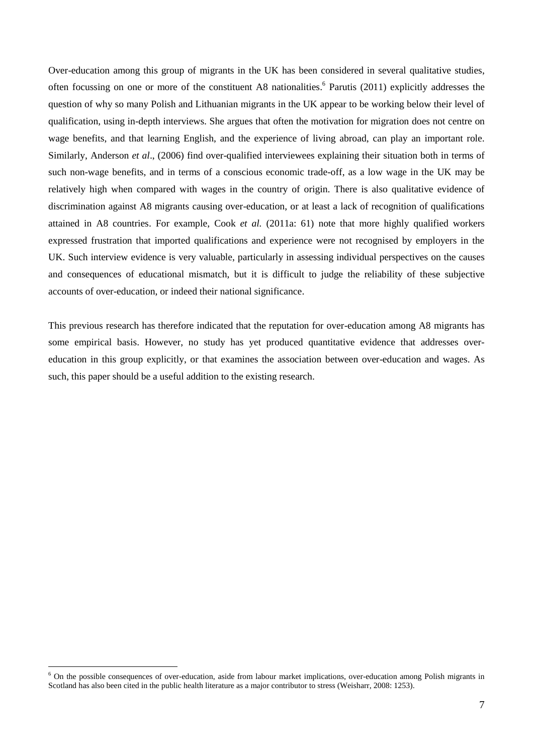Over-education among this group of migrants in the UK has been considered in several qualitative studies, often focussing on one or more of the constituent A8 nationalities.[6] Parutis (2011) explicitly addresses the question of why so many Polish and Lithuanian migrants in the UK appear to be working below their level of qualification, using in-depth interviews. She argues that often the motivation for migration does not centre on wage benefits, and that learning English, and the experience of living abroad, can play an important role. Similarly, Anderson *et al*., (2006) find over-qualified interviewees explaining their situation both in terms of such non-wage benefits, and in terms of a conscious economic trade-off, as a low wage in the UK may be relatively high when compared with wages in the country of origin. There is also qualitative evidence of discrimination against A8 migrants causing over-education, or at least a lack of recognition of qualifications attained in A8 countries. For example, Cook *et al.* (2011a: 61) note that more highly qualified workers expressed frustration that imported qualifications and experience were not recognised by employers in the UK. Such interview evidence is very valuable, particularly in assessing individual perspectives on the causes and consequences of educational mismatch, but it is difficult to judge the reliability of these subjective accounts of over-education, or indeed their national significance.

This previous research has therefore indicated that the reputation for over-education among A8 migrants has some empirical basis. However, no study has yet produced quantitative evidence that addresses over-education in this group explicitly, or that examines the association between over-education and wages. As such, this paper should be a useful addition to the existing research.

[6] On the possible consequences of over-education, aside from labour market implications, over-education among Polish migrants in Scotland has also been cited in the public health literature as a major contributor to stress (Weisharr, 2008: 1253).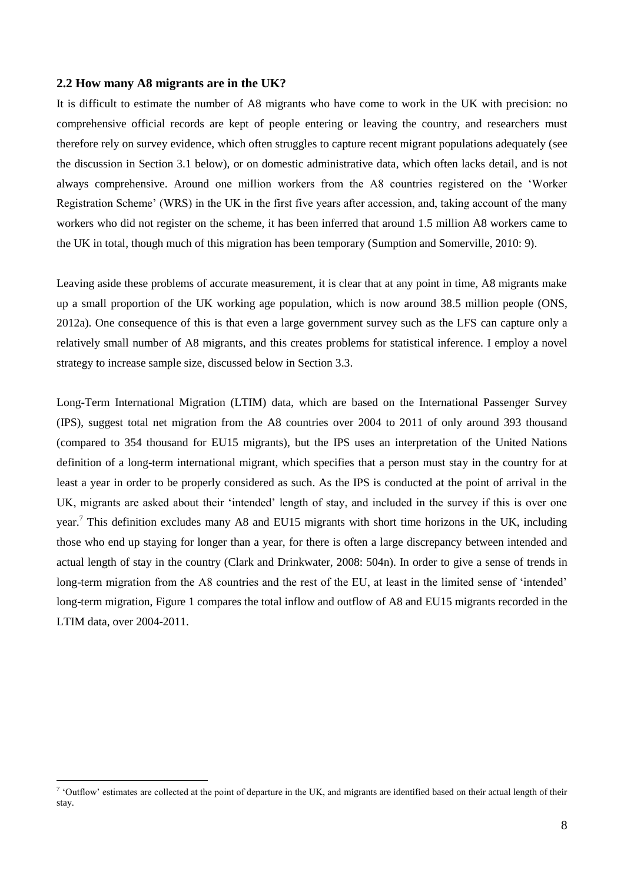## 2.2 How many A8 migrants are in the UK?

It is difficult to estimate the number of A8 migrants who have come to work in the UK with precision: no comprehensive official records are kept of people entering or leaving the country, and researchers must therefore rely on survey evidence, which often struggles to capture recent migrant populations adequately (see the discussion in Section 3.1 below), or on domestic administrative data, which often lacks detail, and is not always comprehensive. Around one million workers from the A8 countries registered on the 'Worker Registration Scheme' (WRS) in the UK in the first five years after accession, and, taking account of the many workers who did not register on the scheme, it has been inferred that around 1.5 million A8 workers came to the UK in total, though much of this migration has been temporary (Sumption and Somerville, 2010: 9).

Leaving aside these problems of accurate measurement, it is clear that at any point in time, A8 migrants make up a small proportion of the UK working age population, which is now around 38.5 million people (ONS, 2012a). One consequence of this is that even a large government survey such as the LFS can capture only a relatively small number of A8 migrants, and this creates problems for statistical inference. I employ a novel strategy to increase sample size, discussed below in Section 3.3.

Long-Term International Migration (LTIM) data, which are based on the International Passenger Survey (IPS), suggest total net migration from the A8 countries over 2004 to 2011 of only around 393 thousand (compared to 354 thousand for EU15 migrants), but the IPS uses an interpretation of the United Nations definition of a long-term international migrant, which specifies that a person must stay in the country for at least a year in order to be properly considered as such. As the IPS is conducted at the point of arrival in the UK, migrants are asked about their 'intended' length of stay, and included in the survey if this is over one year.[7] This definition excludes many A8 and EU15 migrants with short time horizons in the UK, including those who end up staying for longer than a year, for there is often a large discrepancy between intended and actual length of stay in the country (Clark and Drinkwater, 2008: 504n). In order to give a sense of trends in long-term migration from the A8 countries and the rest of the EU, at least in the limited sense of 'intended' long-term migration, Figure 1 compares the total inflow and outflow of A8 and EU15 migrants recorded in the LTIM data, over 2004-2011.

[7] 'Outflow' estimates are collected at the point of departure in the UK, and migrants are identified based on their actual length of their stay.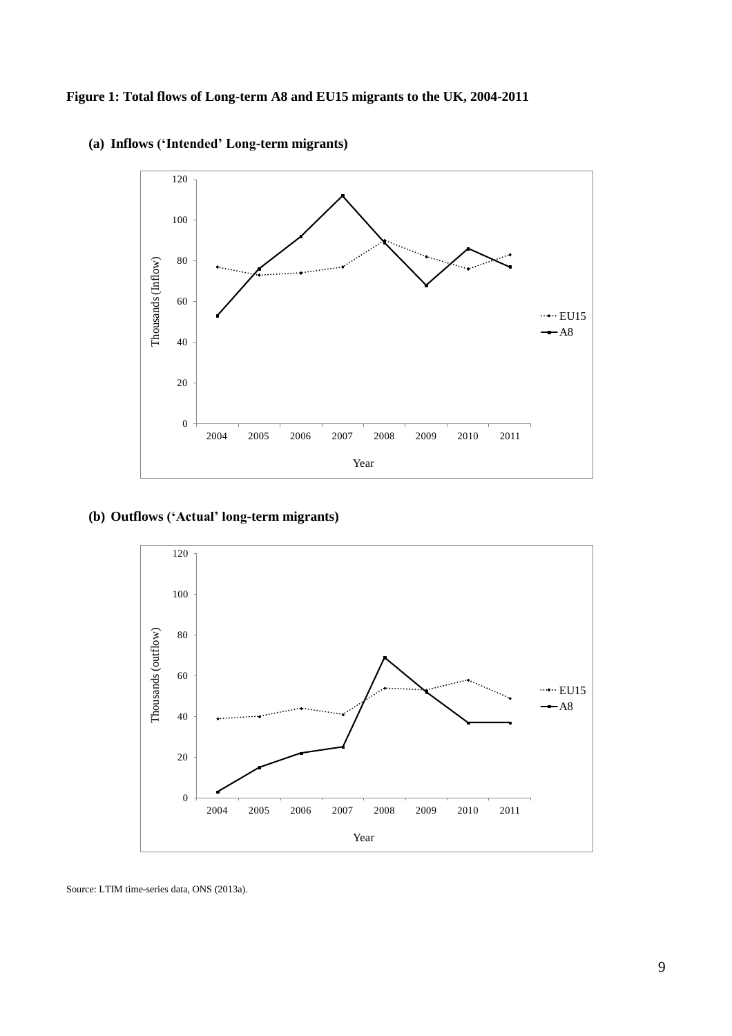**Figure 1: Total flows of Long-term A8 and EU15 migrants to the UK, 2004-2011**

**(a) Inflows ('Intended' Long-term migrants)**

**(b) Outflows ('Actual' long-term migrants)**

Source: LTIM time-series data, ONS (2013a).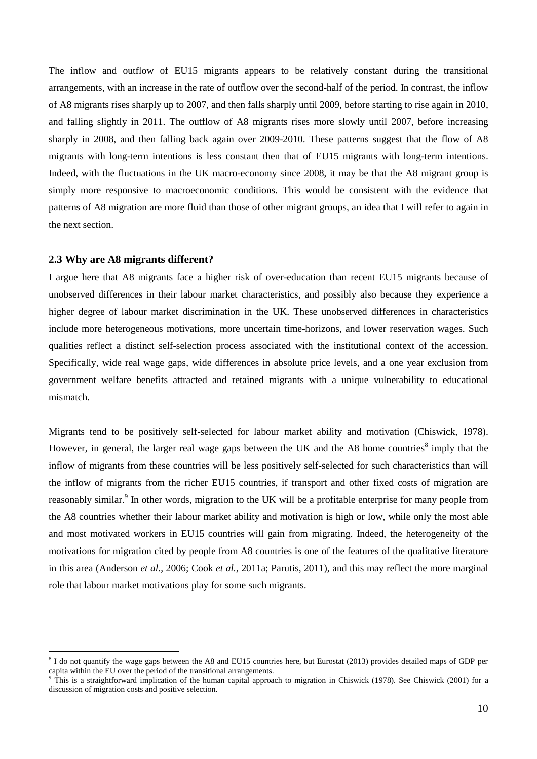The inflow and outflow of EU15 migrants appears to be relatively constant during the transitional arrangements, with an increase in the rate of outflow over the second-half of the period. In contrast, the inflow of A8 migrants rises sharply up to 2007, and then falls sharply until 2009, before starting to rise again in 2010, and falling slightly in 2011. The outflow of A8 migrants rises more slowly until 2007, before increasing sharply in 2008, and then falling back again over 2009-2010. These patterns suggest that the flow of A8 migrants with long-term intentions is less constant then that of EU15 migrants with long-term intentions. Indeed, with the fluctuations in the UK macro-economy since 2008, it may be that the A8 migrant group is simply more responsive to macroeconomic conditions. This would be consistent with the evidence that patterns of A8 migration are more fluid than those of other migrant groups, an idea that I will refer to again in the next section.

### 2.3 Why are A8 migrants different?

I argue here that A8 migrants face a higher risk of over-education than recent EU15 migrants because of unobserved differences in their labour market characteristics, and possibly also because they experience a higher degree of labour market discrimination in the UK. These unobserved differences in characteristics include more heterogeneous motivations, more uncertain time-horizons, and lower reservation wages. Such qualities reflect a distinct self-selection process associated with the institutional context of the accession. Specifically, wide real wage gaps, wide differences in absolute price levels, and a one year exclusion from government welfare benefits attracted and retained migrants with a unique vulnerability to educational mismatch.

Migrants tend to be positively self-selected for labour market ability and motivation (Chiswick, 1978). However, in general, the larger real wage gaps between the UK and the A8 home countries[8] imply that the inflow of migrants from these countries will be less positively self-selected for such characteristics than will the inflow of migrants from the richer EU15 countries, if transport and other fixed costs of migration are reasonably similar.[9] In other words, migration to the UK will be a profitable enterprise for many people from the A8 countries whether their labour market ability and motivation is high or low, while only the most able and most motivated workers in EU15 countries will gain from migrating. Indeed, the heterogeneity of the motivations for migration cited by people from A8 countries is one of the features of the qualitative literature in this area (Anderson *et al.*, 2006; Cook *et al.*, 2011a; Parutis, 2011), and this may reflect the more marginal role that labour market motivations play for some such migrants.

[8] I do not quantify the wage gaps between the A8 and EU15 countries here, but Eurostat (2013) provides detailed maps of GDP per capita within the EU over the period of the transitional arrangements.

[9] This is a straightforward implication of the human capital approach to migration in Chiswick (1978). See Chiswick (2001) for a discussion of migration costs and positive selection.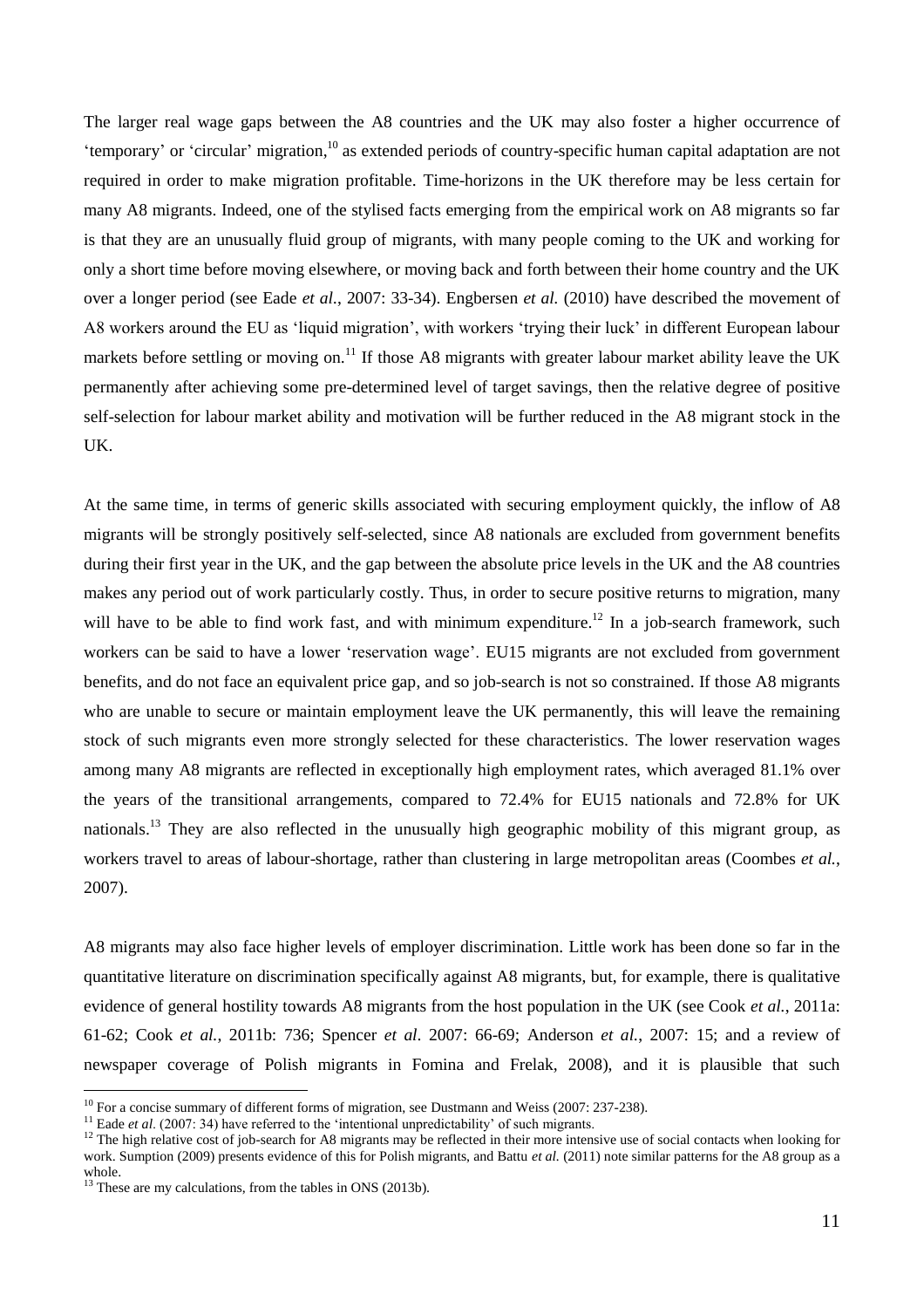The larger real wage gaps between the A8 countries and the UK may also foster a higher occurrence of 'temporary' or 'circular' migration,[10] as extended periods of country-specific human capital adaptation are not required in order to make migration profitable. Time-horizons in the UK therefore may be less certain for many A8 migrants. Indeed, one of the stylised facts emerging from the empirical work on A8 migrants so far is that they are an unusually fluid group of migrants, with many people coming to the UK and working for only a short time before moving elsewhere, or moving back and forth between their home country and the UK over a longer period (see Eade *et al*., 2007: 33-34). Engbersen *et al.* (2010) have described the movement of A8 workers around the EU as 'liquid migration', with workers 'trying their luck' in different European labour markets before settling or moving on.[11] If those A8 migrants with greater labour market ability leave the UK permanently after achieving some pre-determined level of target savings, then the relative degree of positive self-selection for labour market ability and motivation will be further reduced in the A8 migrant stock in the UK.

At the same time, in terms of generic skills associated with securing employment quickly, the inflow of A8 migrants will be strongly positively self-selected, since A8 nationals are excluded from government benefits during their first year in the UK, and the gap between the absolute price levels in the UK and the A8 countries makes any period out of work particularly costly. Thus, in order to secure positive returns to migration, many will have to be able to find work fast, and with minimum expenditure.[12] In a job-search framework, such workers can be said to have a lower 'reservation wage'. EU15 migrants are not excluded from government benefits, and do not face an equivalent price gap, and so job-search is not so constrained. If those A8 migrants who are unable to secure or maintain employment leave the UK permanently, this will leave the remaining stock of such migrants even more strongly selected for these characteristics. The lower reservation wages among many A8 migrants are reflected in exceptionally high employment rates, which averaged 81.1% over the years of the transitional arrangements, compared to 72.4% for EU15 nationals and 72.8% for UK nationals.[13] They are also reflected in the unusually high geographic mobility of this migrant group, as workers travel to areas of labour-shortage, rather than clustering in large metropolitan areas (Coombes *et al.*, 2007).

A8 migrants may also face higher levels of employer discrimination. Little work has been done so far in the quantitative literature on discrimination specifically against A8 migrants, but, for example, there is qualitative evidence of general hostility towards A8 migrants from the host population in the UK (see Cook *et al.*, 2011a: 61-62; Cook *et al.*, 2011b: 736; Spencer *et al*. 2007: 66-69; Anderson *et al.*, 2007: 15; and a review of newspaper coverage of Polish migrants in Fomina and Frelak, 2008), and it is plausible that such

---

[10] For a concise summary of different forms of migration, see Dustmann and Weiss (2007: 237-238).

[11] Eade *et al*. (2007: 34) have referred to the 'intentional unpredictability' of such migrants.

[12] The high relative cost of job-search for A8 migrants may be reflected in their more intensive use of social contacts when looking for work. Sumption (2009) presents evidence of this for Polish migrants, and Battu *et al.* (2011) note similar patterns for the A8 group as a whole.

[13] These are my calculations, from the tables in ONS (2013b).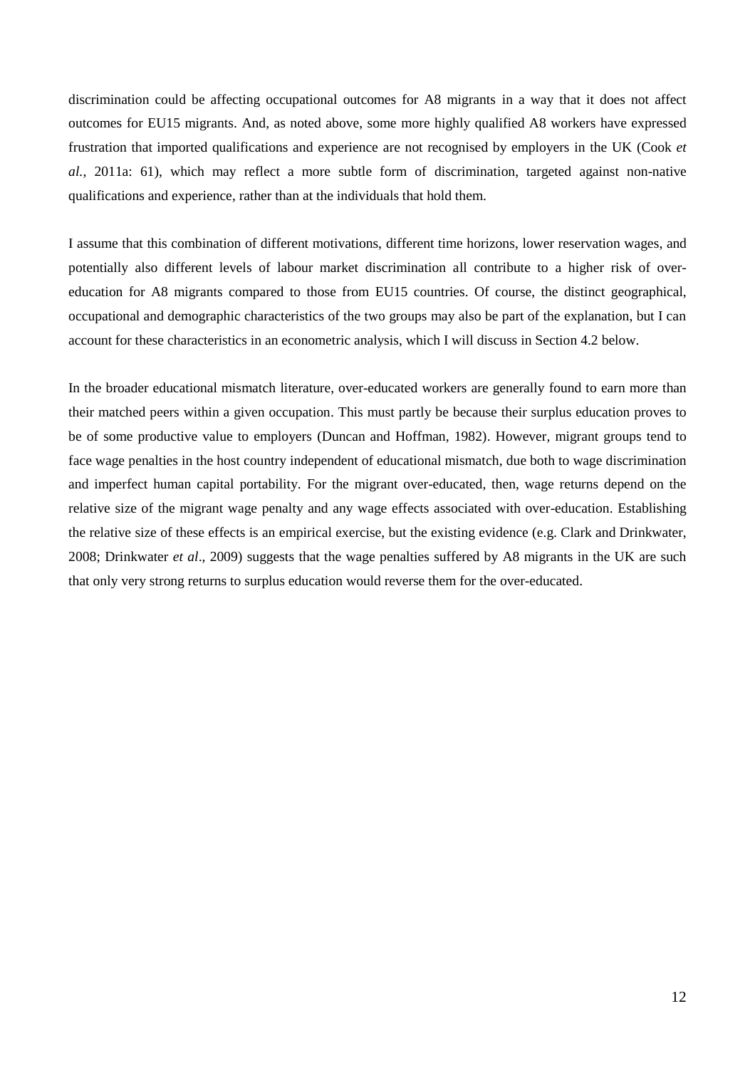discrimination could be affecting occupational outcomes for A8 migrants in a way that it does not affect outcomes for EU15 migrants. And, as noted above, some more highly qualified A8 workers have expressed frustration that imported qualifications and experience are not recognised by employers in the UK (Cook *et al.*, 2011a: 61), which may reflect a more subtle form of discrimination, targeted against non-native qualifications and experience, rather than at the individuals that hold them.

I assume that this combination of different motivations, different time horizons, lower reservation wages, and potentially also different levels of labour market discrimination all contribute to a higher risk of over-education for A8 migrants compared to those from EU15 countries. Of course, the distinct geographical, occupational and demographic characteristics of the two groups may also be part of the explanation, but I can account for these characteristics in an econometric analysis, which I will discuss in Section 4.2 below.

In the broader educational mismatch literature, over-educated workers are generally found to earn more than their matched peers within a given occupation. This must partly be because their surplus education proves to be of some productive value to employers (Duncan and Hoffman, 1982). However, migrant groups tend to face wage penalties in the host country independent of educational mismatch, due both to wage discrimination and imperfect human capital portability. For the migrant over-educated, then, wage returns depend on the relative size of the migrant wage penalty and any wage effects associated with over-education. Establishing the relative size of these effects is an empirical exercise, but the existing evidence (e.g. Clark and Drinkwater, 2008; Drinkwater *et al*., 2009) suggests that the wage penalties suffered by A8 migrants in the UK are such that only very strong returns to surplus education would reverse them for the over-educated.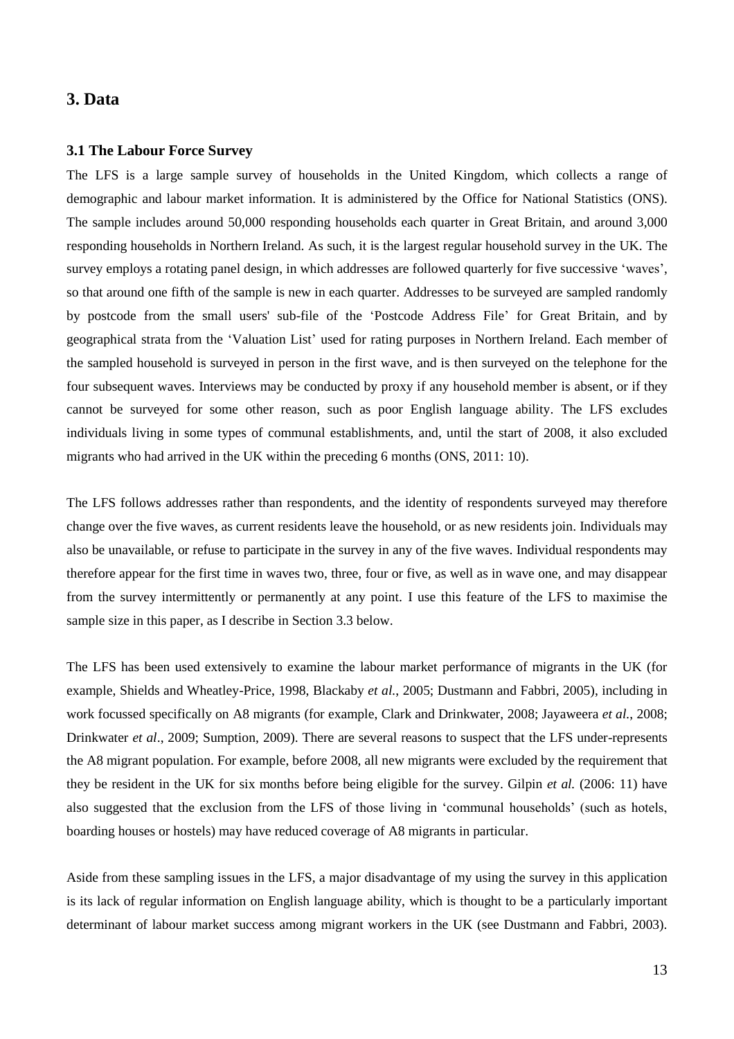## 3. Data

### 3.1 The Labour Force Survey

The LFS is a large sample survey of households in the United Kingdom, which collects a range of demographic and labour market information. It is administered by the Office for National Statistics (ONS). The sample includes around 50,000 responding households each quarter in Great Britain, and around 3,000 responding households in Northern Ireland. As such, it is the largest regular household survey in the UK. The survey employs a rotating panel design, in which addresses are followed quarterly for five successive 'waves', so that around one fifth of the sample is new in each quarter. Addresses to be surveyed are sampled randomly by postcode from the small users' sub-file of the 'Postcode Address File' for Great Britain, and by geographical strata from the 'Valuation List' used for rating purposes in Northern Ireland. Each member of the sampled household is surveyed in person in the first wave, and is then surveyed on the telephone for the four subsequent waves. Interviews may be conducted by proxy if any household member is absent, or if they cannot be surveyed for some other reason, such as poor English language ability. The LFS excludes individuals living in some types of communal establishments, and, until the start of 2008, it also excluded migrants who had arrived in the UK within the preceding 6 months (ONS, 2011: 10).

The LFS follows addresses rather than respondents, and the identity of respondents surveyed may therefore change over the five waves, as current residents leave the household, or as new residents join. Individuals may also be unavailable, or refuse to participate in the survey in any of the five waves. Individual respondents may therefore appear for the first time in waves two, three, four or five, as well as in wave one, and may disappear from the survey intermittently or permanently at any point. I use this feature of the LFS to maximise the sample size in this paper, as I describe in Section 3.3 below.

The LFS has been used extensively to examine the labour market performance of migrants in the UK (for example, Shields and Wheatley-Price, 1998, Blackaby *et al.*, 2005; Dustmann and Fabbri, 2005), including in work focussed specifically on A8 migrants (for example, Clark and Drinkwater, 2008; Jayaweera *et al.*, 2008; Drinkwater *et al*., 2009; Sumption, 2009). There are several reasons to suspect that the LFS under-represents the A8 migrant population. For example, before 2008, all new migrants were excluded by the requirement that they be resident in the UK for six months before being eligible for the survey. Gilpin *et al.* (2006: 11) have also suggested that the exclusion from the LFS of those living in 'communal households' (such as hotels, boarding houses or hostels) may have reduced coverage of A8 migrants in particular.

Aside from these sampling issues in the LFS, a major disadvantage of my using the survey in this application is its lack of regular information on English language ability, which is thought to be a particularly important determinant of labour market success among migrant workers in the UK (see Dustmann and Fabbri, 2003).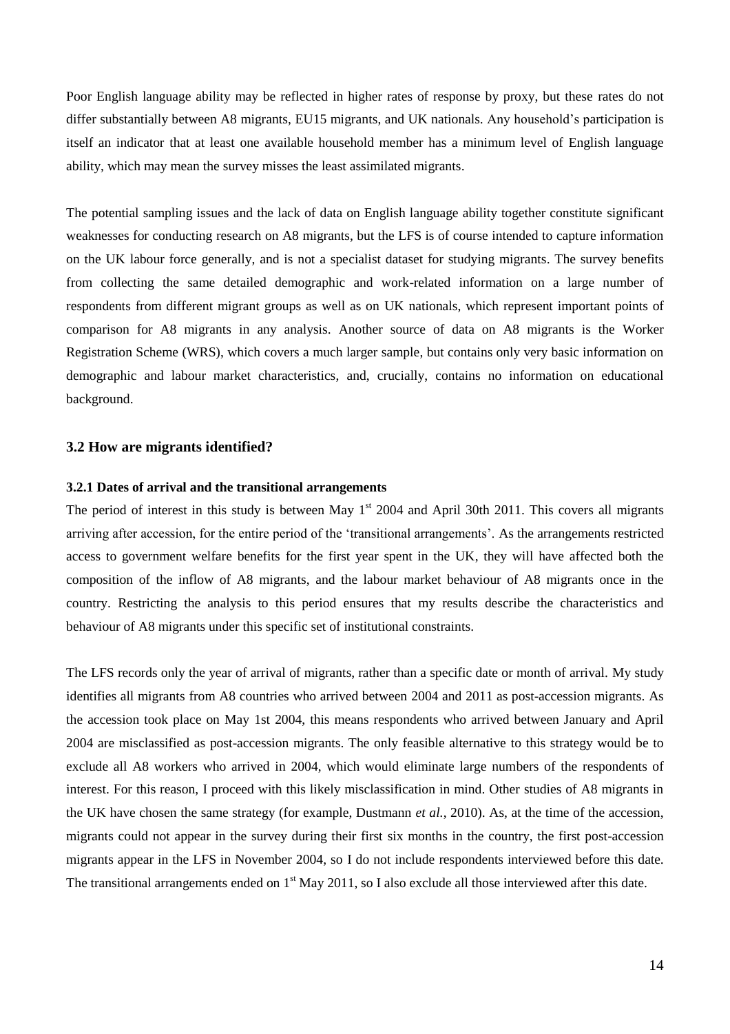Poor English language ability may be reflected in higher rates of response by proxy, but these rates do not differ substantially between A8 migrants, EU15 migrants, and UK nationals. Any household's participation is itself an indicator that at least one available household member has a minimum level of English language ability, which may mean the survey misses the least assimilated migrants.

The potential sampling issues and the lack of data on English language ability together constitute significant weaknesses for conducting research on A8 migrants, but the LFS is of course intended to capture information on the UK labour force generally, and is not a specialist dataset for studying migrants. The survey benefits from collecting the same detailed demographic and work-related information on a large number of respondents from different migrant groups as well as on UK nationals, which represent important points of comparison for A8 migrants in any analysis. Another source of data on A8 migrants is the Worker Registration Scheme (WRS), which covers a much larger sample, but contains only very basic information on demographic and labour market characteristics, and, crucially, contains no information on educational background.

## 3.2 How are migrants identified?

### 3.2.1 Dates of arrival and the transitional arrangements

The period of interest in this study is between May 1st 2004 and April 30th 2011. This covers all migrants arriving after accession, for the entire period of the 'transitional arrangements'. As the arrangements restricted access to government welfare benefits for the first year spent in the UK, they will have affected both the composition of the inflow of A8 migrants, and the labour market behaviour of A8 migrants once in the country. Restricting the analysis to this period ensures that my results describe the characteristics and behaviour of A8 migrants under this specific set of institutional constraints.

The LFS records only the year of arrival of migrants, rather than a specific date or month of arrival. My study identifies all migrants from A8 countries who arrived between 2004 and 2011 as post-accession migrants. As the accession took place on May 1st 2004, this means respondents who arrived between January and April 2004 are misclassified as post-accession migrants. The only feasible alternative to this strategy would be to exclude all A8 workers who arrived in 2004, which would eliminate large numbers of the respondents of interest. For this reason, I proceed with this likely misclassification in mind. Other studies of A8 migrants in the UK have chosen the same strategy (for example, Dustmann *et al.*, 2010). As, at the time of the accession, migrants could not appear in the survey during their first six months in the country, the first post-accession migrants appear in the LFS in November 2004, so I do not include respondents interviewed before this date. The transitional arrangements ended on 1st May 2011, so I also exclude all those interviewed after this date.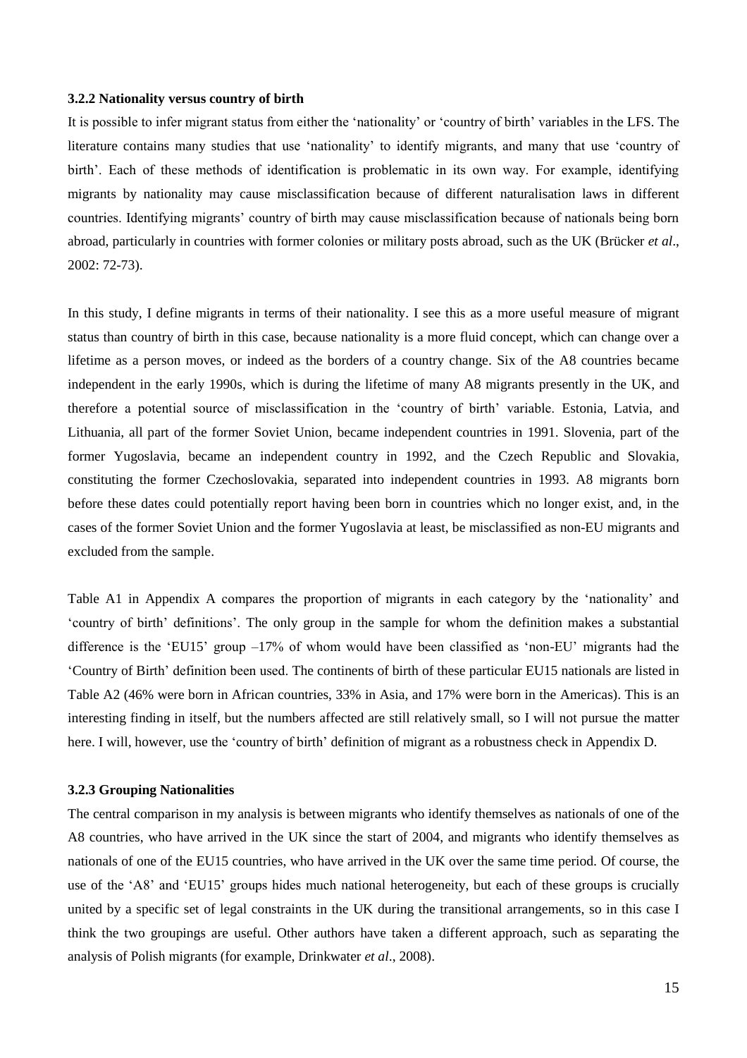### 3.2.2 Nationality versus country of birth

It is possible to infer migrant status from either the 'nationality' or 'country of birth' variables in the LFS. The literature contains many studies that use 'nationality' to identify migrants, and many that use 'country of birth'. Each of these methods of identification is problematic in its own way. For example, identifying migrants by nationality may cause misclassification because of different naturalisation laws in different countries. Identifying migrants' country of birth may cause misclassification because of nationals being born abroad, particularly in countries with former colonies or military posts abroad, such as the UK (Brücker *et al*., 2002: 72-73).

In this study, I define migrants in terms of their nationality. I see this as a more useful measure of migrant status than country of birth in this case, because nationality is a more fluid concept, which can change over a lifetime as a person moves, or indeed as the borders of a country change. Six of the A8 countries became independent in the early 1990s, which is during the lifetime of many A8 migrants presently in the UK, and therefore a potential source of misclassification in the 'country of birth' variable. Estonia, Latvia, and Lithuania, all part of the former Soviet Union, became independent countries in 1991. Slovenia, part of the former Yugoslavia, became an independent country in 1992, and the Czech Republic and Slovakia, constituting the former Czechoslovakia, separated into independent countries in 1993. A8 migrants born before these dates could potentially report having been born in countries which no longer exist, and, in the cases of the former Soviet Union and the former Yugoslavia at least, be misclassified as non-EU migrants and excluded from the sample.

Table A1 in Appendix A compares the proportion of migrants in each category by the 'nationality' and 'country of birth' definitions'. The only group in the sample for whom the definition makes a substantial difference is the 'EU15' group –17% of whom would have been classified as 'non-EU' migrants had the 'Country of Birth' definition been used. The continents of birth of these particular EU15 nationals are listed in Table A2 (46% were born in African countries, 33% in Asia, and 17% were born in the Americas). This is an interesting finding in itself, but the numbers affected are still relatively small, so I will not pursue the matter here. I will, however, use the 'country of birth' definition of migrant as a robustness check in Appendix D.

### 3.2.3 Grouping Nationalities

The central comparison in my analysis is between migrants who identify themselves as nationals of one of the A8 countries, who have arrived in the UK since the start of 2004, and migrants who identify themselves as nationals of one of the EU15 countries, who have arrived in the UK over the same time period. Of course, the use of the 'A8' and 'EU15' groups hides much national heterogeneity, but each of these groups is crucially united by a specific set of legal constraints in the UK during the transitional arrangements, so in this case I think the two groupings are useful. Other authors have taken a different approach, such as separating the analysis of Polish migrants (for example, Drinkwater *et al*., 2008).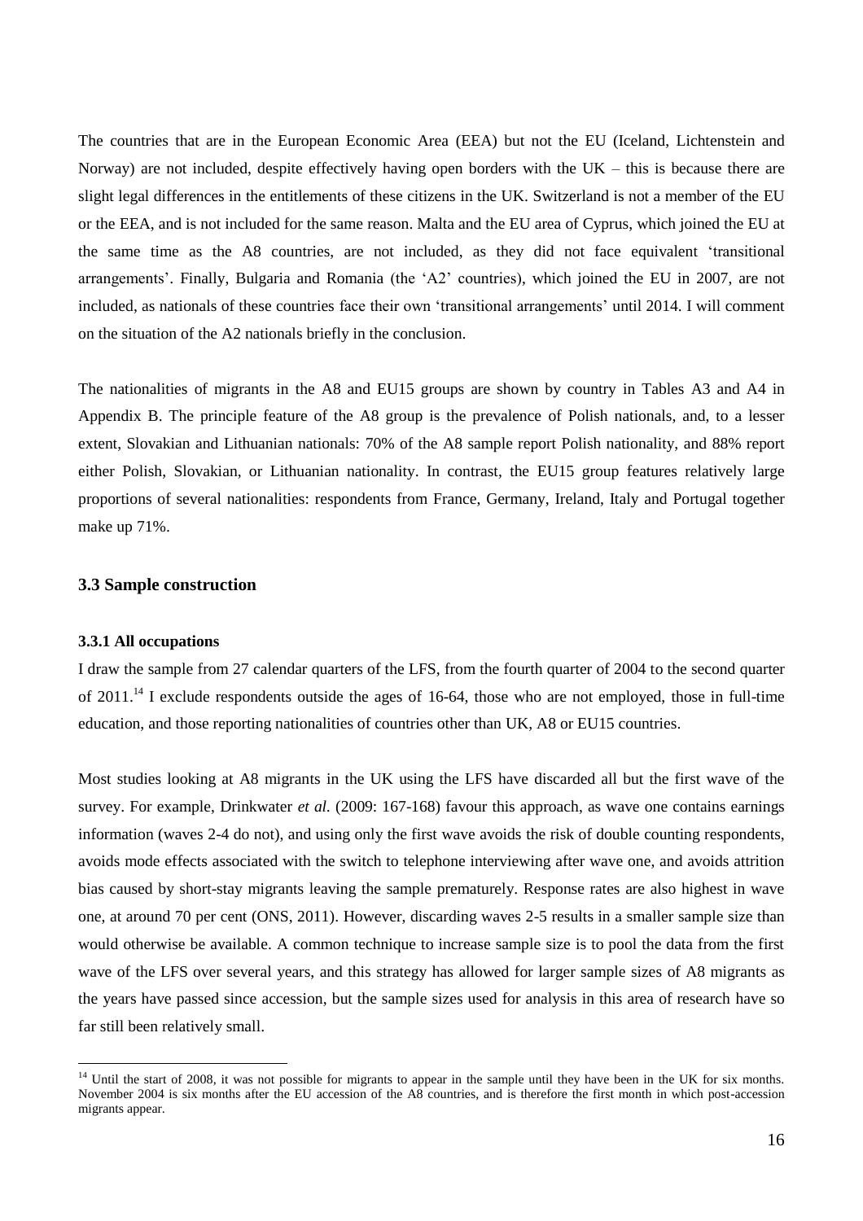The countries that are in the European Economic Area (EEA) but not the EU (Iceland, Lichtenstein and Norway) are not included, despite effectively having open borders with the UK – this is because there are slight legal differences in the entitlements of these citizens in the UK. Switzerland is not a member of the EU or the EEA, and is not included for the same reason. Malta and the EU area of Cyprus, which joined the EU at the same time as the A8 countries, are not included, as they did not face equivalent 'transitional arrangements'. Finally, Bulgaria and Romania (the 'A2' countries), which joined the EU in 2007, are not included, as nationals of these countries face their own 'transitional arrangements' until 2014. I will comment on the situation of the A2 nationals briefly in the conclusion.

The nationalities of migrants in the A8 and EU15 groups are shown by country in Tables A3 and A4 in Appendix B. The principle feature of the A8 group is the prevalence of Polish nationals, and, to a lesser extent, Slovakian and Lithuanian nationals: 70% of the A8 sample report Polish nationality, and 88% report either Polish, Slovakian, or Lithuanian nationality. In contrast, the EU15 group features relatively large proportions of several nationalities: respondents from France, Germany, Ireland, Italy and Portugal together make up 71%.

### 3.3 Sample construction

#### 3.3.1 All occupations

I draw the sample from 27 calendar quarters of the LFS, from the fourth quarter of 2004 to the second quarter of 2011.[14] I exclude respondents outside the ages of 16-64, those who are not employed, those in full-time education, and those reporting nationalities of countries other than UK, A8 or EU15 countries.

Most studies looking at A8 migrants in the UK using the LFS have discarded all but the first wave of the survey. For example, Drinkwater *et al.* (2009: 167-168) favour this approach, as wave one contains earnings information (waves 2-4 do not), and using only the first wave avoids the risk of double counting respondents, avoids mode effects associated with the switch to telephone interviewing after wave one, and avoids attrition bias caused by short-stay migrants leaving the sample prematurely. Response rates are also highest in wave one, at around 70 per cent (ONS, 2011). However, discarding waves 2-5 results in a smaller sample size than would otherwise be available. A common technique to increase sample size is to pool the data from the first wave of the LFS over several years, and this strategy has allowed for larger sample sizes of A8 migrants as the years have passed since accession, but the sample sizes used for analysis in this area of research have so far still been relatively small.

[14] Until the start of 2008, it was not possible for migrants to appear in the sample until they have been in the UK for six months. November 2004 is six months after the EU accession of the A8 countries, and is therefore the first month in which post-accession migrants appear.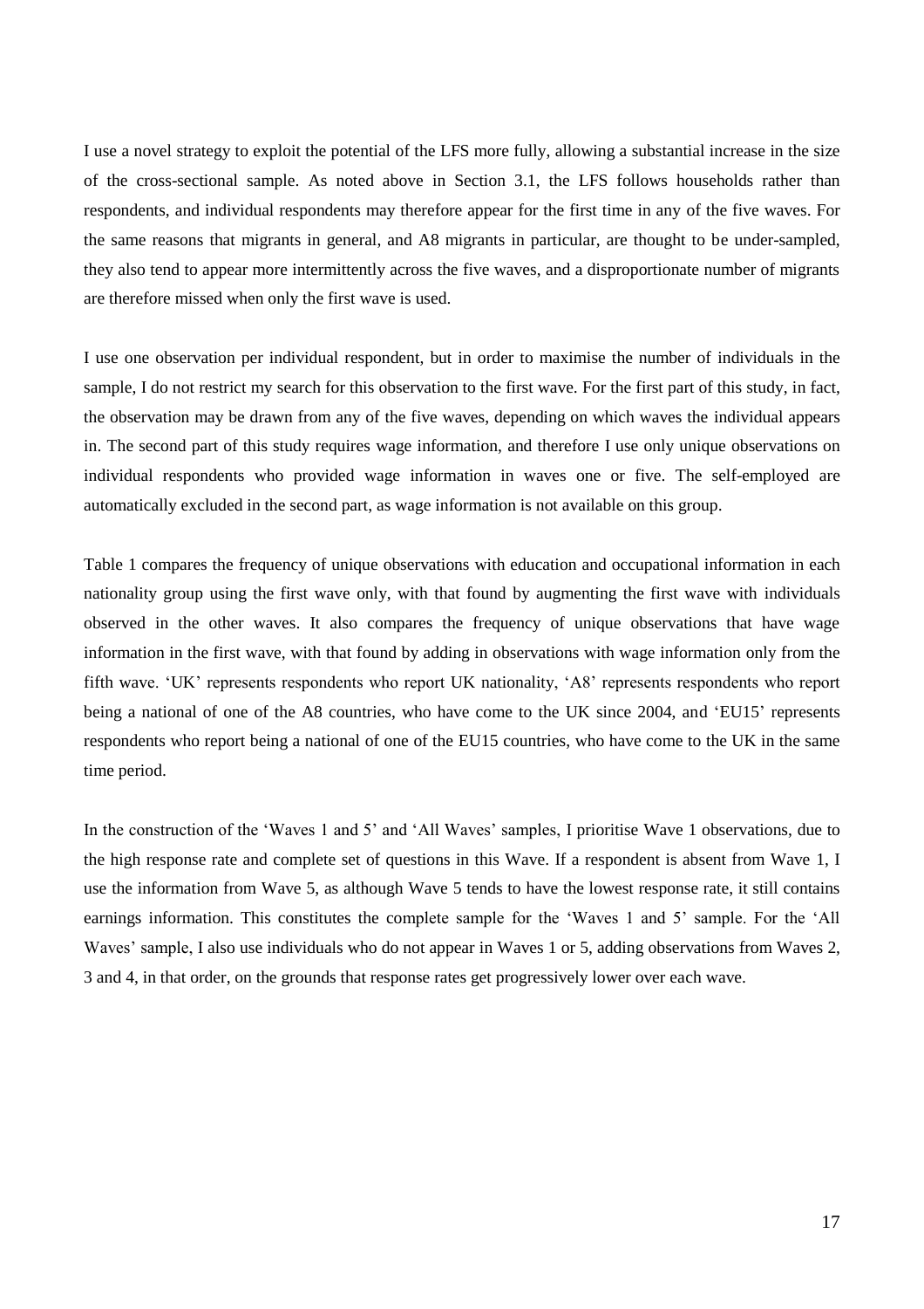I use a novel strategy to exploit the potential of the LFS more fully, allowing a substantial increase in the size of the cross-sectional sample. As noted above in Section 3.1, the LFS follows households rather than respondents, and individual respondents may therefore appear for the first time in any of the five waves. For the same reasons that migrants in general, and A8 migrants in particular, are thought to be under-sampled, they also tend to appear more intermittently across the five waves, and a disproportionate number of migrants are therefore missed when only the first wave is used.

I use one observation per individual respondent, but in order to maximise the number of individuals in the sample, I do not restrict my search for this observation to the first wave. For the first part of this study, in fact, the observation may be drawn from any of the five waves, depending on which waves the individual appears in. The second part of this study requires wage information, and therefore I use only unique observations on individual respondents who provided wage information in waves one or five. The self-employed are automatically excluded in the second part, as wage information is not available on this group.

Table 1 compares the frequency of unique observations with education and occupational information in each nationality group using the first wave only, with that found by augmenting the first wave with individuals observed in the other waves. It also compares the frequency of unique observations that have wage information in the first wave, with that found by adding in observations with wage information only from the fifth wave. 'UK' represents respondents who report UK nationality, 'A8' represents respondents who report being a national of one of the A8 countries, who have come to the UK since 2004, and 'EU15' represents respondents who report being a national of one of the EU15 countries, who have come to the UK in the same time period.

In the construction of the 'Waves 1 and 5' and 'All Waves' samples, I prioritise Wave 1 observations, due to the high response rate and complete set of questions in this Wave. If a respondent is absent from Wave 1, I use the information from Wave 5, as although Wave 5 tends to have the lowest response rate, it still contains earnings information. This constitutes the complete sample for the 'Waves 1 and 5' sample. For the 'All Waves' sample, I also use individuals who do not appear in Waves 1 or 5, adding observations from Waves 2, 3 and 4, in that order, on the grounds that response rates get progressively lower over each wave.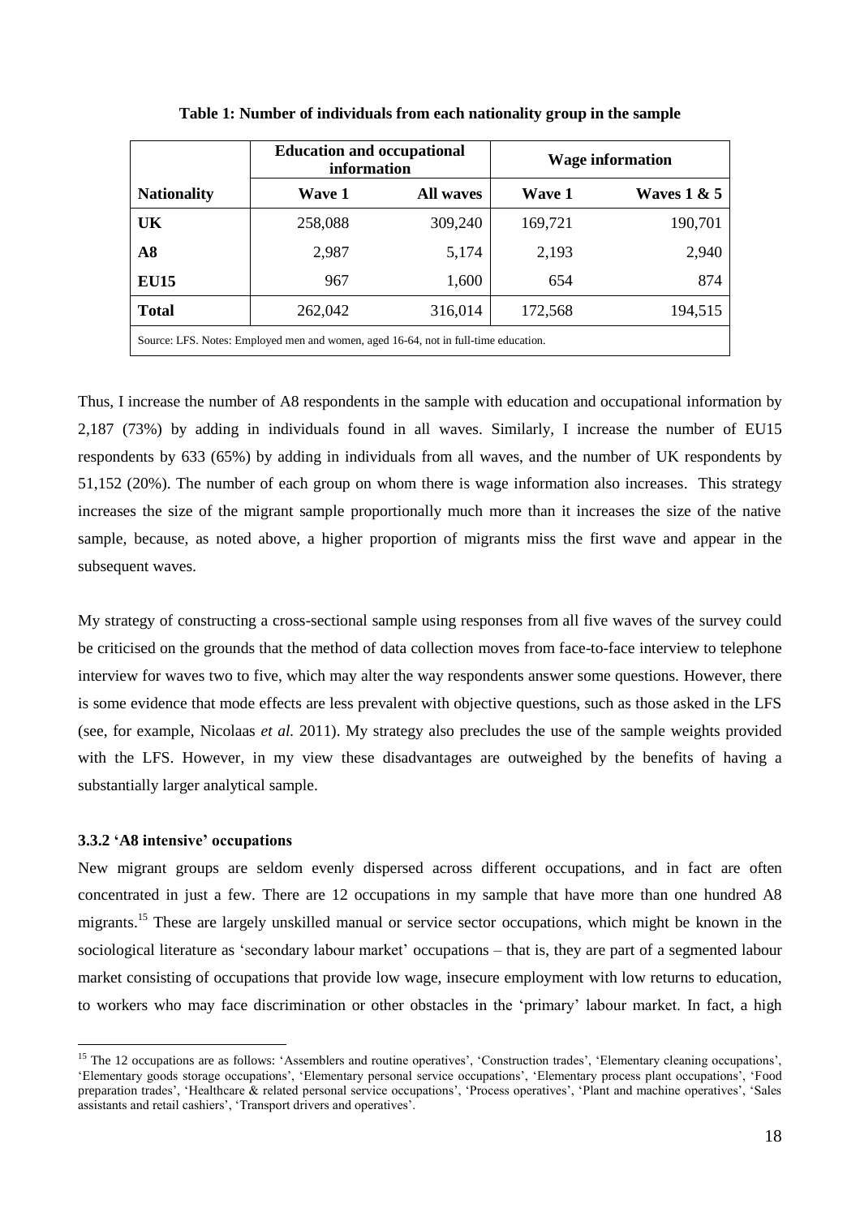**Table 1: Number of individuals from each nationality group in the sample**

| | Education and occupational information | | Wage information | |
|---|---|---|---|---|
| **Nationality** | **Wave 1** | **All waves** | **Wave 1** | **Waves 1 & 5** |
| **UK** | 258,088 | 309,240 | 169,721 | 190,701 |
| **A8** | 2,987 | 5,174 | 2,193 | 2,940 |
| **EU15** | 967 | 1,600 | 654 | 874 |
| **Total** | 262,042 | 316,014 | 172,568 | 194,515 |

Source: LFS. Notes: Employed men and women, aged 16-64, not in full-time education.

Thus, I increase the number of A8 respondents in the sample with education and occupational information by 2,187 (73%) by adding in individuals found in all waves. Similarly, I increase the number of EU15 respondents by 633 (65%) by adding in individuals from all waves, and the number of UK respondents by 51,152 (20%). The number of each group on whom there is wage information also increases. This strategy increases the size of the migrant sample proportionally much more than it increases the size of the native sample, because, as noted above, a higher proportion of migrants miss the first wave and appear in the subsequent waves.

My strategy of constructing a cross-sectional sample using responses from all five waves of the survey could be criticised on the grounds that the method of data collection moves from face-to-face interview to telephone interview for waves two to five, which may alter the way respondents answer some questions. However, there is some evidence that mode effects are less prevalent with objective questions, such as those asked in the LFS (see, for example, Nicolaas *et al.* 2011). My strategy also precludes the use of the sample weights provided with the LFS. However, in my view these disadvantages are outweighed by the benefits of having a substantially larger analytical sample.

### 3.3.2 'A8 intensive' occupations

New migrant groups are seldom evenly dispersed across different occupations, and in fact are often concentrated in just a few. There are 12 occupations in my sample that have more than one hundred A8 migrants.[15] These are largely unskilled manual or service sector occupations, which might be known in the sociological literature as 'secondary labour market' occupations – that is, they are part of a segmented labour market consisting of occupations that provide low wage, insecure employment with low returns to education, to workers who may face discrimination or other obstacles in the 'primary' labour market. In fact, a high

[15] The 12 occupations are as follows: 'Assemblers and routine operatives', 'Construction trades', 'Elementary cleaning occupations', 'Elementary goods storage occupations', 'Elementary personal service occupations', 'Elementary process plant occupations', 'Food preparation trades', 'Healthcare & related personal service occupations', 'Process operatives', 'Plant and machine operatives', 'Sales assistants and retail cashiers', 'Transport drivers and operatives'.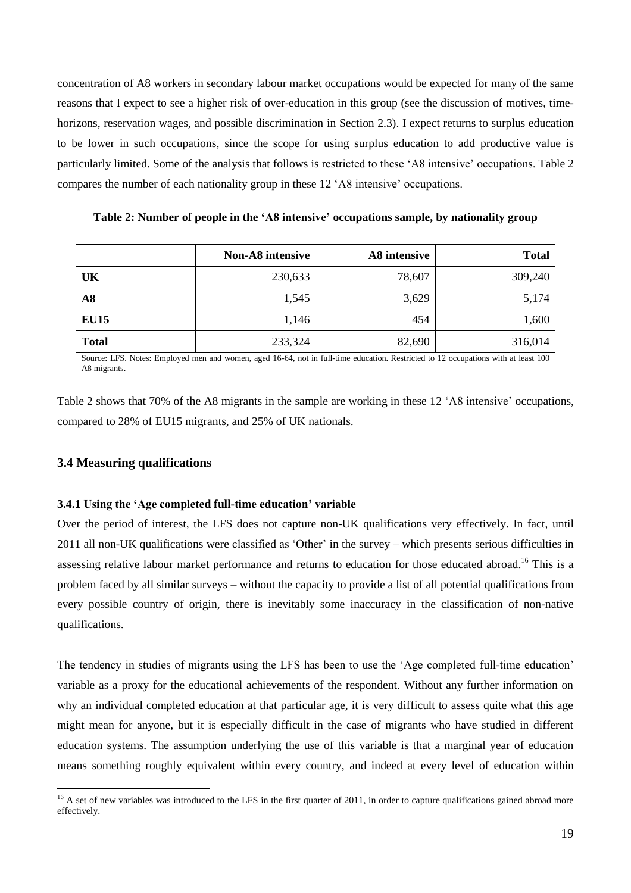concentration of A8 workers in secondary labour market occupations would be expected for many of the same reasons that I expect to see a higher risk of over-education in this group (see the discussion of motives, time-horizons, reservation wages, and possible discrimination in Section 2.3). I expect returns to surplus education to be lower in such occupations, since the scope for using surplus education to add productive value is particularly limited. Some of the analysis that follows is restricted to these 'A8 intensive' occupations. Table 2 compares the number of each nationality group in these 12 'A8 intensive' occupations.

**Table 2: Number of people in the 'A8 intensive' occupations sample, by nationality group**

| | Non-A8 intensive | A8 intensive | Total |
|---|---|---|---|
| **UK** | 230,633 | 78,607 | 309,240 |
| **A8** | 1,545 | 3,629 | 5,174 |
| **EU15** | 1,146 | 454 | 1,600 |
| **Total** | 233,324 | 82,690 | 316,014 |

Source: LFS. Notes: Employed men and women, aged 16-64, not in full-time education. Restricted to 12 occupations with at least 100 A8 migrants.

Table 2 shows that 70% of the A8 migrants in the sample are working in these 12 'A8 intensive' occupations, compared to 28% of EU15 migrants, and 25% of UK nationals.

### 3.4 Measuring qualifications

#### 3.4.1 Using the 'Age completed full-time education' variable

Over the period of interest, the LFS does not capture non-UK qualifications very effectively. In fact, until 2011 all non-UK qualifications were classified as 'Other' in the survey – which presents serious difficulties in assessing relative labour market performance and returns to education for those educated abroad.[16] This is a problem faced by all similar surveys – without the capacity to provide a list of all potential qualifications from every possible country of origin, there is inevitably some inaccuracy in the classification of non-native qualifications.

The tendency in studies of migrants using the LFS has been to use the 'Age completed full-time education' variable as a proxy for the educational achievements of the respondent. Without any further information on why an individual completed education at that particular age, it is very difficult to assess quite what this age might mean for anyone, but it is especially difficult in the case of migrants who have studied in different education systems. The assumption underlying the use of this variable is that a marginal year of education means something roughly equivalent within every country, and indeed at every level of education within

[16] A set of new variables was introduced to the LFS in the first quarter of 2011, in order to capture qualifications gained abroad more effectively.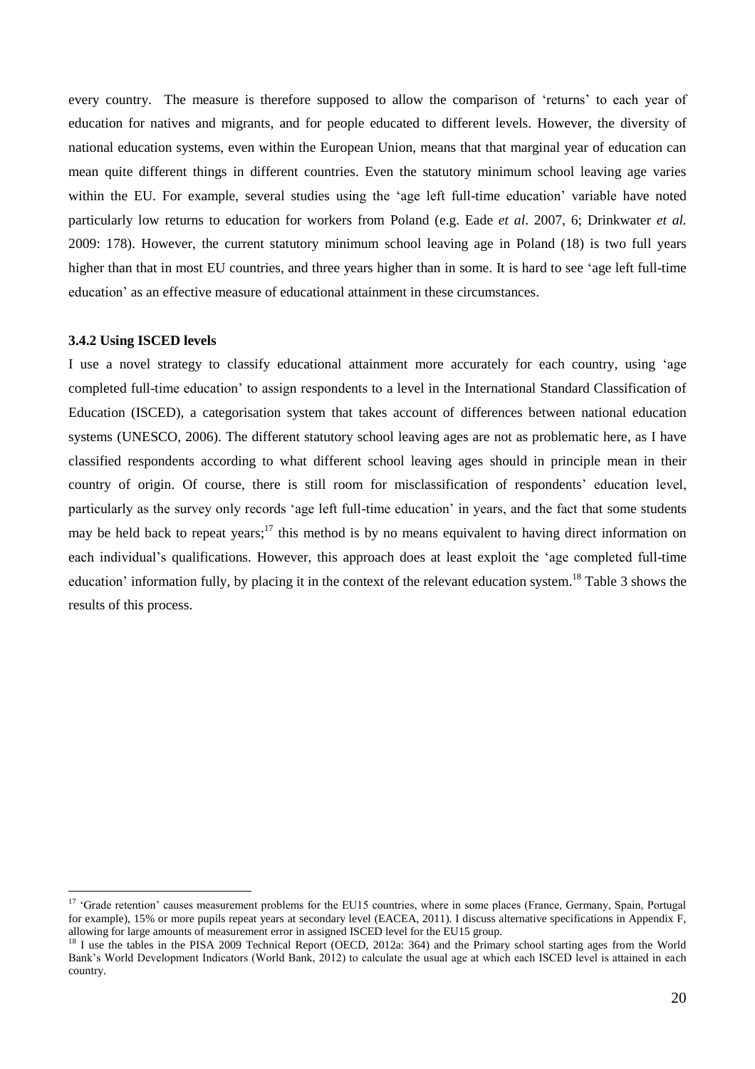every country. The measure is therefore supposed to allow the comparison of 'returns' to each year of education for natives and migrants, and for people educated to different levels. However, the diversity of national education systems, even within the European Union, means that that marginal year of education can mean quite different things in different countries. Even the statutory minimum school leaving age varies within the EU. For example, several studies using the 'age left full-time education' variable have noted particularly low returns to education for workers from Poland (e.g. Eade *et al*. 2007, 6; Drinkwater *et al.* 2009: 178). However, the current statutory minimum school leaving age in Poland (18) is two full years higher than that in most EU countries, and three years higher than in some. It is hard to see 'age left full-time education' as an effective measure of educational attainment in these circumstances.

### 3.4.2 Using ISCED levels

I use a novel strategy to classify educational attainment more accurately for each country, using 'age completed full-time education' to assign respondents to a level in the International Standard Classification of Education (ISCED), a categorisation system that takes account of differences between national education systems (UNESCO, 2006). The different statutory school leaving ages are not as problematic here, as I have classified respondents according to what different school leaving ages should in principle mean in their country of origin. Of course, there is still room for misclassification of respondents' education level, particularly as the survey only records 'age left full-time education' in years, and the fact that some students may be held back to repeat years;[17] this method is by no means equivalent to having direct information on each individual's qualifications. However, this approach does at least exploit the 'age completed full-time education' information fully, by placing it in the context of the relevant education system.[18] Table 3 shows the results of this process.

---

[17] 'Grade retention' causes measurement problems for the EU15 countries, where in some places (France, Germany, Spain, Portugal for example), 15% or more pupils repeat years at secondary level (EACEA, 2011). I discuss alternative specifications in Appendix F, allowing for large amounts of measurement error in assigned ISCED level for the EU15 group.

[18] I use the tables in the PISA 2009 Technical Report (OECD, 2012a: 364) and the Primary school starting ages from the World Bank's World Development Indicators (World Bank, 2012) to calculate the usual age at which each ISCED level is attained in each country.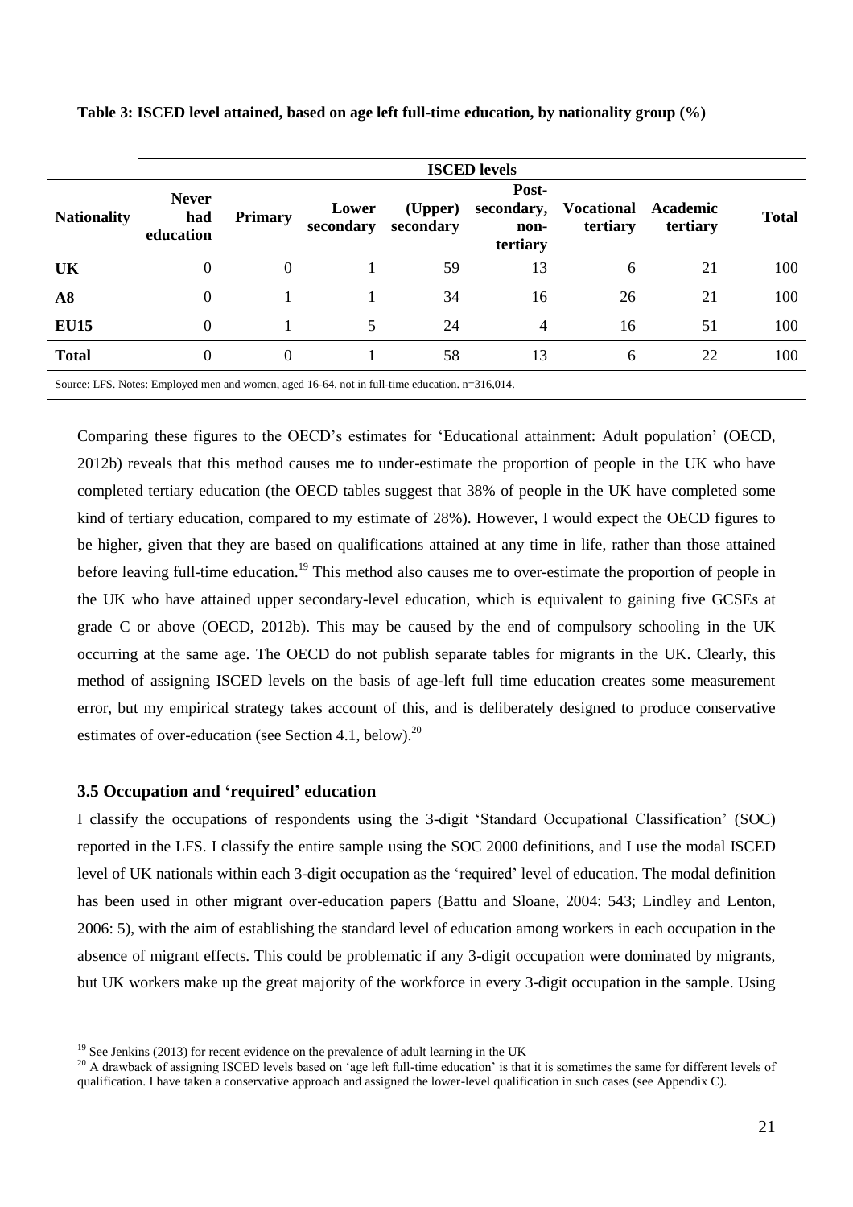**Table 3: ISCED level attained, based on age left full-time education, by nationality group (%)**

| | ISCED levels | | | | | | | |
|---|---|---|---|---|---|---|---|---|
| **Nationality** | **Never had education** | **Primary** | **Lower secondary** | **(Upper) secondary** | **Post-secondary, non-tertiary** | **Vocational tertiary** | **Academic tertiary** | **Total** |
| **UK** | 0 | 0 | 1 | 59 | 13 | 6 | 21 | 100 |
| **A8** | 0 | 1 | 1 | 34 | 16 | 26 | 21 | 100 |
| **EU15** | 0 | 1 | 5 | 24 | 4 | 16 | 51 | 100 |
| **Total** | 0 | 0 | 1 | 58 | 13 | 6 | 22 | 100 |

Source: LFS. Notes: Employed men and women, aged 16-64, not in full-time education. n=316,014.

Comparing these figures to the OECD's estimates for 'Educational attainment: Adult population' (OECD, 2012b) reveals that this method causes me to under-estimate the proportion of people in the UK who have completed tertiary education (the OECD tables suggest that 38% of people in the UK have completed some kind of tertiary education, compared to my estimate of 28%). However, I would expect the OECD figures to be higher, given that they are based on qualifications attained at any time in life, rather than those attained before leaving full-time education.[19] This method also causes me to over-estimate the proportion of people in the UK who have attained upper secondary-level education, which is equivalent to gaining five GCSEs at grade C or above (OECD, 2012b). This may be caused by the end of compulsory schooling in the UK occurring at the same age. The OECD do not publish separate tables for migrants in the UK. Clearly, this method of assigning ISCED levels on the basis of age-left full time education creates some measurement error, but my empirical strategy takes account of this, and is deliberately designed to produce conservative estimates of over-education (see Section 4.1, below).[20]

### 3.5 Occupation and 'required' education

I classify the occupations of respondents using the 3-digit 'Standard Occupational Classification' (SOC) reported in the LFS. I classify the entire sample using the SOC 2000 definitions, and I use the modal ISCED level of UK nationals within each 3-digit occupation as the 'required' level of education. The modal definition has been used in other migrant over-education papers (Battu and Sloane, 2004: 543; Lindley and Lenton, 2006: 5), with the aim of establishing the standard level of education among workers in each occupation in the absence of migrant effects. This could be problematic if any 3-digit occupation were dominated by migrants, but UK workers make up the great majority of the workforce in every 3-digit occupation in the sample. Using

[19] See Jenkins (2013) for recent evidence on the prevalence of adult learning in the UK

[20] A drawback of assigning ISCED levels based on 'age left full-time education' is that it is sometimes the same for different levels of qualification. I have taken a conservative approach and assigned the lower-level qualification in such cases (see Appendix C).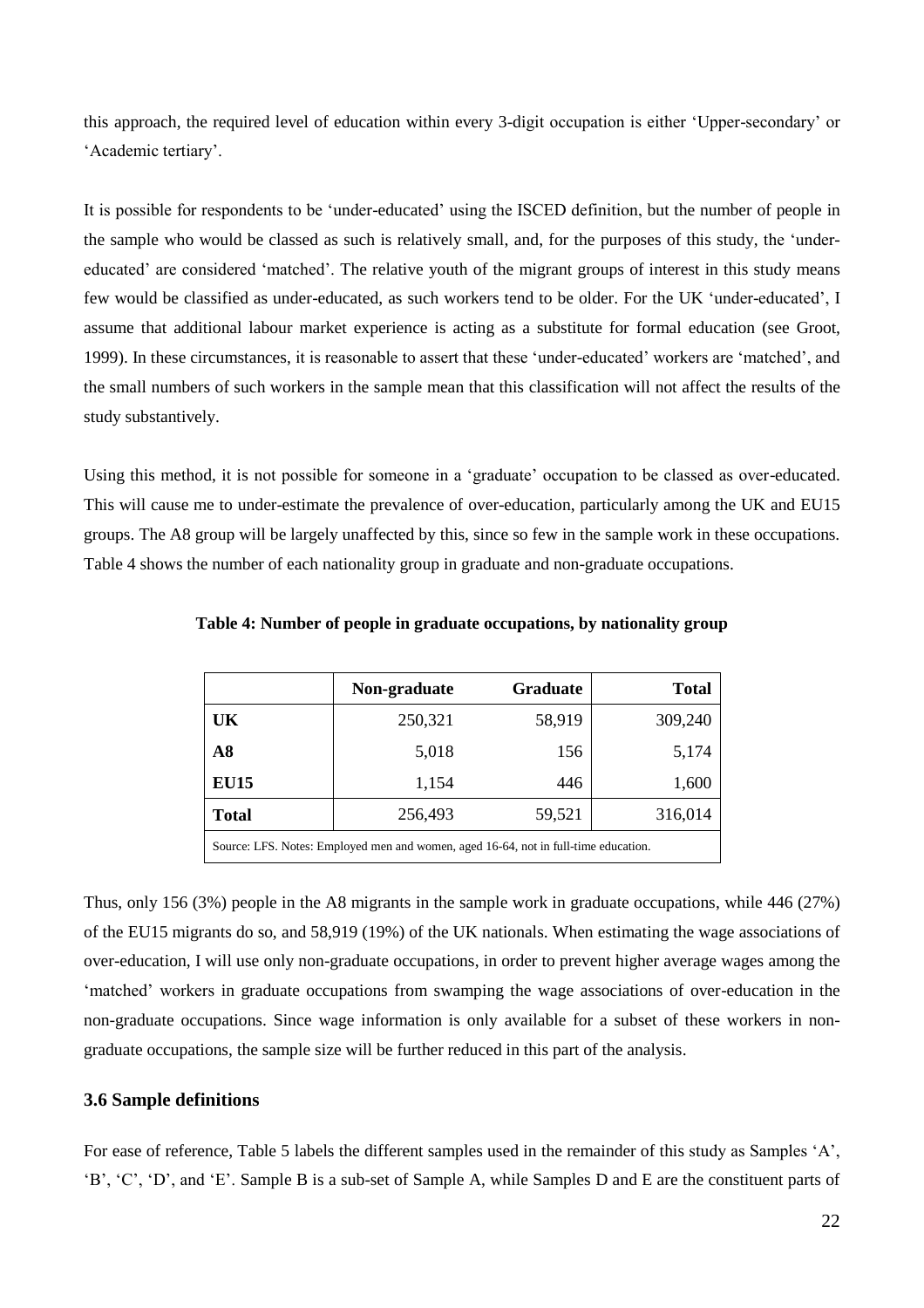this approach, the required level of education within every 3-digit occupation is either 'Upper-secondary' or 'Academic tertiary'.

It is possible for respondents to be 'under-educated' using the ISCED definition, but the number of people in the sample who would be classed as such is relatively small, and, for the purposes of this study, the 'under-educated' are considered 'matched'. The relative youth of the migrant groups of interest in this study means few would be classified as under-educated, as such workers tend to be older. For the UK 'under-educated', I assume that additional labour market experience is acting as a substitute for formal education (see Groot, 1999). In these circumstances, it is reasonable to assert that these 'under-educated' workers are 'matched', and the small numbers of such workers in the sample mean that this classification will not affect the results of the study substantively.

Using this method, it is not possible for someone in a 'graduate' occupation to be classed as over-educated. This will cause me to under-estimate the prevalence of over-education, particularly among the UK and EU15 groups. The A8 group will be largely unaffected by this, since so few in the sample work in these occupations. Table 4 shows the number of each nationality group in graduate and non-graduate occupations.

**Table 4: Number of people in graduate occupations, by nationality group**

| | Non-graduate | Graduate | Total |
|---|---|---|---|
| **UK** | 250,321 | 58,919 | 309,240 |
| **A8** | 5,018 | 156 | 5,174 |
| **EU15** | 1,154 | 446 | 1,600 |
| **Total** | 256,493 | 59,521 | 316,014 |

Source: LFS. Notes: Employed men and women, aged 16-64, not in full-time education.

Thus, only 156 (3%) people in the A8 migrants in the sample work in graduate occupations, while 446 (27%) of the EU15 migrants do so, and 58,919 (19%) of the UK nationals. When estimating the wage associations of over-education, I will use only non-graduate occupations, in order to prevent higher average wages among the 'matched' workers in graduate occupations from swamping the wage associations of over-education in the non-graduate occupations. Since wage information is only available for a subset of these workers in non-graduate occupations, the sample size will be further reduced in this part of the analysis.

### 3.6 Sample definitions

For ease of reference, Table 5 labels the different samples used in the remainder of this study as Samples 'A', 'B', 'C', 'D', and 'E'. Sample B is a sub-set of Sample A, while Samples D and E are the constituent parts of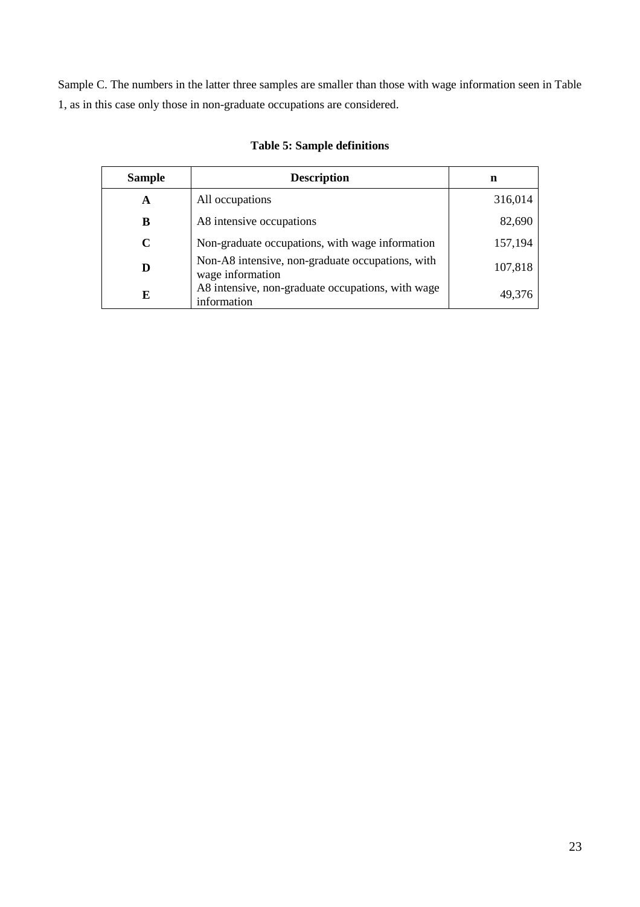Sample C. The numbers in the latter three samples are smaller than those with wage information seen in Table 1, as in this case only those in non-graduate occupations are considered.

**Table 5: Sample definitions**

| Sample | Description | n |
|---|---|---|
| **A** | All occupations | 316,014 |
| **B** | A8 intensive occupations | 82,690 |
| **C** | Non-graduate occupations, with wage information | 157,194 |
| **D** | Non-A8 intensive, non-graduate occupations, with wage information | 107,818 |
| **E** | A8 intensive, non-graduate occupations, with wage information | 49,376 |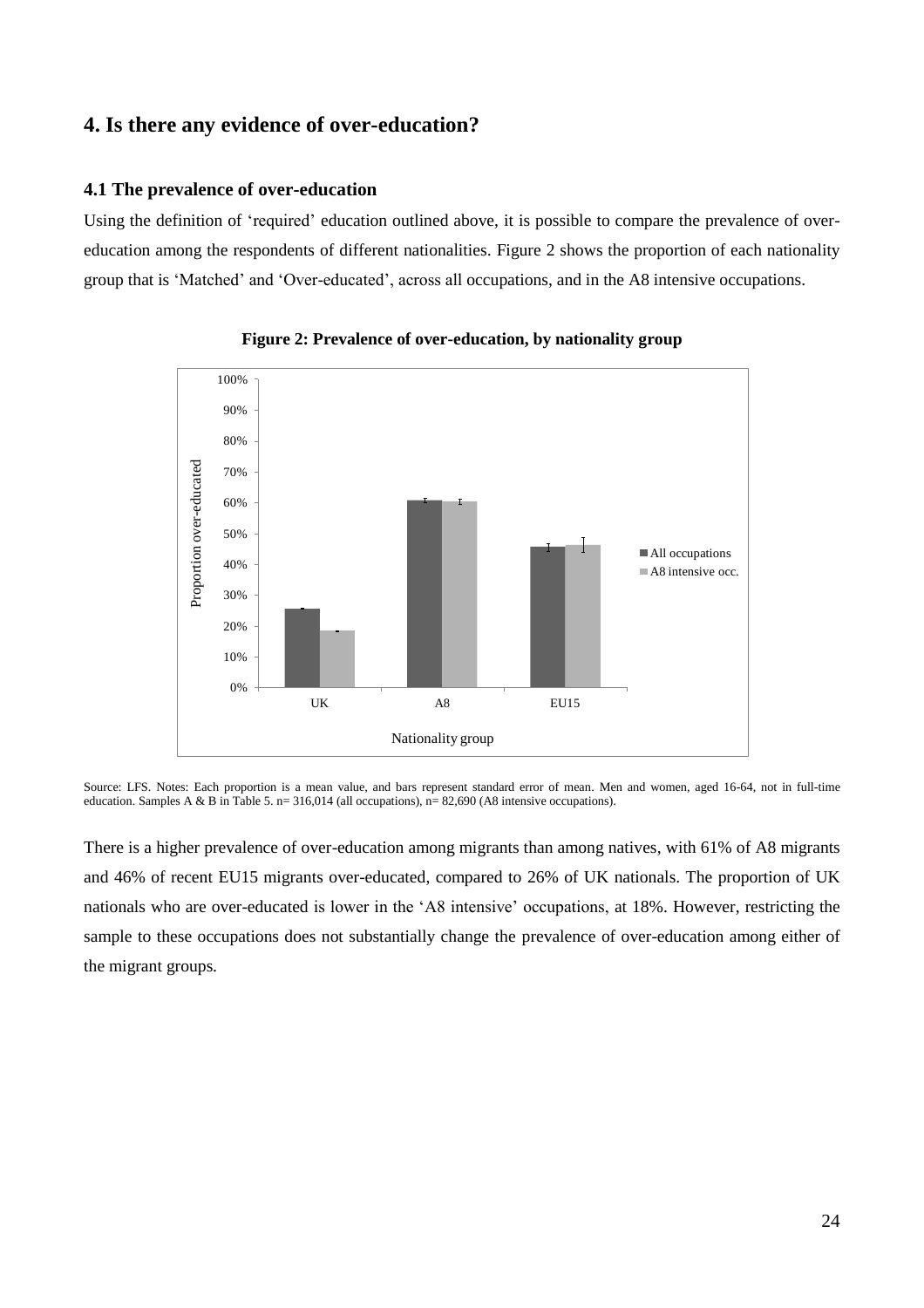## 4. Is there any evidence of over-education?

### 4.1 The prevalence of over-education

Using the definition of 'required' education outlined above, it is possible to compare the prevalence of over-education among the respondents of different nationalities. Figure 2 shows the proportion of each nationality group that is 'Matched' and 'Over-educated', across all occupations, and in the A8 intensive occupations.

**Figure 2: Prevalence of over-education, by nationality group**

Source: LFS. Notes: Each proportion is a mean value, and bars represent standard error of mean. Men and women, aged 16-64, not in full-time education. Samples A & B in Table 5. n= 316,014 (all occupations), n= 82,690 (A8 intensive occupations).

There is a higher prevalence of over-education among migrants than among natives, with 61% of A8 migrants and 46% of recent EU15 migrants over-educated, compared to 26% of UK nationals. The proportion of UK nationals who are over-educated is lower in the 'A8 intensive' occupations, at 18%. However, restricting the sample to these occupations does not substantially change the prevalence of over-education among either of the migrant groups.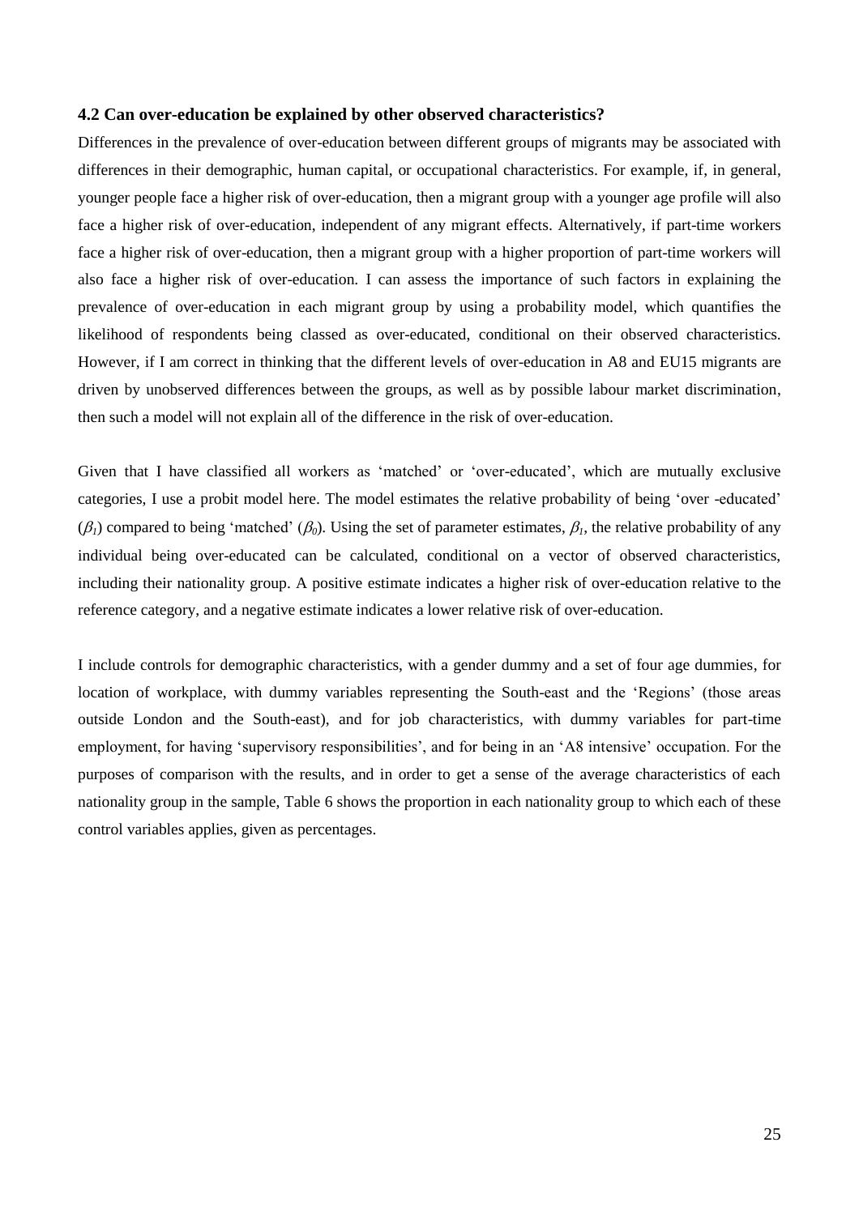### 4.2 Can over-education be explained by other observed characteristics?

Differences in the prevalence of over-education between different groups of migrants may be associated with differences in their demographic, human capital, or occupational characteristics. For example, if, in general, younger people face a higher risk of over-education, then a migrant group with a younger age profile will also face a higher risk of over-education, independent of any migrant effects. Alternatively, if part-time workers face a higher risk of over-education, then a migrant group with a higher proportion of part-time workers will also face a higher risk of over-education. I can assess the importance of such factors in explaining the prevalence of over-education in each migrant group by using a probability model, which quantifies the likelihood of respondents being classed as over-educated, conditional on their observed characteristics. However, if I am correct in thinking that the different levels of over-education in A8 and EU15 migrants are driven by unobserved differences between the groups, as well as by possible labour market discrimination, then such a model will not explain all of the difference in the risk of over-education.

Given that I have classified all workers as 'matched' or 'over-educated', which are mutually exclusive categories, I use a probit model here. The model estimates the relative probability of being 'over -educated' ($\beta_1$) compared to being 'matched' ($\beta_0$). Using the set of parameter estimates, $\beta_1$, the relative probability of any individual being over-educated can be calculated, conditional on a vector of observed characteristics, including their nationality group. A positive estimate indicates a higher risk of over-education relative to the reference category, and a negative estimate indicates a lower relative risk of over-education.

I include controls for demographic characteristics, with a gender dummy and a set of four age dummies, for location of workplace, with dummy variables representing the South-east and the 'Regions' (those areas outside London and the South-east), and for job characteristics, with dummy variables for part-time employment, for having 'supervisory responsibilities', and for being in an 'A8 intensive' occupation. For the purposes of comparison with the results, and in order to get a sense of the average characteristics of each nationality group in the sample, Table 6 shows the proportion in each nationality group to which each of these control variables applies, given as percentages.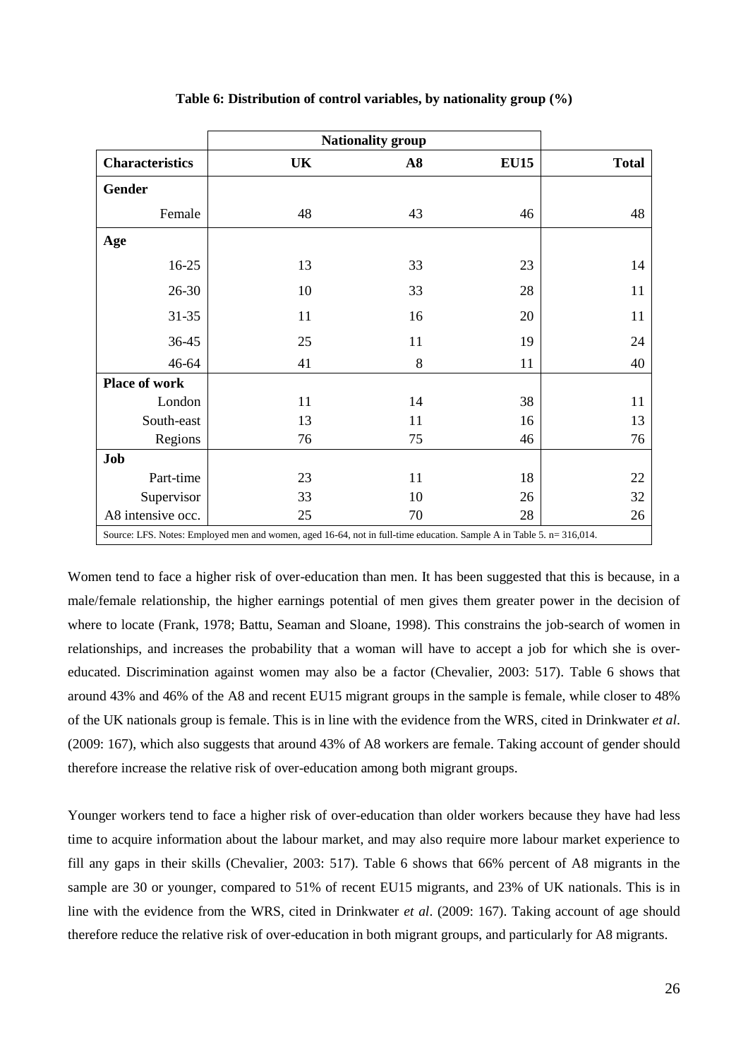**Table 6: Distribution of control variables, by nationality group (%)**

| | Nationality group | | | |
|---|---|---|---|---|
| **Characteristics** | **UK** | **A8** | **EU15** | **Total** |
| **Gender** | | | | |
| Female | 48 | 43 | 46 | 48 |
| **Age** | | | | |
| 16-25 | 13 | 33 | 23 | 14 |
| 26-30 | 10 | 33 | 28 | 11 |
| 31-35 | 11 | 16 | 20 | 11 |
| 36-45 | 25 | 11 | 19 | 24 |
| 46-64 | 41 | 8 | 11 | 40 |
| **Place of work** | | | | |
| London | 11 | 14 | 38 | 11 |
| South-east | 13 | 11 | 16 | 13 |
| Regions | 76 | 75 | 46 | 76 |
| **Job** | | | | |
| Part-time | 23 | 11 | 18 | 22 |
| Supervisor | 33 | 10 | 26 | 32 |
| A8 intensive occ. | 25 | 70 | 28 | 26 |

Source: LFS. Notes: Employed men and women, aged 16-64, not in full-time education. Sample A in Table 5. n= 316,014.

Women tend to face a higher risk of over-education than men. It has been suggested that this is because, in a male/female relationship, the higher earnings potential of men gives them greater power in the decision of where to locate (Frank, 1978; Battu, Seaman and Sloane, 1998). This constrains the job-search of women in relationships, and increases the probability that a woman will have to accept a job for which she is over-educated. Discrimination against women may also be a factor (Chevalier, 2003: 517). Table 6 shows that around 43% and 46% of the A8 and recent EU15 migrant groups in the sample is female, while closer to 48% of the UK nationals group is female. This is in line with the evidence from the WRS, cited in Drinkwater *et al*. (2009: 167), which also suggests that around 43% of A8 workers are female. Taking account of gender should therefore increase the relative risk of over-education among both migrant groups.

Younger workers tend to face a higher risk of over-education than older workers because they have had less time to acquire information about the labour market, and may also require more labour market experience to fill any gaps in their skills (Chevalier, 2003: 517). Table 6 shows that 66% percent of A8 migrants in the sample are 30 or younger, compared to 51% of recent EU15 migrants, and 23% of UK nationals. This is in line with the evidence from the WRS, cited in Drinkwater *et al*. (2009: 167). Taking account of age should therefore reduce the relative risk of over-education in both migrant groups, and particularly for A8 migrants.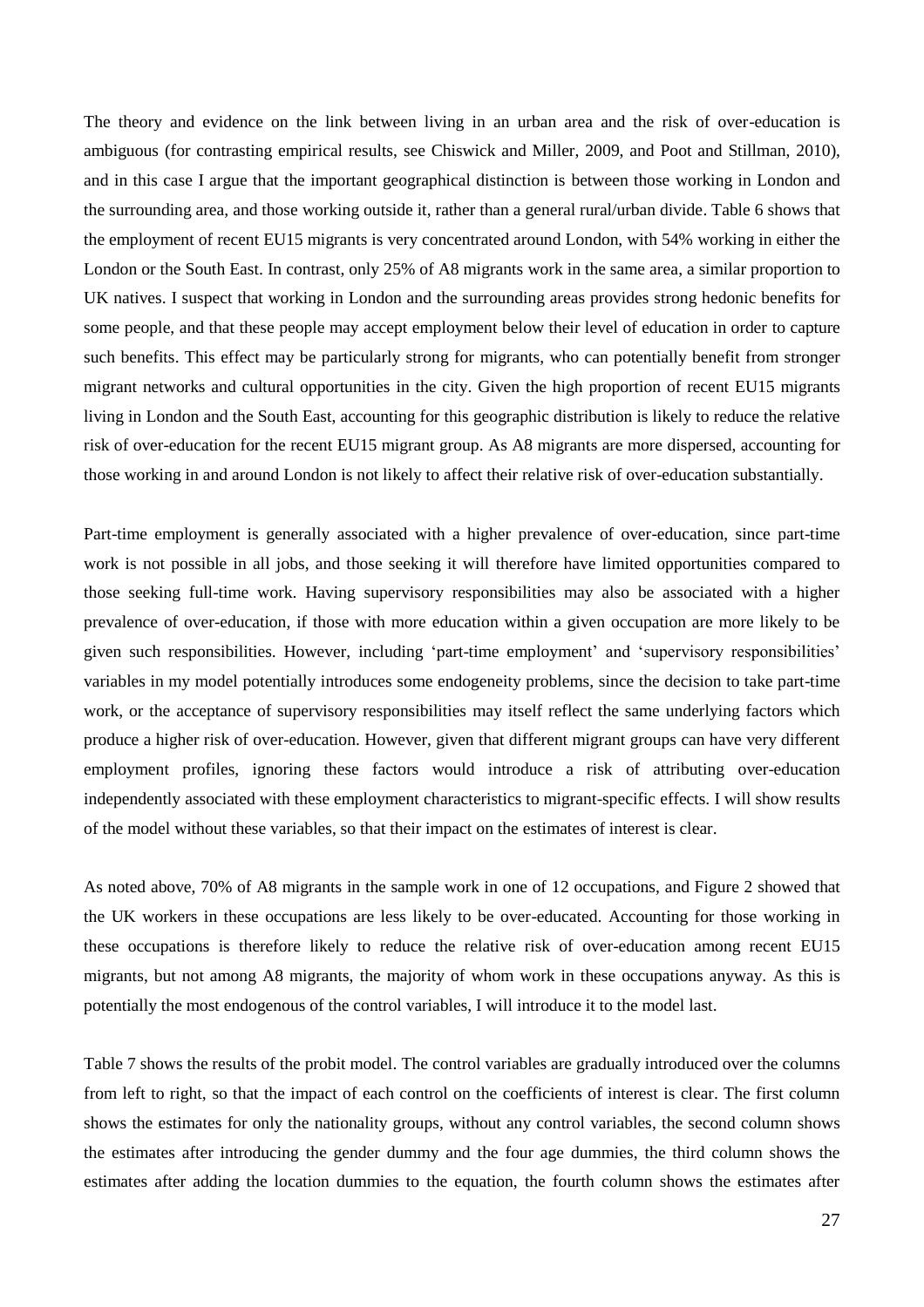The theory and evidence on the link between living in an urban area and the risk of over-education is ambiguous (for contrasting empirical results, see Chiswick and Miller, 2009, and Poot and Stillman, 2010), and in this case I argue that the important geographical distinction is between those working in London and the surrounding area, and those working outside it, rather than a general rural/urban divide. Table 6 shows that the employment of recent EU15 migrants is very concentrated around London, with 54% working in either the London or the South East. In contrast, only 25% of A8 migrants work in the same area, a similar proportion to UK natives. I suspect that working in London and the surrounding areas provides strong hedonic benefits for some people, and that these people may accept employment below their level of education in order to capture such benefits. This effect may be particularly strong for migrants, who can potentially benefit from stronger migrant networks and cultural opportunities in the city. Given the high proportion of recent EU15 migrants living in London and the South East, accounting for this geographic distribution is likely to reduce the relative risk of over-education for the recent EU15 migrant group. As A8 migrants are more dispersed, accounting for those working in and around London is not likely to affect their relative risk of over-education substantially.

Part-time employment is generally associated with a higher prevalence of over-education, since part-time work is not possible in all jobs, and those seeking it will therefore have limited opportunities compared to those seeking full-time work. Having supervisory responsibilities may also be associated with a higher prevalence of over-education, if those with more education within a given occupation are more likely to be given such responsibilities. However, including 'part-time employment' and 'supervisory responsibilities' variables in my model potentially introduces some endogeneity problems, since the decision to take part-time work, or the acceptance of supervisory responsibilities may itself reflect the same underlying factors which produce a higher risk of over-education. However, given that different migrant groups can have very different employment profiles, ignoring these factors would introduce a risk of attributing over-education independently associated with these employment characteristics to migrant-specific effects. I will show results of the model without these variables, so that their impact on the estimates of interest is clear.

As noted above, 70% of A8 migrants in the sample work in one of 12 occupations, and Figure 2 showed that the UK workers in these occupations are less likely to be over-educated. Accounting for those working in these occupations is therefore likely to reduce the relative risk of over-education among recent EU15 migrants, but not among A8 migrants, the majority of whom work in these occupations anyway. As this is potentially the most endogenous of the control variables, I will introduce it to the model last.

Table 7 shows the results of the probit model. The control variables are gradually introduced over the columns from left to right, so that the impact of each control on the coefficients of interest is clear. The first column shows the estimates for only the nationality groups, without any control variables, the second column shows the estimates after introducing the gender dummy and the four age dummies, the third column shows the estimates after adding the location dummies to the equation, the fourth column shows the estimates after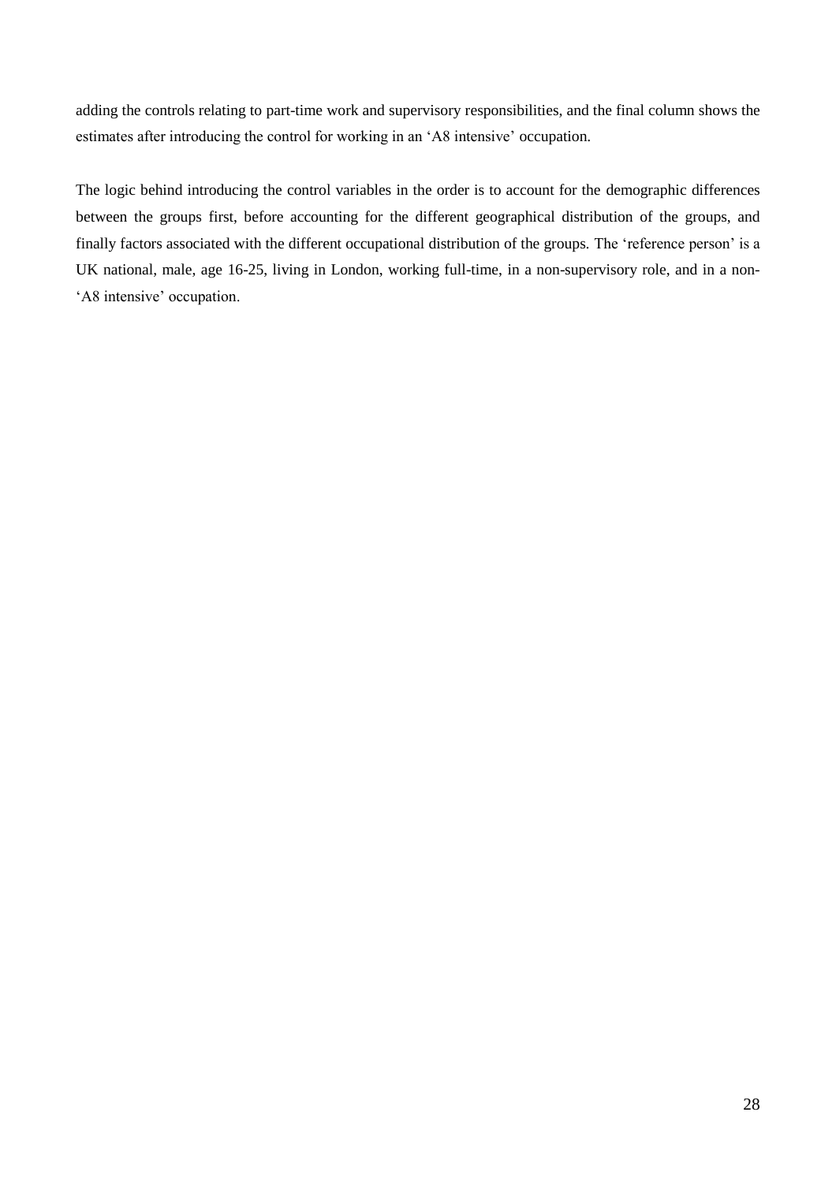adding the controls relating to part-time work and supervisory responsibilities, and the final column shows the estimates after introducing the control for working in an 'A8 intensive' occupation.

The logic behind introducing the control variables in the order is to account for the demographic differences between the groups first, before accounting for the different geographical distribution of the groups, and finally factors associated with the different occupational distribution of the groups. The 'reference person' is a UK national, male, age 16-25, living in London, working full-time, in a non-supervisory role, and in a non-'A8 intensive' occupation.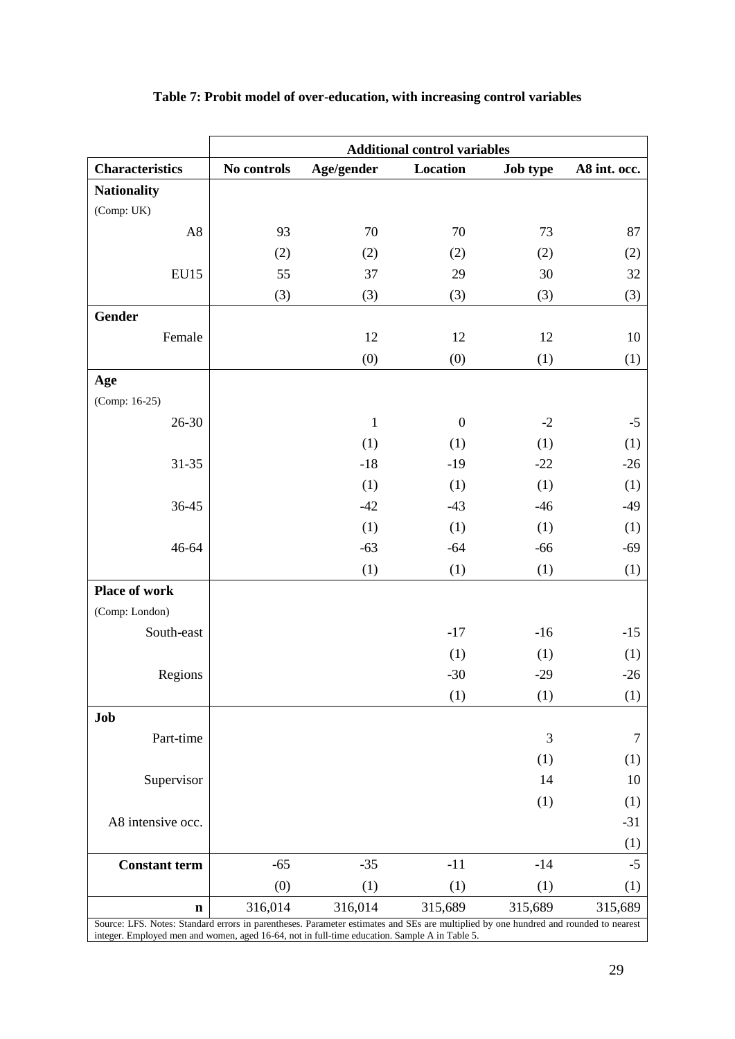**Table 7: Probit model of over-education, with increasing control variables**

| | Additional control variables | | | | |
|---|---|---|---|---|---|
| **Characteristics** | **No controls** | **Age/gender** | **Location** | **Job type** | **A8 int. occ.** |
| **Nationality** | | | | | |
| (Comp: UK) | | | | | |
| A8 | 93 | 70 | 70 | 73 | 87 |
| | (2) | (2) | (2) | (2) | (2) |
| EU15 | 55 | 37 | 29 | 30 | 32 |
| | (3) | (3) | (3) | (3) | (3) |
| **Gender** | | | | | |
| Female | | 12 | 12 | 12 | 10 |
| | | (0) | (0) | (1) | (1) |
| **Age** | | | | | |
| (Comp: 16-25) | | | | | |
| 26-30 | | 1 | 0 | -2 | -5 |
| | | (1) | (1) | (1) | (1) |
| 31-35 | | -18 | -19 | -22 | -26 |
| | | (1) | (1) | (1) | (1) |
| 36-45 | | -42 | -43 | -46 | -49 |
| | | (1) | (1) | (1) | (1) |
| 46-64 | | -63 | -64 | -66 | -69 |
| | | (1) | (1) | (1) | (1) |
| **Place of work** | | | | | |
| (Comp: London) | | | | | |
| South-east | | | -17 | -16 | -15 |
| | | | (1) | (1) | (1) |
| Regions | | | -30 | -29 | -26 |
| | | | (1) | (1) | (1) |
| **Job** | | | | | |
| Part-time | | | | 3 | 7 |
| | | | | (1) | (1) |
| Supervisor | | | | 14 | 10 |
| | | | | (1) | (1) |
| A8 intensive occ. | | | | | -31 |
| | | | | | (1) |
| **Constant term** | -65 | -35 | -11 | -14 | -5 |
| | (0) | (1) | (1) | (1) | (1) |
| **n** | 316,014 | 316,014 | 315,689 | 315,689 | 315,689 |

Source: LFS. Notes: Standard errors in parentheses. Parameter estimates and SEs are multiplied by one hundred and rounded to nearest integer. Employed men and women, aged 16-64, not in full-time education. Sample A in Table 5.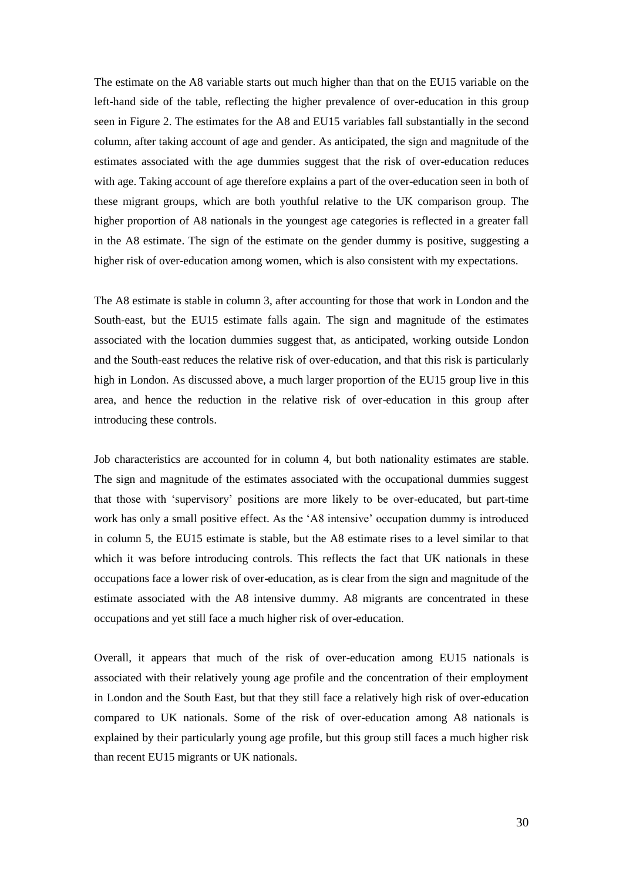The estimate on the A8 variable starts out much higher than that on the EU15 variable on the left-hand side of the table, reflecting the higher prevalence of over-education in this group seen in Figure 2. The estimates for the A8 and EU15 variables fall substantially in the second column, after taking account of age and gender. As anticipated, the sign and magnitude of the estimates associated with the age dummies suggest that the risk of over-education reduces with age. Taking account of age therefore explains a part of the over-education seen in both of these migrant groups, which are both youthful relative to the UK comparison group. The higher proportion of A8 nationals in the youngest age categories is reflected in a greater fall in the A8 estimate. The sign of the estimate on the gender dummy is positive, suggesting a higher risk of over-education among women, which is also consistent with my expectations.

The A8 estimate is stable in column 3, after accounting for those that work in London and the South-east, but the EU15 estimate falls again. The sign and magnitude of the estimates associated with the location dummies suggest that, as anticipated, working outside London and the South-east reduces the relative risk of over-education, and that this risk is particularly high in London. As discussed above, a much larger proportion of the EU15 group live in this area, and hence the reduction in the relative risk of over-education in this group after introducing these controls.

Job characteristics are accounted for in column 4, but both nationality estimates are stable. The sign and magnitude of the estimates associated with the occupational dummies suggest that those with 'supervisory' positions are more likely to be over-educated, but part-time work has only a small positive effect. As the 'A8 intensive' occupation dummy is introduced in column 5, the EU15 estimate is stable, but the A8 estimate rises to a level similar to that which it was before introducing controls. This reflects the fact that UK nationals in these occupations face a lower risk of over-education, as is clear from the sign and magnitude of the estimate associated with the A8 intensive dummy. A8 migrants are concentrated in these occupations and yet still face a much higher risk of over-education.

Overall, it appears that much of the risk of over-education among EU15 nationals is associated with their relatively young age profile and the concentration of their employment in London and the South East, but that they still face a relatively high risk of over-education compared to UK nationals. Some of the risk of over-education among A8 nationals is explained by their particularly young age profile, but this group still faces a much higher risk than recent EU15 migrants or UK nationals.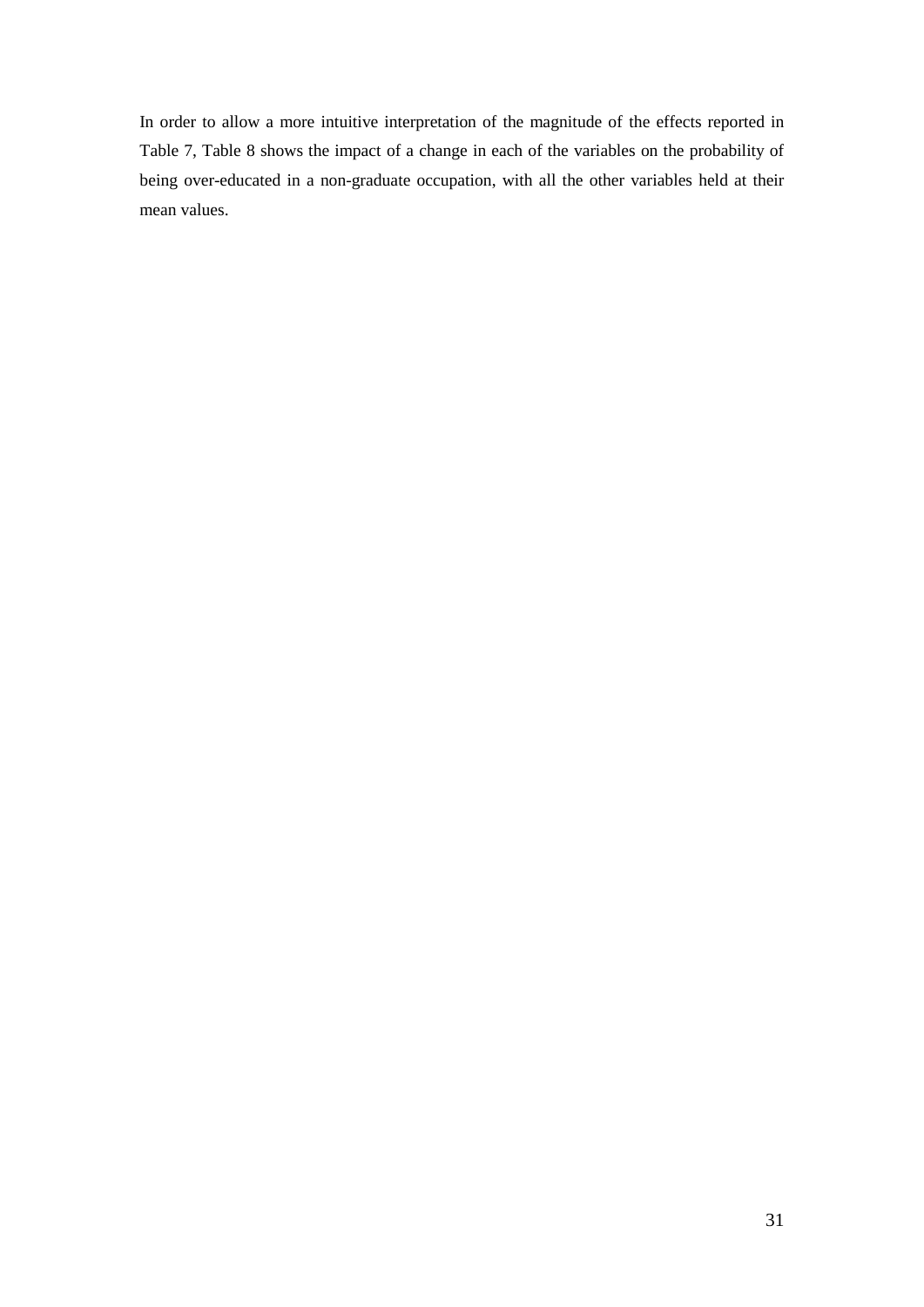In order to allow a more intuitive interpretation of the magnitude of the effects reported in Table 7, Table 8 shows the impact of a change in each of the variables on the probability of being over-educated in a non-graduate occupation, with all the other variables held at their mean values.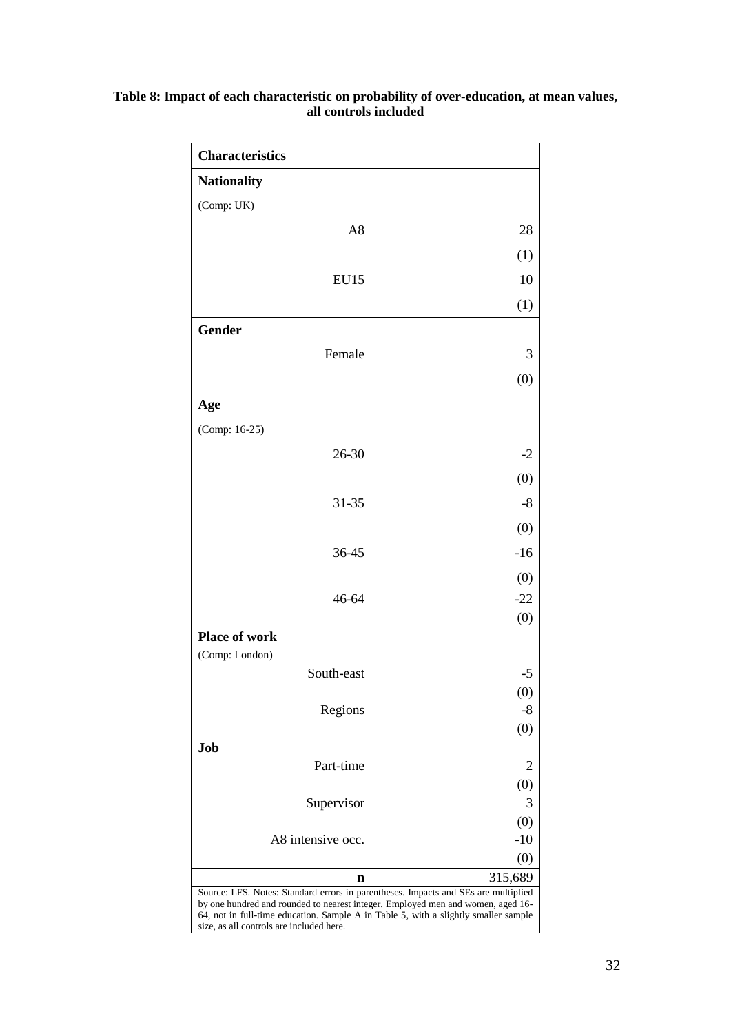**Table 8: Impact of each characteristic on probability of over-education, at mean values, all controls included**

| Characteristics | |
|---|---|
| **Nationality** | |
| (Comp: UK) | |
| A8 | 28 |
| | (1) |
| EU15 | 10 |
| | (1) |
| **Gender** | |
| Female | 3 |
| | (0) |
| **Age** | |
| (Comp: 16-25) | |
| 26-30 | -2 |
| | (0) |
| 31-35 | -8 |
| | (0) |
| 36-45 | -16 |
| | (0) |
| 46-64 | -22 |
| | (0) |
| **Place of work** | |
| (Comp: London) | |
| South-east | -5 |
| | (0) |
| Regions | -8 |
| | (0) |
| **Job** | |
| Part-time | 2 |
| | (0) |
| Supervisor | 3 |
| | (0) |
| A8 intensive occ. | -10 |
| | (0) |
| **n** | 315,689 |

Source: LFS. Notes: Standard errors in parentheses. Impacts and SEs are multiplied by one hundred and rounded to nearest integer. Employed men and women, aged 16-64, not in full-time education. Sample A in Table 5, with a slightly smaller sample size, as all controls are included here.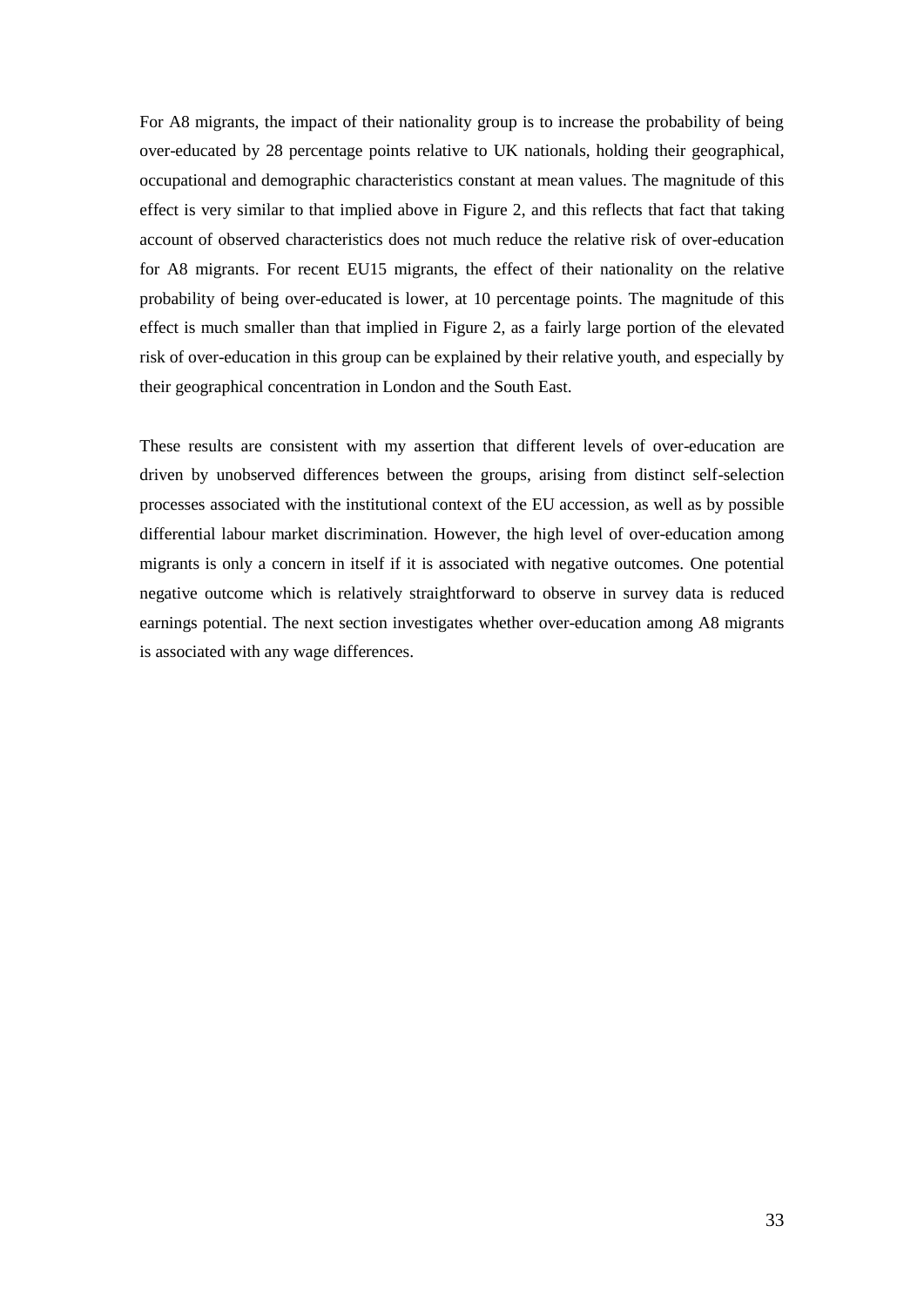For A8 migrants, the impact of their nationality group is to increase the probability of being over-educated by 28 percentage points relative to UK nationals, holding their geographical, occupational and demographic characteristics constant at mean values. The magnitude of this effect is very similar to that implied above in Figure 2, and this reflects that fact that taking account of observed characteristics does not much reduce the relative risk of over-education for A8 migrants. For recent EU15 migrants, the effect of their nationality on the relative probability of being over-educated is lower, at 10 percentage points. The magnitude of this effect is much smaller than that implied in Figure 2, as a fairly large portion of the elevated risk of over-education in this group can be explained by their relative youth, and especially by their geographical concentration in London and the South East.

These results are consistent with my assertion that different levels of over-education are driven by unobserved differences between the groups, arising from distinct self-selection processes associated with the institutional context of the EU accession, as well as by possible differential labour market discrimination. However, the high level of over-education among migrants is only a concern in itself if it is associated with negative outcomes. One potential negative outcome which is relatively straightforward to observe in survey data is reduced earnings potential. The next section investigates whether over-education among A8 migrants is associated with any wage differences.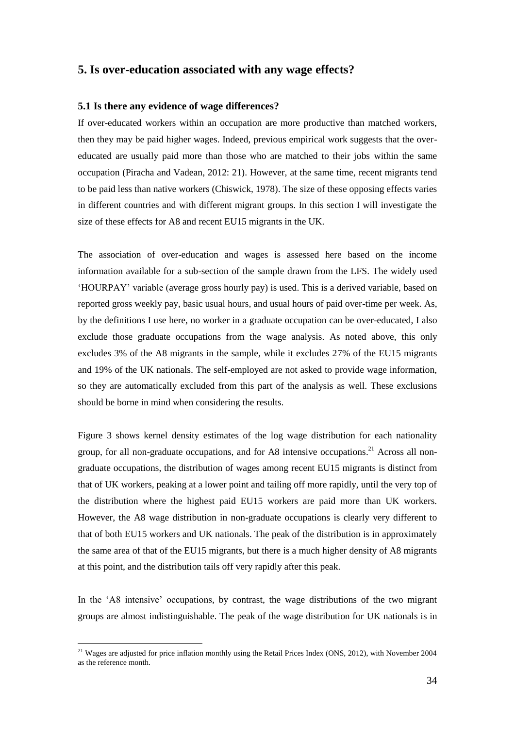## 5. Is over-education associated with any wage effects?

### 5.1 Is there any evidence of wage differences?

If over-educated workers within an occupation are more productive than matched workers, then they may be paid higher wages. Indeed, previous empirical work suggests that the over-educated are usually paid more than those who are matched to their jobs within the same occupation (Piracha and Vadean, 2012: 21). However, at the same time, recent migrants tend to be paid less than native workers (Chiswick, 1978). The size of these opposing effects varies in different countries and with different migrant groups. In this section I will investigate the size of these effects for A8 and recent EU15 migrants in the UK.

The association of over-education and wages is assessed here based on the income information available for a sub-section of the sample drawn from the LFS. The widely used 'HOURPAY' variable (average gross hourly pay) is used. This is a derived variable, based on reported gross weekly pay, basic usual hours, and usual hours of paid over-time per week. As, by the definitions I use here, no worker in a graduate occupation can be over-educated, I also exclude those graduate occupations from the wage analysis. As noted above, this only excludes 3% of the A8 migrants in the sample, while it excludes 27% of the EU15 migrants and 19% of the UK nationals. The self-employed are not asked to provide wage information, so they are automatically excluded from this part of the analysis as well. These exclusions should be borne in mind when considering the results.

Figure 3 shows kernel density estimates of the log wage distribution for each nationality group, for all non-graduate occupations, and for A8 intensive occupations.[21] Across all non-graduate occupations, the distribution of wages among recent EU15 migrants is distinct from that of UK workers, peaking at a lower point and tailing off more rapidly, until the very top of the distribution where the highest paid EU15 workers are paid more than UK workers. However, the A8 wage distribution in non-graduate occupations is clearly very different to that of both EU15 workers and UK nationals. The peak of the distribution is in approximately the same area of that of the EU15 migrants, but there is a much higher density of A8 migrants at this point, and the distribution tails off very rapidly after this peak.

In the 'A8 intensive' occupations, by contrast, the wage distributions of the two migrant groups are almost indistinguishable. The peak of the wage distribution for UK nationals is in

[21] Wages are adjusted for price inflation monthly using the Retail Prices Index (ONS, 2012), with November 2004 as the reference month.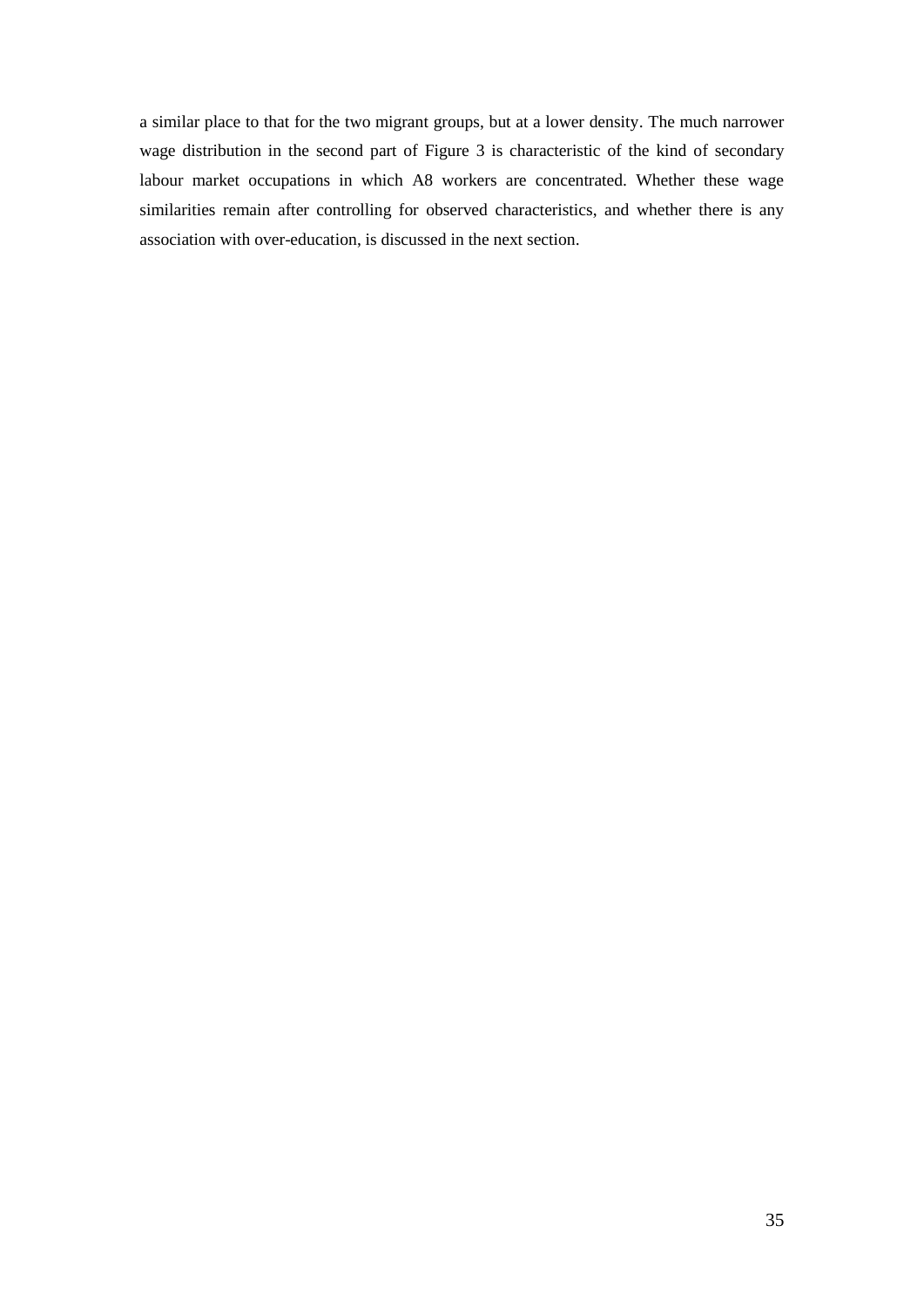a similar place to that for the two migrant groups, but at a lower density. The much narrower wage distribution in the second part of Figure 3 is characteristic of the kind of secondary labour market occupations in which A8 workers are concentrated. Whether these wage similarities remain after controlling for observed characteristics, and whether there is any association with over-education, is discussed in the next section.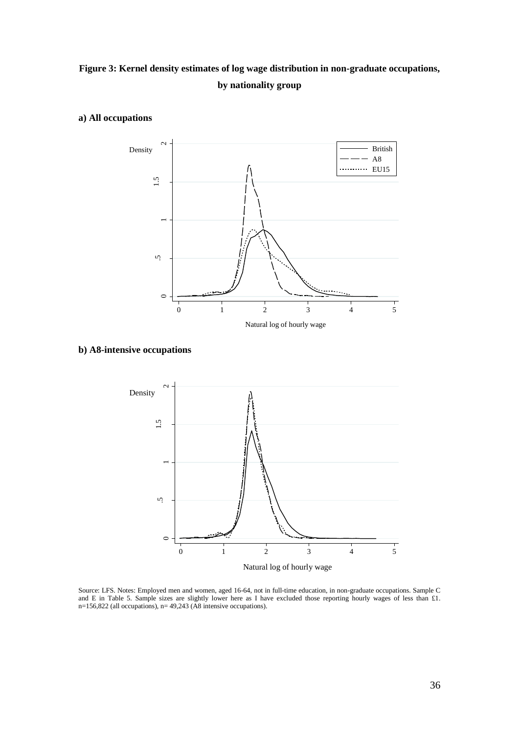**Figure 3: Kernel density estimates of log wage distribution in non-graduate occupations, by nationality group**

**a) All occupations**

**b) A8-intensive occupations**

Source: LFS. Notes: Employed men and women, aged 16-64, not in full-time education, in non-graduate occupations. Sample C and E in Table 5. Sample sizes are slightly lower here as I have excluded those reporting hourly wages of less than £1. n=156,822 (all occupations), n= 49,243 (A8 intensive occupations).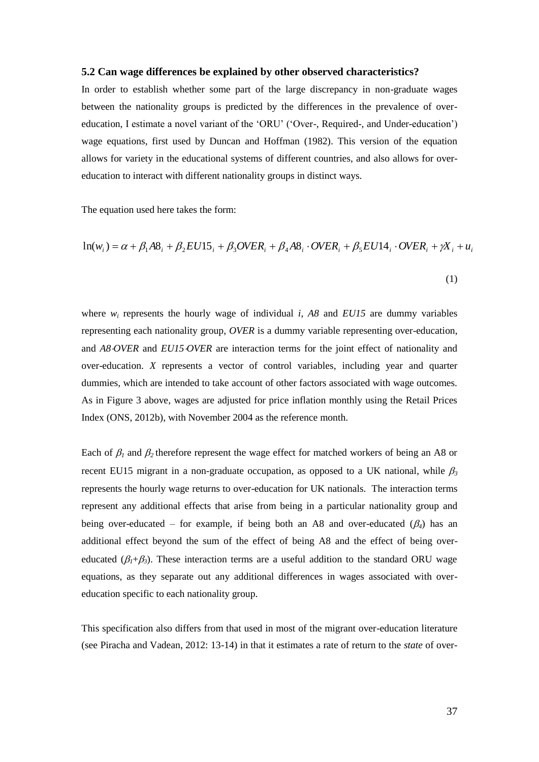### 5.2 Can wage differences be explained by other observed characteristics?

In order to establish whether some part of the large discrepancy in non-graduate wages between the nationality groups is predicted by the differences in the prevalence of over-education, I estimate a novel variant of the 'ORU' ('Over-, Required-, and Under-education') wage equations, first used by Duncan and Hoffman (1982). This version of the equation allows for variety in the educational systems of different countries, and also allows for over-education to interact with different nationality groups in distinct ways.

The equation used here takes the form:

$$\ln(w_i) = \alpha + \beta_1 A8_i + \beta_2 EU15_i + \beta_3 OVER_i + \beta_4 A8_i \cdot OVER_i + \beta_5 EU14_i \cdot OVER_i + \gamma X_i + u_i \tag{1}$$

where $w_i$ represents the hourly wage of individual $i$, *A8* and *EU15* are dummy variables representing each nationality group, *OVER* is a dummy variable representing over-education, and $A8 \cdot OVER$ and $EU15 \cdot OVER$ are interaction terms for the joint effect of nationality and over-education. $X$ represents a vector of control variables, including year and quarter dummies, which are intended to take account of other factors associated with wage outcomes. As in Figure 3 above, wages are adjusted for price inflation monthly using the Retail Prices Index (ONS, 2012b), with November 2004 as the reference month.

Each of $\beta_1$ and $\beta_2$ therefore represent the wage effect for matched workers of being an A8 or recent EU15 migrant in a non-graduate occupation, as opposed to a UK national, while $\beta_3$ represents the hourly wage returns to over-education for UK nationals. The interaction terms represent any additional effects that arise from being in a particular nationality group and being over-educated – for example, if being both an A8 and over-educated ($\beta_4$) has an additional effect beyond the sum of the effect of being A8 and the effect of being over-educated ($\beta_1$+$\beta_3$). These interaction terms are a useful addition to the standard ORU wage equations, as they separate out any additional differences in wages associated with over-education specific to each nationality group.

This specification also differs from that used in most of the migrant over-education literature (see Piracha and Vadean, 2012: 13-14) in that it estimates a rate of return to the *state* of over-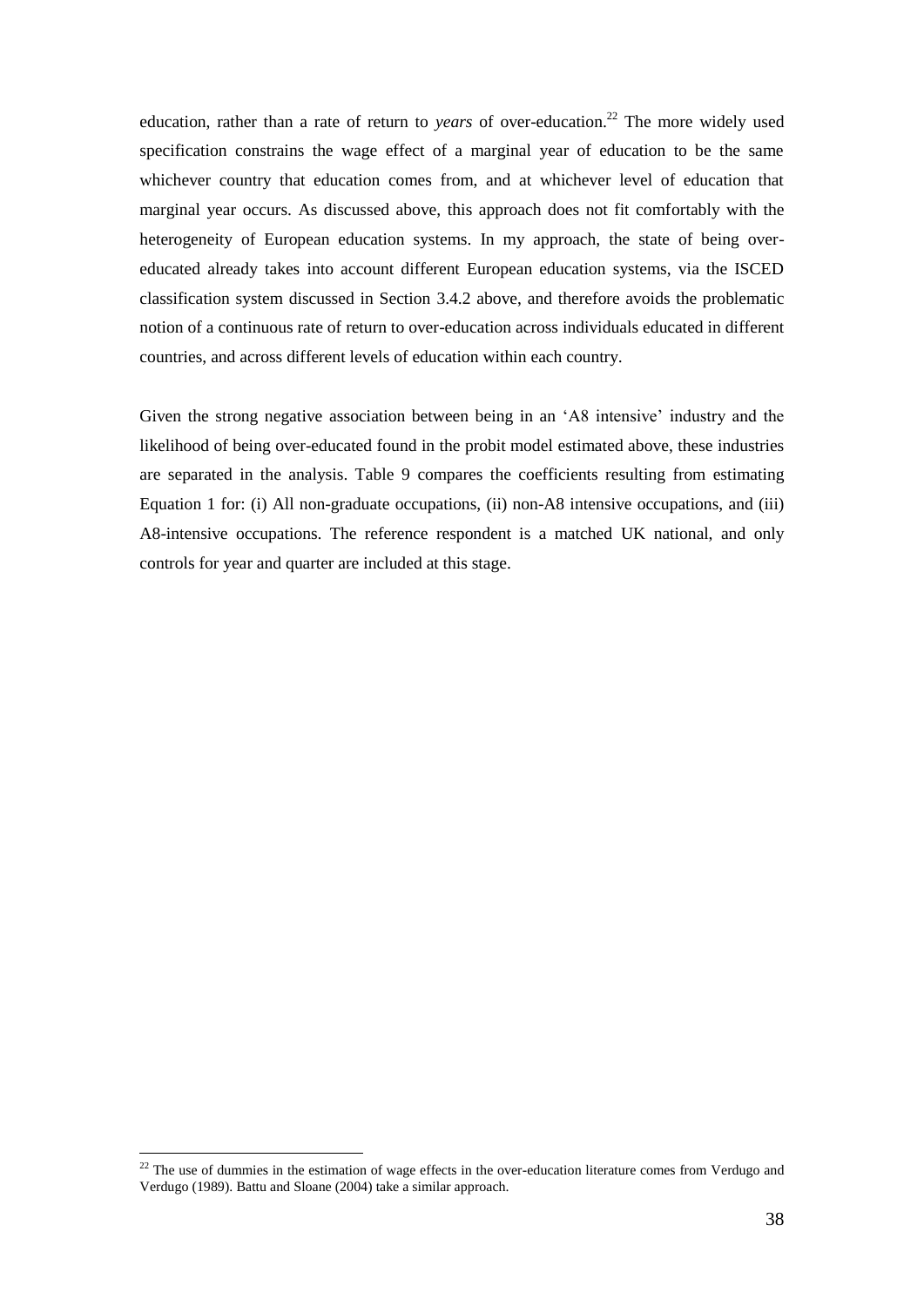education, rather than a rate of return to *years* of over-education.[22] The more widely used specification constrains the wage effect of a marginal year of education to be the same whichever country that education comes from, and at whichever level of education that marginal year occurs. As discussed above, this approach does not fit comfortably with the heterogeneity of European education systems. In my approach, the state of being over-educated already takes into account different European education systems, via the ISCED classification system discussed in Section 3.4.2 above, and therefore avoids the problematic notion of a continuous rate of return to over-education across individuals educated in different countries, and across different levels of education within each country.

Given the strong negative association between being in an 'A8 intensive' industry and the likelihood of being over-educated found in the probit model estimated above, these industries are separated in the analysis. Table 9 compares the coefficients resulting from estimating Equation 1 for: (i) All non-graduate occupations, (ii) non-A8 intensive occupations, and (iii) A8-intensive occupations. The reference respondent is a matched UK national, and only controls for year and quarter are included at this stage.

---

[22] The use of dummies in the estimation of wage effects in the over-education literature comes from Verdugo and Verdugo (1989). Battu and Sloane (2004) take a similar approach.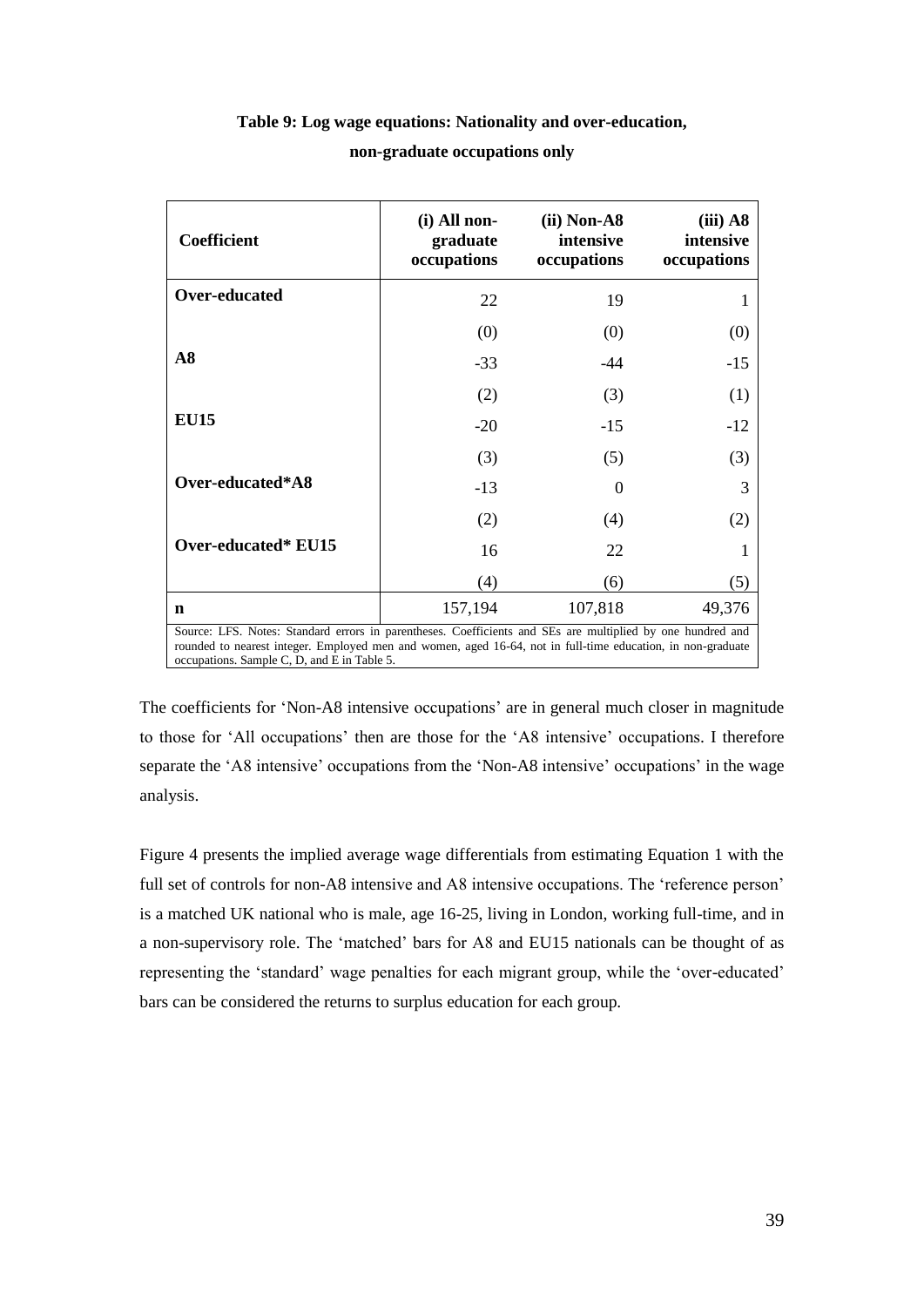**Table 9: Log wage equations: Nationality and over-education, non-graduate occupations only**

| Coefficient | (i) All non-graduate occupations | (ii) Non-A8 intensive occupations | (iii) A8 intensive occupations |
|---|---|---|---|
| **Over-educated** | 22 | 19 | 1 |
| | (0) | (0) | (0) |
| **A8** | -33 | -44 | -15 |
| | (2) | (3) | (1) |
| **EU15** | -20 | -15 | -12 |
| | (3) | (5) | (3) |
| **Over-educated*A8** | -13 | 0 | 3 |
| | (2) | (4) | (2) |
| **Over-educated* EU15** | 16 | 22 | 1 |
| | (4) | (6) | (5) |
| **n** | 157,194 | 107,818 | 49,376 |

Source: LFS. Notes: Standard errors in parentheses. Coefficients and SEs are multiplied by one hundred and rounded to nearest integer. Employed men and women, aged 16-64, not in full-time education, in non-graduate occupations. Sample C, D, and E in Table 5.

The coefficients for 'Non-A8 intensive occupations' are in general much closer in magnitude to those for 'All occupations' then are those for the 'A8 intensive' occupations. I therefore separate the 'A8 intensive' occupations from the 'Non-A8 intensive' occupations' in the wage analysis.

Figure 4 presents the implied average wage differentials from estimating Equation 1 with the full set of controls for non-A8 intensive and A8 intensive occupations. The 'reference person' is a matched UK national who is male, age 16-25, living in London, working full-time, and in a non-supervisory role. The 'matched' bars for A8 and EU15 nationals can be thought of as representing the 'standard' wage penalties for each migrant group, while the 'over-educated' bars can be considered the returns to surplus education for each group.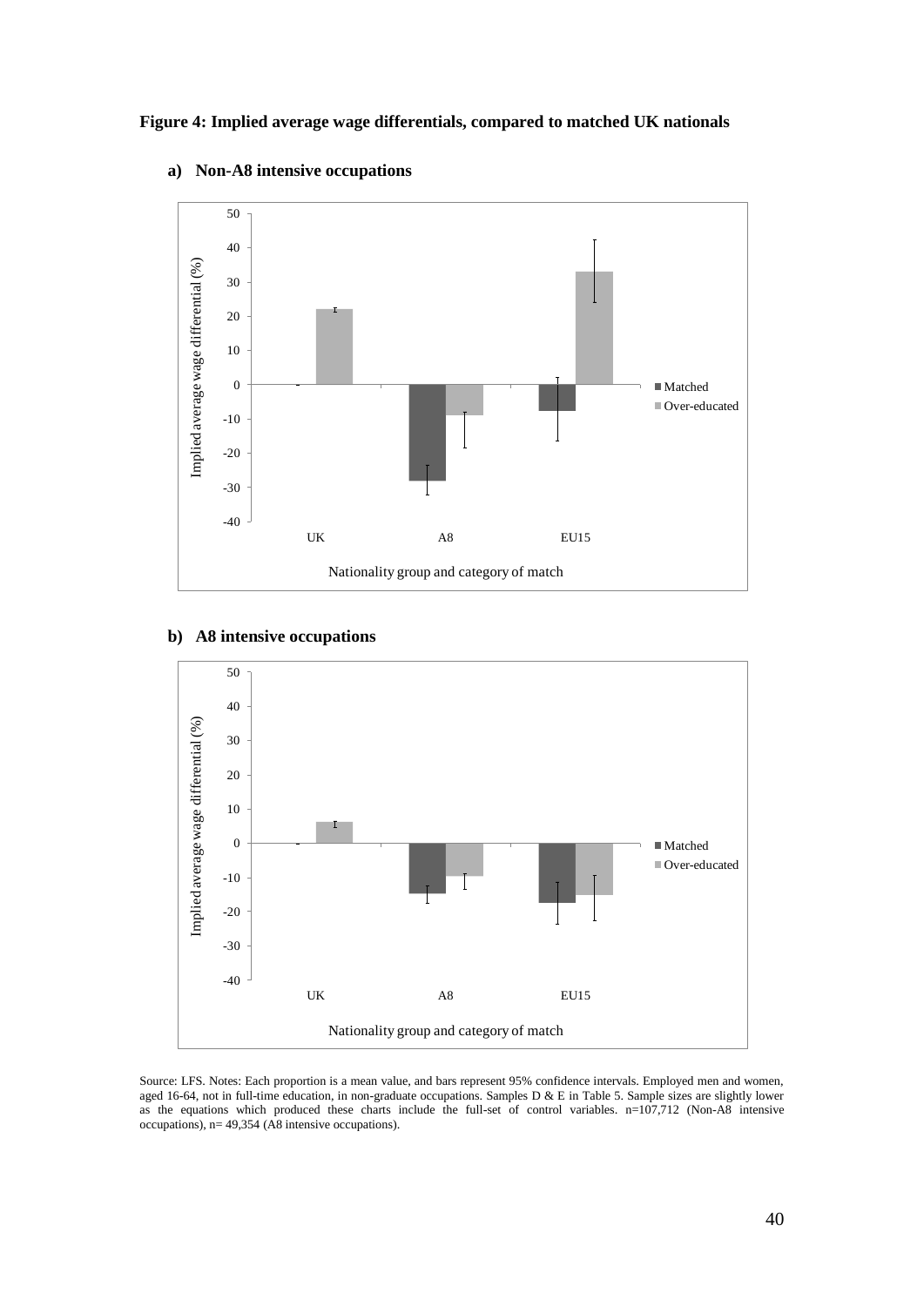**Figure 4: Implied average wage differentials, compared to matched UK nationals**

**a) Non-A8 intensive occupations**

**b) A8 intensive occupations**

Source: LFS. Notes: Each proportion is a mean value, and bars represent 95% confidence intervals. Employed men and women, aged 16-64, not in full-time education, in non-graduate occupations. Samples D & E in Table 5. Sample sizes are slightly lower as the equations which produced these charts include the full-set of control variables. n=107,712 (Non-A8 intensive occupations), n= 49,354 (A8 intensive occupations).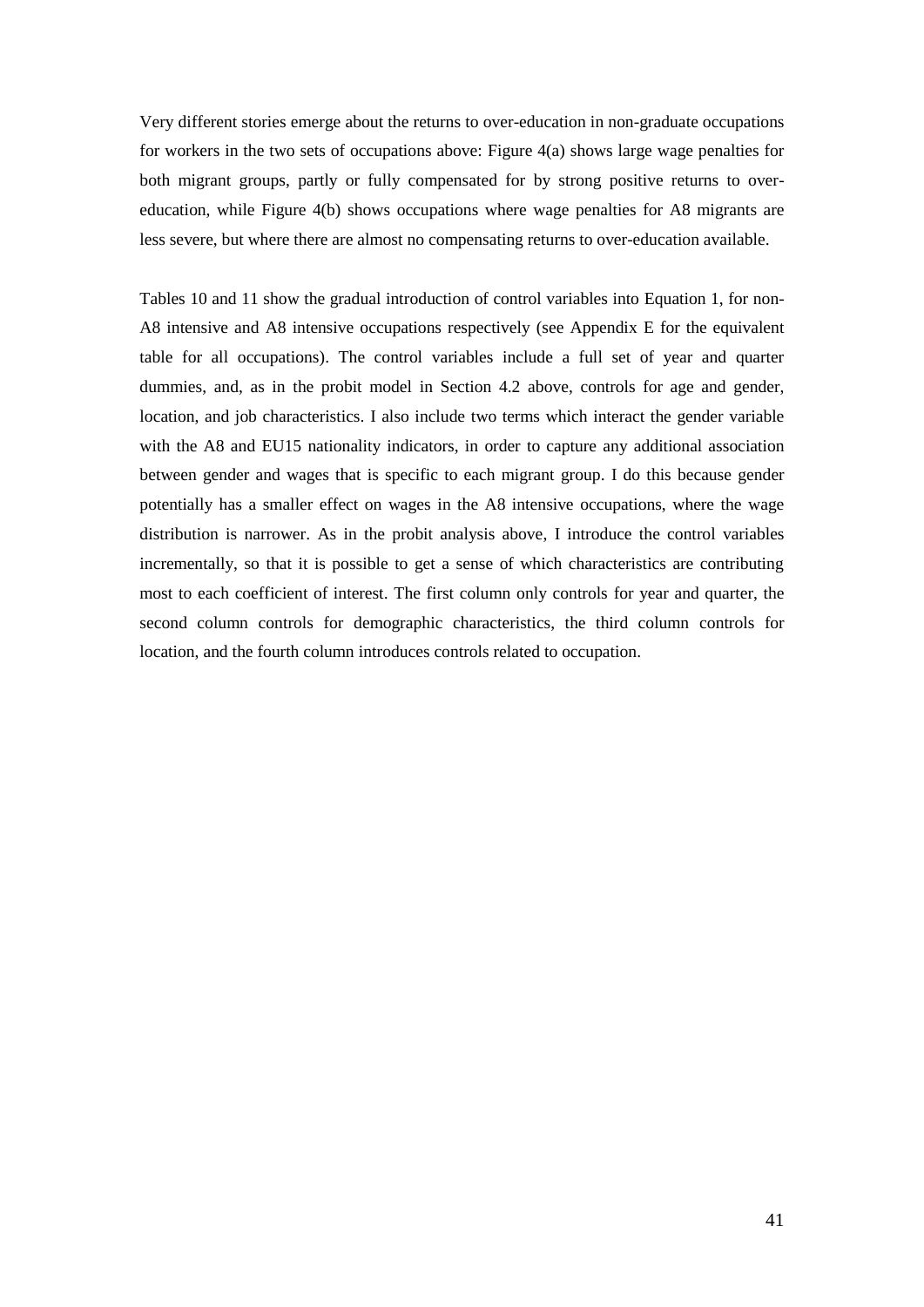Very different stories emerge about the returns to over-education in non-graduate occupations for workers in the two sets of occupations above: Figure 4(a) shows large wage penalties for both migrant groups, partly or fully compensated for by strong positive returns to over-education, while Figure 4(b) shows occupations where wage penalties for A8 migrants are less severe, but where there are almost no compensating returns to over-education available.

Tables 10 and 11 show the gradual introduction of control variables into Equation 1, for non-A8 intensive and A8 intensive occupations respectively (see Appendix E for the equivalent table for all occupations). The control variables include a full set of year and quarter dummies, and, as in the probit model in Section 4.2 above, controls for age and gender, location, and job characteristics. I also include two terms which interact the gender variable with the A8 and EU15 nationality indicators, in order to capture any additional association between gender and wages that is specific to each migrant group. I do this because gender potentially has a smaller effect on wages in the A8 intensive occupations, where the wage distribution is narrower. As in the probit analysis above, I introduce the control variables incrementally, so that it is possible to get a sense of which characteristics are contributing most to each coefficient of interest. The first column only controls for year and quarter, the second column controls for demographic characteristics, the third column controls for location, and the fourth column introduces controls related to occupation.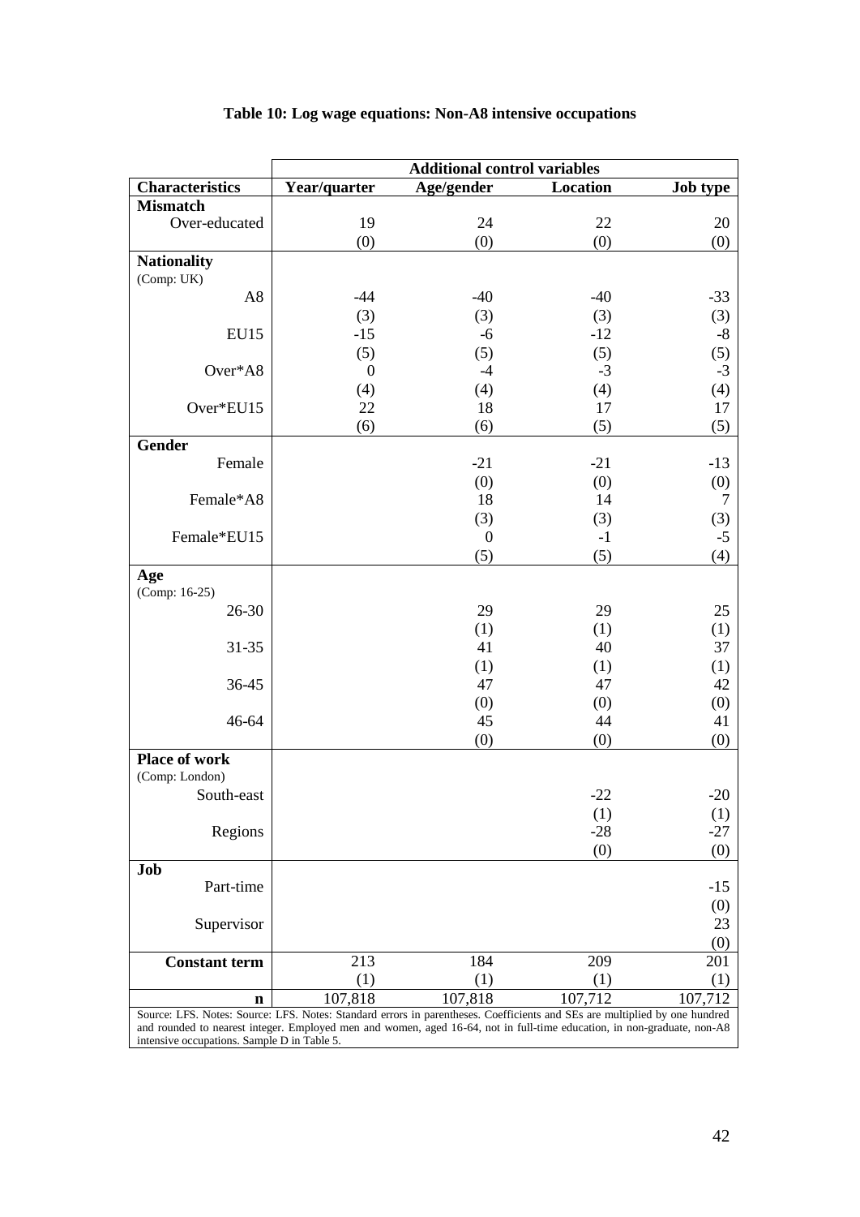**Table 10: Log wage equations: Non-A8 intensive occupations**

| | **Additional control variables** | | | |
|---|---|---|---|---|
| **Characteristics** | **Year/quarter** | **Age/gender** | **Location** | **Job type** |
| **Mismatch** | | | | |
| Over-educated | 19 | 24 | 22 | 20 |
| | (0) | (0) | (0) | (0) |
| **Nationality** (Comp: UK) | | | | |
| A8 | -44 | -40 | -40 | -33 |
| | (3) | (3) | (3) | (3) |
| EU15 | -15 | -6 | -12 | -8 |
| | (5) | (5) | (5) | (5) |
| Over*A8 | 0 | -4 | -3 | -3 |
| | (4) | (4) | (4) | (4) |
| Over*EU15 | 22 | 18 | 17 | 17 |
| | (6) | (6) | (5) | (5) |
| **Gender** | | | | |
| Female | | -21 | -21 | -13 |
| | | (0) | (0) | (0) |
| Female*A8 | | 18 | 14 | 7 |
| | | (3) | (3) | (3) |
| Female*EU15 | | 0 | -1 | -5 |
| | | (5) | (5) | (4) |
| **Age** (Comp: 16-25) | | | | |
| 26-30 | | 29 | 29 | 25 |
| | | (1) | (1) | (1) |
| 31-35 | | 41 | 40 | 37 |
| | | (1) | (1) | (1) |
| 36-45 | | 47 | 47 | 42 |
| | | (0) | (0) | (0) |
| 46-64 | | 45 | 44 | 41 |
| | | (0) | (0) | (0) |
| **Place of work** (Comp: London) | | | | |
| South-east | | | -22 | -20 |
| | | | (1) | (1) |
| Regions | | | -28 | -27 |
| | | | (0) | (0) |
| **Job** | | | | |
| Part-time | | | | -15 |
| | | | | (0) |
| Supervisor | | | | 23 |
| | | | | (0) |
| **Constant term** | 213 | 184 | 209 | 201 |
| | (1) | (1) | (1) | (1) |
| **n** | 107,818 | 107,818 | 107,712 | 107,712 |

Source: LFS. Notes: Source: LFS. Notes: Standard errors in parentheses. Coefficients and SEs are multiplied by one hundred and rounded to nearest integer. Employed men and women, aged 16-64, not in full-time education, in non-graduate, non-A8 intensive occupations. Sample D in Table 5.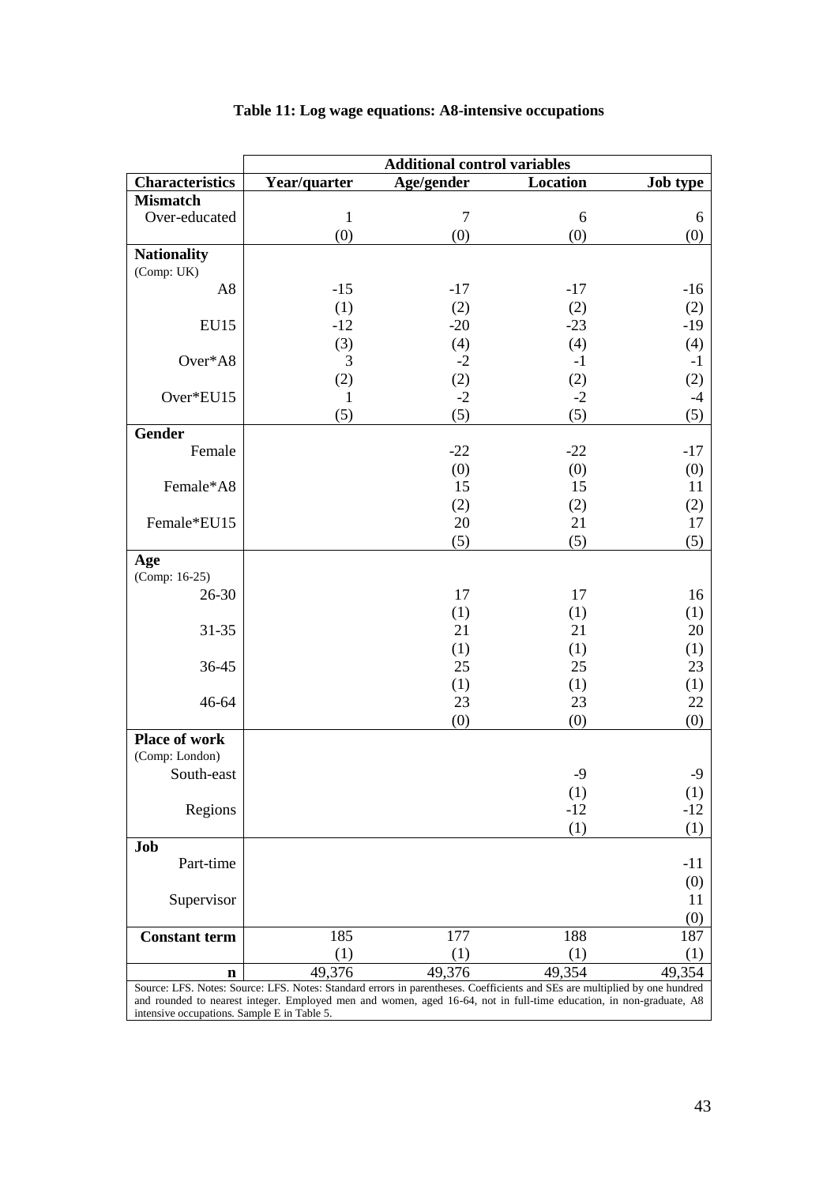**Table 11: Log wage equations: A8-intensive occupations**

| | Additional control variables | | | |
|---|---|---|---|---|
| **Characteristics** | **Year/quarter** | **Age/gender** | **Location** | **Job type** |
| **Mismatch** | | | | |
| Over-educated | 1 | 7 | 6 | 6 |
| | (0) | (0) | (0) | (0) |
| **Nationality** (Comp: UK) | | | | |
| A8 | -15 | -17 | -17 | -16 |
| | (1) | (2) | (2) | (2) |
| EU15 | -12 | -20 | -23 | -19 |
| | (3) | (4) | (4) | (4) |
| Over*A8 | 3 | -2 | -1 | -1 |
| | (2) | (2) | (2) | (2) |
| Over*EU15 | 1 | -2 | -2 | -4 |
| | (5) | (5) | (5) | (5) |
| **Gender** | | | | |
| Female | | -22 | -22 | -17 |
| | | (0) | (0) | (0) |
| Female*A8 | | 15 | 15 | 11 |
| | | (2) | (2) | (2) |
| Female*EU15 | | 20 | 21 | 17 |
| | | (5) | (5) | (5) |
| **Age** (Comp: 16-25) | | | | |
| 26-30 | | 17 | 17 | 16 |
| | | (1) | (1) | (1) |
| 31-35 | | 21 | 21 | 20 |
| | | (1) | (1) | (1) |
| 36-45 | | 25 | 25 | 23 |
| | | (1) | (1) | (1) |
| 46-64 | | 23 | 23 | 22 |
| | | (0) | (0) | (0) |
| **Place of work** (Comp: London) | | | | |
| South-east | | | -9 | -9 |
| | | | (1) | (1) |
| Regions | | | -12 | -12 |
| | | | (1) | (1) |
| **Job** | | | | |
| Part-time | | | | -11 |
| | | | | (0) |
| Supervisor | | | | 11 |
| | | | | (0) |
| **Constant term** | 185 | 177 | 188 | 187 |
| | (1) | (1) | (1) | (1) |
| **n** | 49,376 | 49,376 | 49,354 | 49,354 |

Source: LFS. Notes: Source: LFS. Notes: Standard errors in parentheses. Coefficients and SEs are multiplied by one hundred and rounded to nearest integer. Employed men and women, aged 16-64, not in full-time education, in non-graduate, A8 intensive occupations. Sample E in Table 5.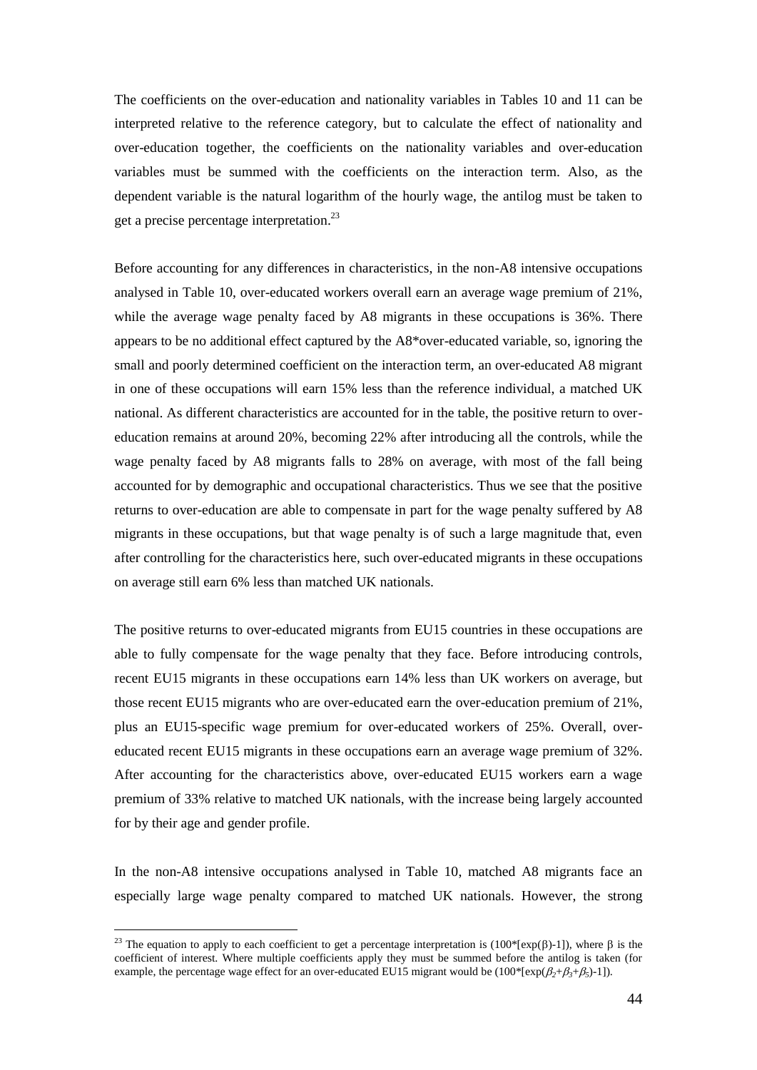The coefficients on the over-education and nationality variables in Tables 10 and 11 can be interpreted relative to the reference category, but to calculate the effect of nationality and over-education together, the coefficients on the nationality variables and over-education variables must be summed with the coefficients on the interaction term. Also, as the dependent variable is the natural logarithm of the hourly wage, the antilog must be taken to get a precise percentage interpretation.[23]

Before accounting for any differences in characteristics, in the non-A8 intensive occupations analysed in Table 10, over-educated workers overall earn an average wage premium of 21%, while the average wage penalty faced by A8 migrants in these occupations is 36%. There appears to be no additional effect captured by the A8*over-educated variable, so, ignoring the small and poorly determined coefficient on the interaction term, an over-educated A8 migrant in one of these occupations will earn 15% less than the reference individual, a matched UK national. As different characteristics are accounted for in the table, the positive return to over-education remains at around 20%, becoming 22% after introducing all the controls, while the wage penalty faced by A8 migrants falls to 28% on average, with most of the fall being accounted for by demographic and occupational characteristics. Thus we see that the positive returns to over-education are able to compensate in part for the wage penalty suffered by A8 migrants in these occupations, but that wage penalty is of such a large magnitude that, even after controlling for the characteristics here, such over-educated migrants in these occupations on average still earn 6% less than matched UK nationals.

The positive returns to over-educated migrants from EU15 countries in these occupations are able to fully compensate for the wage penalty that they face. Before introducing controls, recent EU15 migrants in these occupations earn 14% less than UK workers on average, but those recent EU15 migrants who are over-educated earn the over-education premium of 21%, plus an EU15-specific wage premium for over-educated workers of 25%. Overall, over-educated recent EU15 migrants in these occupations earn an average wage premium of 32%. After accounting for the characteristics above, over-educated EU15 workers earn a wage premium of 33% relative to matched UK nationals, with the increase being largely accounted for by their age and gender profile.

In the non-A8 intensive occupations analysed in Table 10, matched A8 migrants face an especially large wage penalty compared to matched UK nationals. However, the strong

---

[23] The equation to apply to each coefficient to get a percentage interpretation is $(100*[\exp(\beta)-1])$, where $\beta$ is the coefficient of interest. Where multiple coefficients apply they must be summed before the antilog is taken (for example, the percentage wage effect for an over-educated EU15 migrant would be $(100*[\exp(\beta_2+\beta_3+\beta_5)-1])$.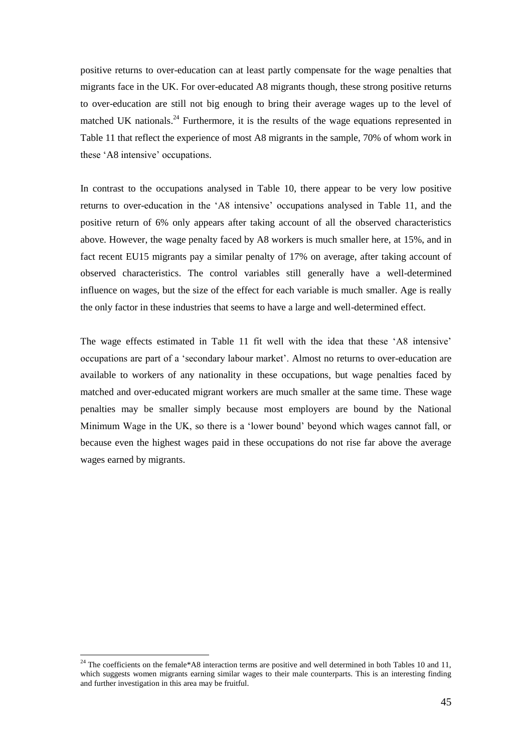positive returns to over-education can at least partly compensate for the wage penalties that migrants face in the UK. For over-educated A8 migrants though, these strong positive returns to over-education are still not big enough to bring their average wages up to the level of matched UK nationals.[24] Furthermore, it is the results of the wage equations represented in Table 11 that reflect the experience of most A8 migrants in the sample, 70% of whom work in these 'A8 intensive' occupations.

In contrast to the occupations analysed in Table 10, there appear to be very low positive returns to over-education in the 'A8 intensive' occupations analysed in Table 11, and the positive return of 6% only appears after taking account of all the observed characteristics above. However, the wage penalty faced by A8 workers is much smaller here, at 15%, and in fact recent EU15 migrants pay a similar penalty of 17% on average, after taking account of observed characteristics. The control variables still generally have a well-determined influence on wages, but the size of the effect for each variable is much smaller. Age is really the only factor in these industries that seems to have a large and well-determined effect.

The wage effects estimated in Table 11 fit well with the idea that these 'A8 intensive' occupations are part of a 'secondary labour market'. Almost no returns to over-education are available to workers of any nationality in these occupations, but wage penalties faced by matched and over-educated migrant workers are much smaller at the same time. These wage penalties may be smaller simply because most employers are bound by the National Minimum Wage in the UK, so there is a 'lower bound' beyond which wages cannot fall, or because even the highest wages paid in these occupations do not rise far above the average wages earned by migrants.

[24] The coefficients on the female*A8 interaction terms are positive and well determined in both Tables 10 and 11, which suggests women migrants earning similar wages to their male counterparts. This is an interesting finding and further investigation in this area may be fruitful.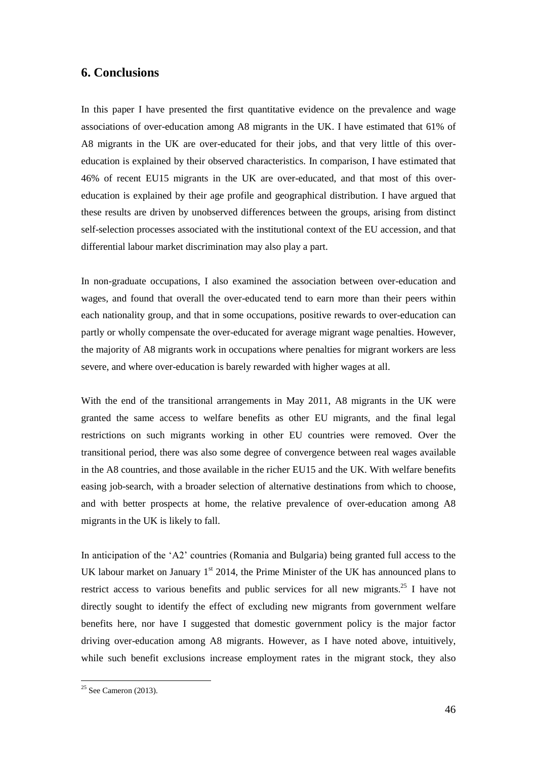## 6. Conclusions

In this paper I have presented the first quantitative evidence on the prevalence and wage associations of over-education among A8 migrants in the UK. I have estimated that 61% of A8 migrants in the UK are over-educated for their jobs, and that very little of this over-education is explained by their observed characteristics. In comparison, I have estimated that 46% of recent EU15 migrants in the UK are over-educated, and that most of this over-education is explained by their age profile and geographical distribution. I have argued that these results are driven by unobserved differences between the groups, arising from distinct self-selection processes associated with the institutional context of the EU accession, and that differential labour market discrimination may also play a part.

In non-graduate occupations, I also examined the association between over-education and wages, and found that overall the over-educated tend to earn more than their peers within each nationality group, and that in some occupations, positive rewards to over-education can partly or wholly compensate the over-educated for average migrant wage penalties. However, the majority of A8 migrants work in occupations where penalties for migrant workers are less severe, and where over-education is barely rewarded with higher wages at all.

With the end of the transitional arrangements in May 2011, A8 migrants in the UK were granted the same access to welfare benefits as other EU migrants, and the final legal restrictions on such migrants working in other EU countries were removed. Over the transitional period, there was also some degree of convergence between real wages available in the A8 countries, and those available in the richer EU15 and the UK. With welfare benefits easing job-search, with a broader selection of alternative destinations from which to choose, and with better prospects at home, the relative prevalence of over-education among A8 migrants in the UK is likely to fall.

In anticipation of the 'A2' countries (Romania and Bulgaria) being granted full access to the UK labour market on January 1st 2014, the Prime Minister of the UK has announced plans to restrict access to various benefits and public services for all new migrants.[25] I have not directly sought to identify the effect of excluding new migrants from government welfare benefits here, nor have I suggested that domestic government policy is the major factor driving over-education among A8 migrants. However, as I have noted above, intuitively, while such benefit exclusions increase employment rates in the migrant stock, they also

[25] See Cameron (2013).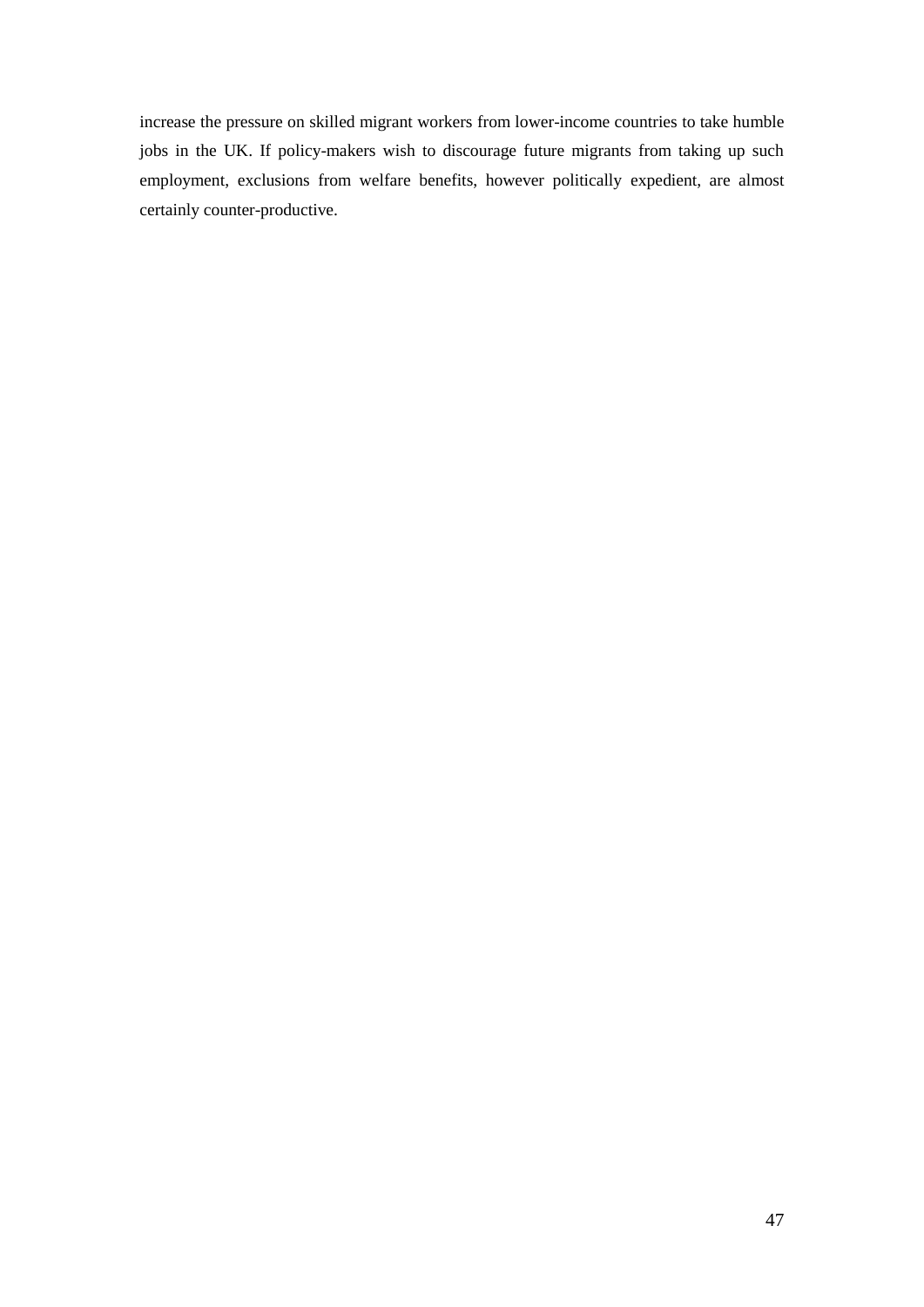increase the pressure on skilled migrant workers from lower-income countries to take humble jobs in the UK. If policy-makers wish to discourage future migrants from taking up such employment, exclusions from welfare benefits, however politically expedient, are almost certainly counter-productive.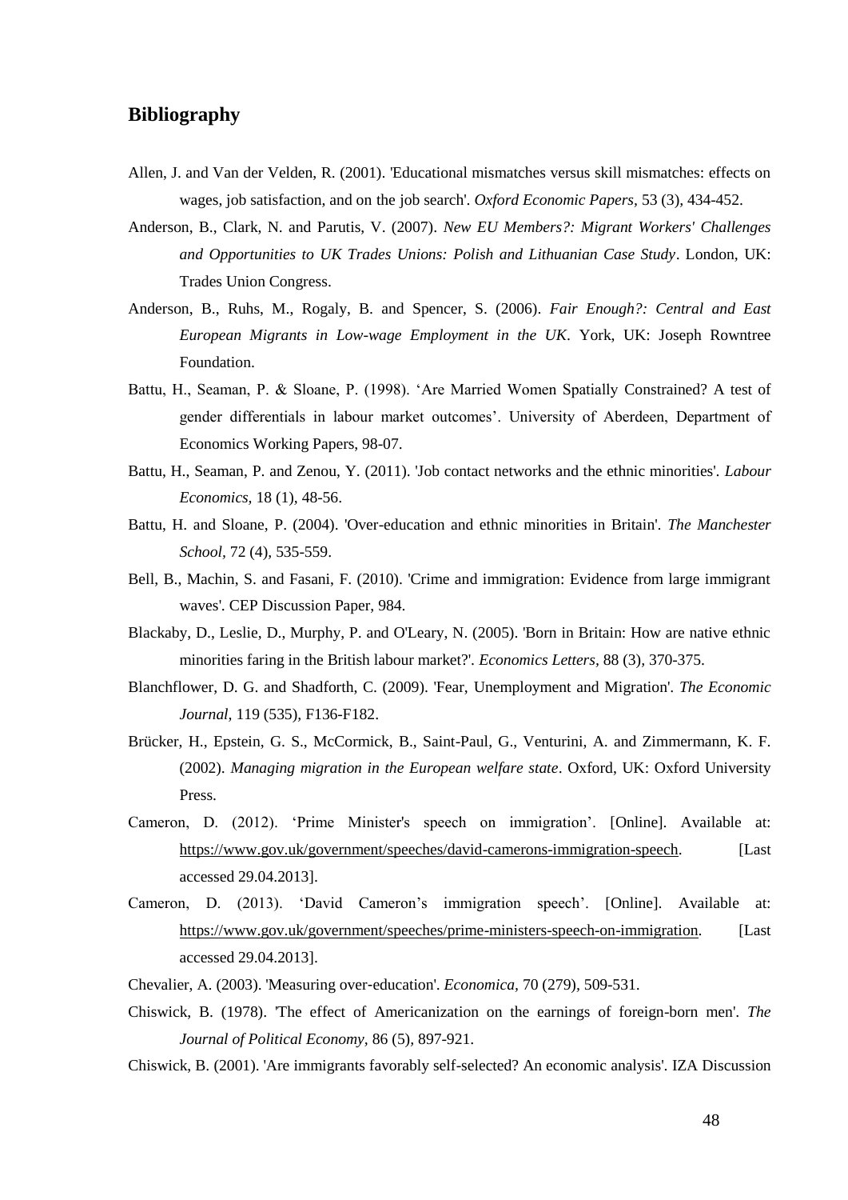## Bibliography

Allen, J. and Van der Velden, R. (2001). 'Educational mismatches versus skill mismatches: effects on wages, job satisfaction, and on the job search'. *Oxford Economic Papers,* 53 (3), 434-452.

Anderson, B., Clark, N. and Parutis, V. (2007). *New EU Members?: Migrant Workers' Challenges and Opportunities to UK Trades Unions: Polish and Lithuanian Case Study*. London, UK: Trades Union Congress.

Anderson, B., Ruhs, M., Rogaly, B. and Spencer, S. (2006). *Fair Enough?: Central and East European Migrants in Low-wage Employment in the UK*. York, UK: Joseph Rowntree Foundation.

Battu, H., Seaman, P. & Sloane, P. (1998). 'Are Married Women Spatially Constrained? A test of gender differentials in labour market outcomes'. University of Aberdeen, Department of Economics Working Papers, 98-07.

Battu, H., Seaman, P. and Zenou, Y. (2011). 'Job contact networks and the ethnic minorities'. *Labour Economics,* 18 (1), 48-56.

Battu, H. and Sloane, P. (2004). 'Over-education and ethnic minorities in Britain'. *The Manchester School,* 72 (4), 535-559.

Bell, B., Machin, S. and Fasani, F. (2010). 'Crime and immigration: Evidence from large immigrant waves'. CEP Discussion Paper, 984.

Blackaby, D., Leslie, D., Murphy, P. and O'Leary, N. (2005). 'Born in Britain: How are native ethnic minorities faring in the British labour market?'. *Economics Letters,* 88 (3), 370-375.

Blanchflower, D. G. and Shadforth, C. (2009). 'Fear, Unemployment and Migration'. *The Economic Journal,* 119 (535), F136-F182.

Brücker, H., Epstein, G. S., McCormick, B., Saint-Paul, G., Venturini, A. and Zimmermann, K. F. (2002). *Managing migration in the European welfare state*. Oxford, UK: Oxford University Press.

Cameron, D. (2012). 'Prime Minister's speech on immigration'. [Online]. Available at: https://www.gov.uk/government/speeches/david-camerons-immigration-speech. [Last accessed 29.04.2013].

Cameron, D. (2013). 'David Cameron's immigration speech'. [Online]. Available at: https://www.gov.uk/government/speeches/prime-ministers-speech-on-immigration. [Last accessed 29.04.2013].

Chevalier, A. (2003). 'Measuring over-education'. *Economica,* 70 (279), 509-531.

Chiswick, B. (1978). 'The effect of Americanization on the earnings of foreign-born men'. *The Journal of Political Economy,* 86 (5), 897-921.

Chiswick, B. (2001). 'Are immigrants favorably self-selected? An economic analysis'. IZA Discussion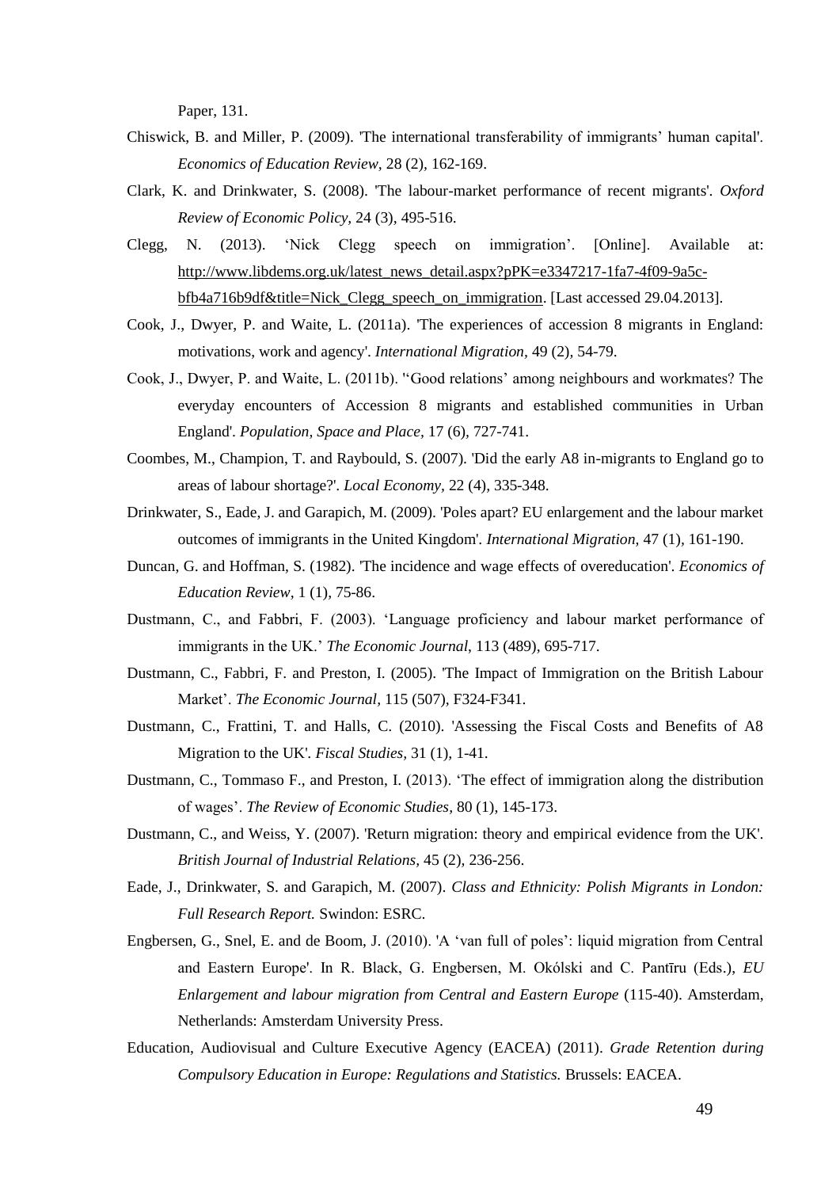Paper, 131.

Chiswick, B. and Miller, P. (2009). 'The international transferability of immigrants' human capital'. *Economics of Education Review*, 28 (2), 162-169.

Clark, K. and Drinkwater, S. (2008). 'The labour-market performance of recent migrants'. *Oxford Review of Economic Policy,* 24 (3), 495-516.

Clegg, N. (2013). 'Nick Clegg speech on immigration'. [Online]. Available at: http://www.libdems.org.uk/latest_news_detail.aspx?pPK=e3347217-1fa7-4f09-9a5c-bfb4a716b9df&title=Nick_Clegg_speech_on_immigration. [Last accessed 29.04.2013].

Cook, J., Dwyer, P. and Waite, L. (2011a). 'The experiences of accession 8 migrants in England: motivations, work and agency'. *International Migration*, 49 (2), 54-79.

Cook, J., Dwyer, P. and Waite, L. (2011b). ''Good relations' among neighbours and workmates? The everyday encounters of Accession 8 migrants and established communities in Urban England'. *Population, Space and Place,* 17 (6), 727-741.

Coombes, M., Champion, T. and Raybould, S. (2007). 'Did the early A8 in-migrants to England go to areas of labour shortage?'. *Local Economy,* 22 (4), 335-348.

Drinkwater, S., Eade, J. and Garapich, M. (2009). 'Poles apart? EU enlargement and the labour market outcomes of immigrants in the United Kingdom'. *International Migration,* 47 (1), 161-190.

Duncan, G. and Hoffman, S. (1982). 'The incidence and wage effects of overeducation'. *Economics of Education Review,* 1 (1), 75-86.

Dustmann, C., and Fabbri, F. (2003). 'Language proficiency and labour market performance of immigrants in the UK.' *The Economic Journal*, 113 (489), 695-717.

Dustmann, C., Fabbri, F. and Preston, I. (2005). 'The Impact of Immigration on the British Labour Market'. *The Economic Journal,* 115 (507), F324-F341.

Dustmann, C., Frattini, T. and Halls, C. (2010). 'Assessing the Fiscal Costs and Benefits of A8 Migration to the UK'. *Fiscal Studies,* 31 (1), 1-41.

Dustmann, C., Tommaso F., and Preston, I. (2013). 'The effect of immigration along the distribution of wages'. *The Review of Economic Studies*, 80 (1), 145-173.

Dustmann, C., and Weiss, Y. (2007). 'Return migration: theory and empirical evidence from the UK'. *British Journal of Industrial Relations,* 45 (2), 236-256.

Eade, J., Drinkwater, S. and Garapich, M. (2007). *Class and Ethnicity: Polish Migrants in London: Full Research Report.* Swindon: ESRC.

Engbersen, G., Snel, E. and de Boom, J. (2010). 'A 'van full of poles': liquid migration from Central and Eastern Europe'. In R. Black, G. Engbersen, M. Okólski and C. Pantîru (Eds.), *EU Enlargement and labour migration from Central and Eastern Europe* (115-40). Amsterdam, Netherlands: Amsterdam University Press.

Education, Audiovisual and Culture Executive Agency (EACEA) (2011). *Grade Retention during Compulsory Education in Europe: Regulations and Statistics.* Brussels: EACEA.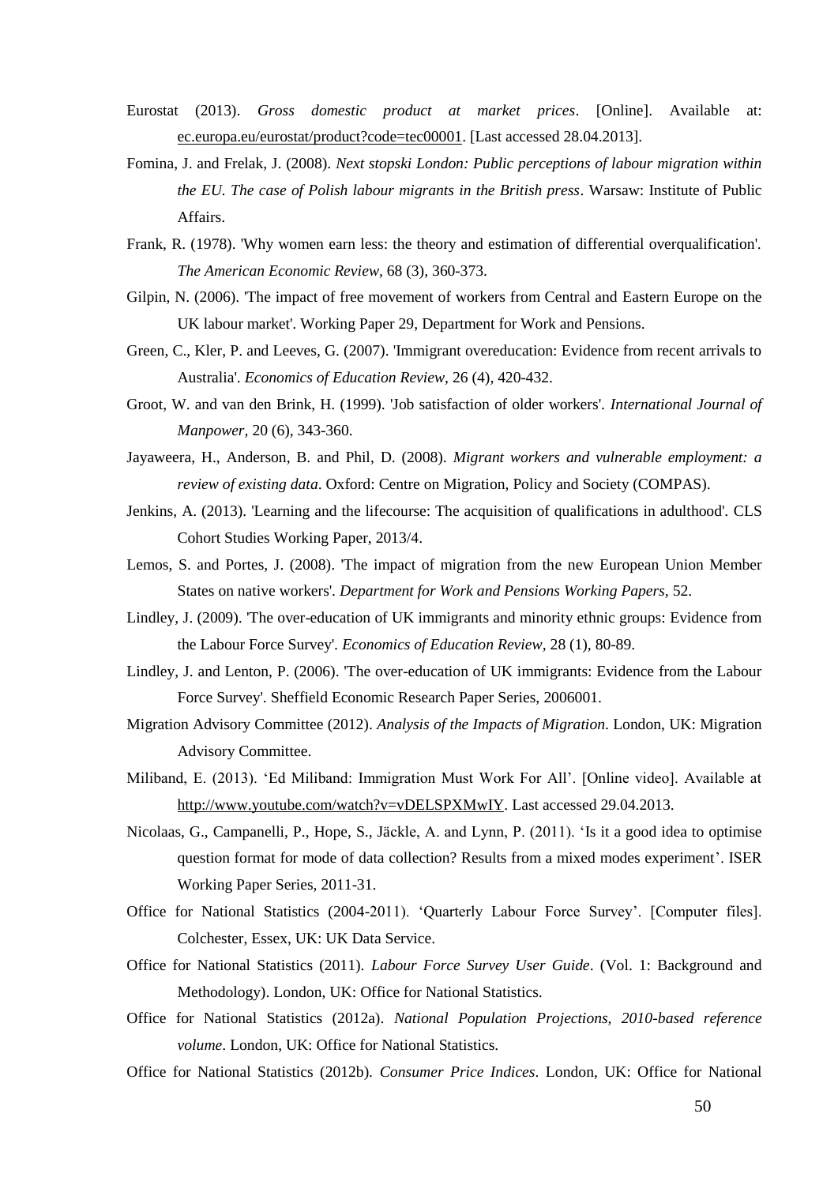Eurostat (2013). *Gross domestic product at market prices*. [Online]. Available at: ec.europa.eu/eurostat/product?code=tec00001. [Last accessed 28.04.2013].

Fomina, J. and Frelak, J. (2008). *Next stopski London: Public perceptions of labour migration within the EU. The case of Polish labour migrants in the British press*. Warsaw: Institute of Public Affairs.

Frank, R. (1978). 'Why women earn less: the theory and estimation of differential overqualification'. *The American Economic Review*, 68 (3), 360-373.

Gilpin, N. (2006). 'The impact of free movement of workers from Central and Eastern Europe on the UK labour market'. Working Paper 29, Department for Work and Pensions.

Green, C., Kler, P. and Leeves, G. (2007). 'Immigrant overeducation: Evidence from recent arrivals to Australia'. *Economics of Education Review*, 26 (4), 420-432.

Groot, W. and van den Brink, H. (1999). 'Job satisfaction of older workers'. *International Journal of Manpower*, 20 (6), 343-360.

Jayaweera, H., Anderson, B. and Phil, D. (2008). *Migrant workers and vulnerable employment: a review of existing data*. Oxford: Centre on Migration, Policy and Society (COMPAS).

Jenkins, A. (2013). 'Learning and the lifecourse: The acquisition of qualifications in adulthood'. CLS Cohort Studies Working Paper, 2013/4.

Lemos, S. and Portes, J. (2008). 'The impact of migration from the new European Union Member States on native workers'. *Department for Work and Pensions Working Papers*, 52.

Lindley, J. (2009). 'The over-education of UK immigrants and minority ethnic groups: Evidence from the Labour Force Survey'. *Economics of Education Review*, 28 (1), 80-89.

Lindley, J. and Lenton, P. (2006). 'The over-education of UK immigrants: Evidence from the Labour Force Survey'. Sheffield Economic Research Paper Series, 2006001.

Migration Advisory Committee (2012). *Analysis of the Impacts of Migration*. London, UK: Migration Advisory Committee.

Miliband, E. (2013). 'Ed Miliband: Immigration Must Work For All'. [Online video]. Available at http://www.youtube.com/watch?v=vDELSPXMwIY. Last accessed 29.04.2013.

Nicolaas, G., Campanelli, P., Hope, S., Jäckle, A. and Lynn, P. (2011). 'Is it a good idea to optimise question format for mode of data collection? Results from a mixed modes experiment'. ISER Working Paper Series, 2011-31.

Office for National Statistics (2004-2011). 'Quarterly Labour Force Survey'. [Computer files]. Colchester, Essex, UK: UK Data Service.

Office for National Statistics (2011). *Labour Force Survey User Guide*. (Vol. 1: Background and Methodology). London, UK: Office for National Statistics.

Office for National Statistics (2012a). *National Population Projections, 2010-based reference volume*. London, UK: Office for National Statistics.

Office for National Statistics (2012b). *Consumer Price Indices*. London, UK: Office for National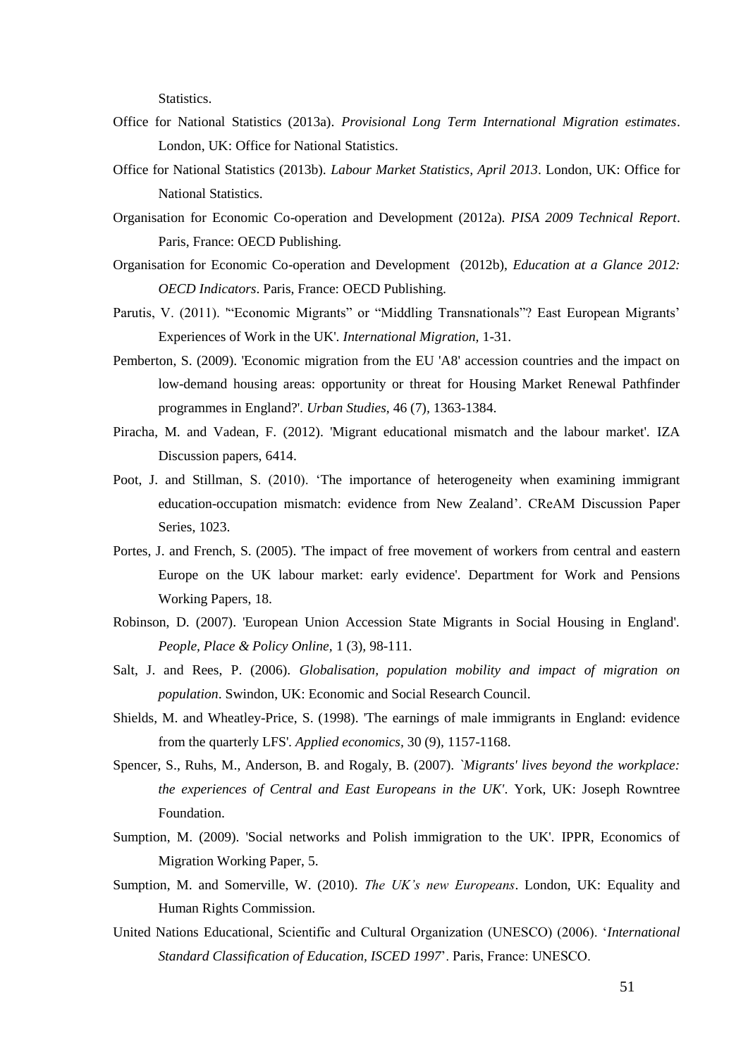Statistics.

Office for National Statistics (2013a). *Provisional Long Term International Migration estimates*. London, UK: Office for National Statistics.

Office for National Statistics (2013b). *Labour Market Statistics, April 2013*. London, UK: Office for National Statistics.

Organisation for Economic Co-operation and Development (2012a). *PISA 2009 Technical Report*. Paris, France: OECD Publishing.

Organisation for Economic Co-operation and Development (2012b), *Education at a Glance 2012: OECD Indicators*. Paris, France: OECD Publishing.

Parutis, V. (2011). '"Economic Migrants" or "Middling Transnationals"? East European Migrants' Experiences of Work in the UK'. *International Migration,* 1-31.

Pemberton, S. (2009). 'Economic migration from the EU 'A8' accession countries and the impact on low-demand housing areas: opportunity or threat for Housing Market Renewal Pathfinder programmes in England?'. *Urban Studies*, 46 (7), 1363-1384.

Piracha, M. and Vadean, F. (2012). 'Migrant educational mismatch and the labour market'. IZA Discussion papers, 6414.

Poot, J. and Stillman, S. (2010). 'The importance of heterogeneity when examining immigrant education-occupation mismatch: evidence from New Zealand'. CReAM Discussion Paper Series, 1023.

Portes, J. and French, S. (2005). 'The impact of free movement of workers from central and eastern Europe on the UK labour market: early evidence'. Department for Work and Pensions Working Papers, 18.

Robinson, D. (2007). 'European Union Accession State Migrants in Social Housing in England'. *People, Place & Policy Online*, 1 (3), 98-111.

Salt, J. and Rees, P. (2006). *Globalisation, population mobility and impact of migration on population*. Swindon, UK: Economic and Social Research Council.

Shields, M. and Wheatley-Price, S. (1998). 'The earnings of male immigrants in England: evidence from the quarterly LFS'. *Applied economics,* 30 (9), 1157-1168.

Spencer, S., Ruhs, M., Anderson, B. and Rogaly, B. (2007). *`Migrants' lives beyond the workplace: the experiences of Central and East Europeans in the UK'*. York, UK: Joseph Rowntree Foundation.

Sumption, M. (2009). 'Social networks and Polish immigration to the UK'. IPPR, Economics of Migration Working Paper, 5.

Sumption, M. and Somerville, W. (2010). *The UK's new Europeans*. London, UK: Equality and Human Rights Commission.

United Nations Educational, Scientific and Cultural Organization (UNESCO) (2006). '*International Standard Classification of Education, ISCED 1997*'. Paris, France: UNESCO.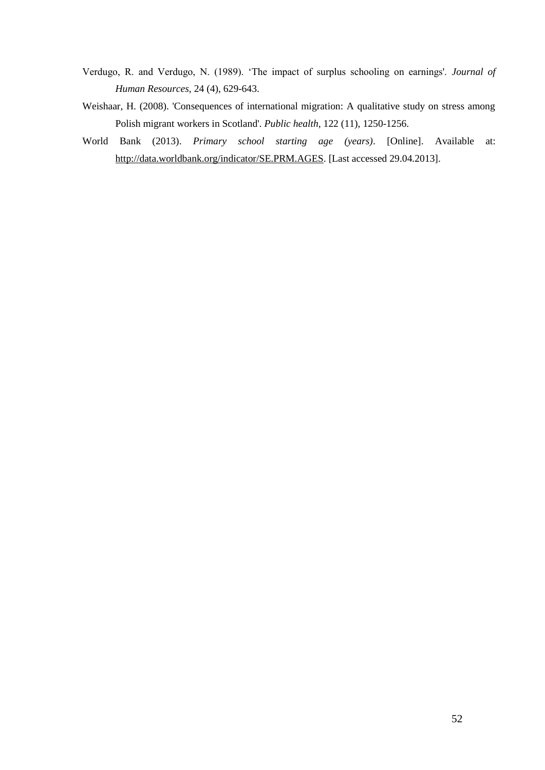Verdugo, R. and Verdugo, N. (1989). 'The impact of surplus schooling on earnings'. *Journal of Human Resources,* 24 (4), 629-643.

Weishaar, H. (2008). 'Consequences of international migration: A qualitative study on stress among Polish migrant workers in Scotland'. *Public health*, 122 (11), 1250-1256.

World Bank (2013). *Primary school starting age (years)*. [Online]. Available at: http://data.worldbank.org/indicator/SE.PRM.AGES. [Last accessed 29.04.2013].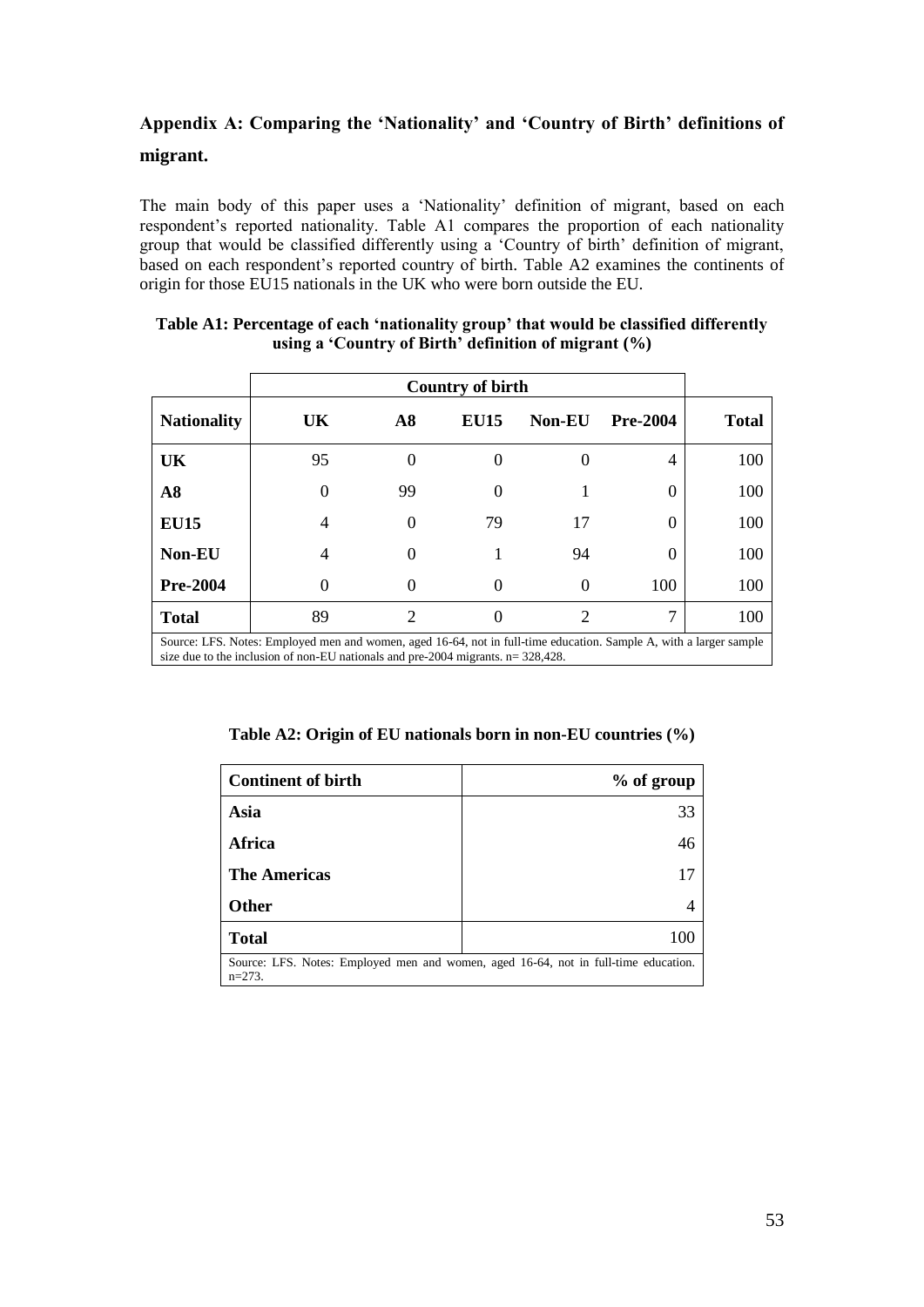## Appendix A: Comparing the 'Nationality' and 'Country of Birth' definitions of migrant.

The main body of this paper uses a 'Nationality' definition of migrant, based on each respondent's reported nationality. Table A1 compares the proportion of each nationality group that would be classified differently using a 'Country of birth' definition of migrant, based on each respondent's reported country of birth. Table A2 examines the continents of origin for those EU15 nationals in the UK who were born outside the EU.

**Table A1: Percentage of each 'nationality group' that would be classified differently using a 'Country of Birth' definition of migrant (%)**

| | Country of birth | | | | | |
|---|---|---|---|---|---|---|
| **Nationality** | **UK** | **A8** | **EU15** | **Non-EU** | **Pre-2004** | **Total** |
| **UK** | 95 | 0 | 0 | 0 | 4 | 100 |
| **A8** | 0 | 99 | 0 | 1 | 0 | 100 |
| **EU15** | 4 | 0 | 79 | 17 | 0 | 100 |
| **Non-EU** | 4 | 0 | 1 | 94 | 0 | 100 |
| **Pre-2004** | 0 | 0 | 0 | 0 | 100 | 100 |
| **Total** | 89 | 2 | 0 | 2 | 7 | 100 |

Source: LFS. Notes: Employed men and women, aged 16-64, not in full-time education. Sample A, with a larger sample size due to the inclusion of non-EU nationals and pre-2004 migrants. n= 328,428.

**Table A2: Origin of EU nationals born in non-EU countries (%)**

| Continent of birth | % of group |
|---|---|
| **Asia** | 33 |
| **Africa** | 46 |
| **The Americas** | 17 |
| **Other** | 4 |
| **Total** | 100 |

Source: LFS. Notes: Employed men and women, aged 16-64, not in full-time education. n=273.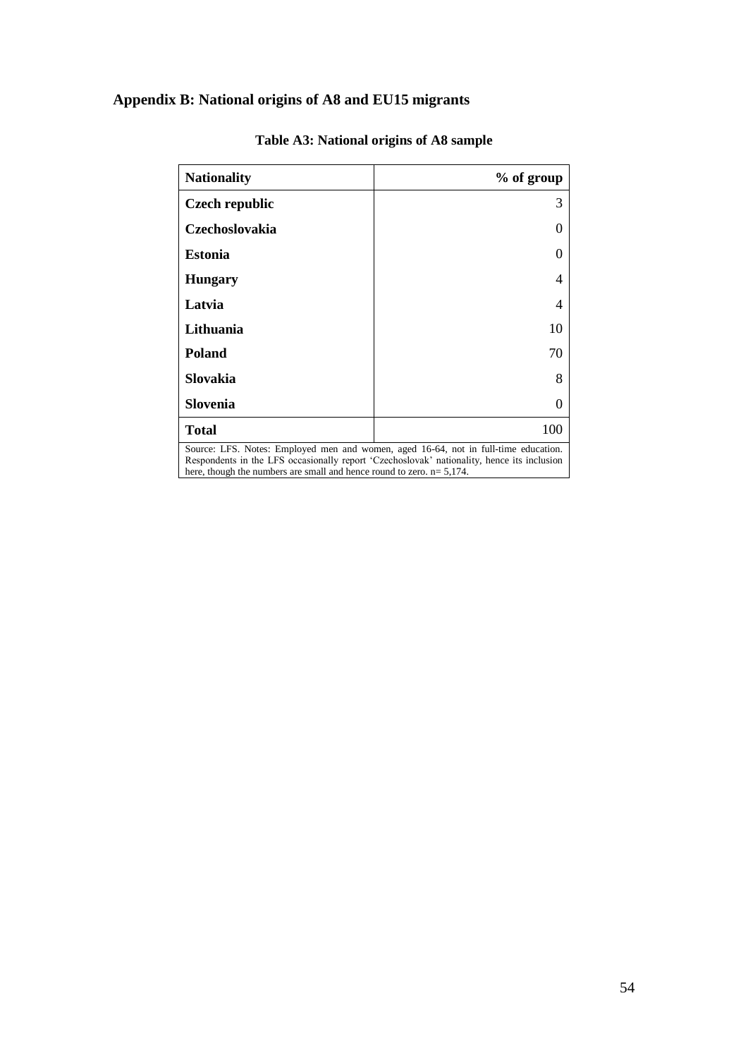## Appendix B: National origins of A8 and EU15 migrants

**Table A3: National origins of A8 sample**

| Nationality | % of group |
|---|---|
| **Czech republic** | 3 |
| **Czechoslovakia** | 0 |
| **Estonia** | 0 |
| **Hungary** | 4 |
| **Latvia** | 4 |
| **Lithuania** | 10 |
| **Poland** | 70 |
| **Slovakia** | 8 |
| **Slovenia** | 0 |
| **Total** | 100 |

Source: LFS. Notes: Employed men and women, aged 16-64, not in full-time education. Respondents in the LFS occasionally report 'Czechoslovak' nationality, hence its inclusion here, though the numbers are small and hence round to zero. n= 5,174.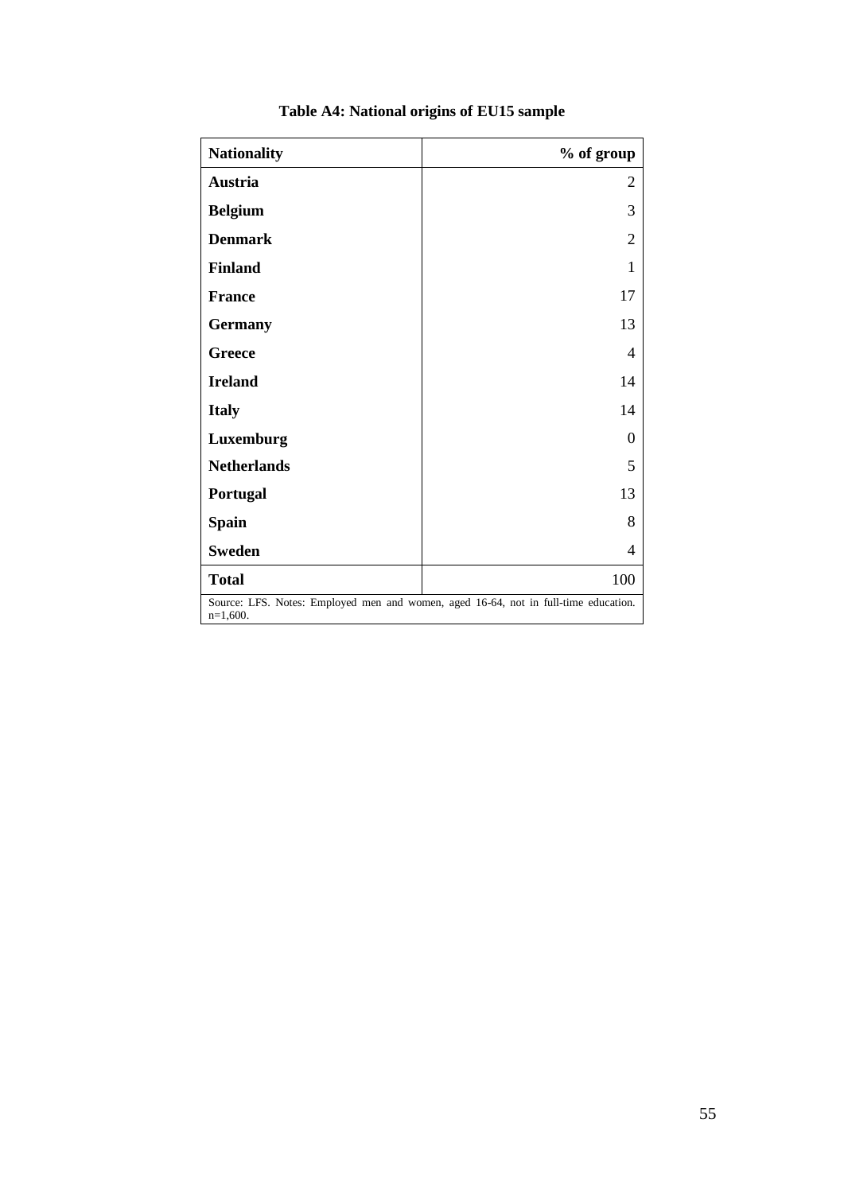**Table A4: National origins of EU15 sample**

| **Nationality** | **% of group** |
|---|---|
| **Austria** | 2 |
| **Belgium** | 3 |
| **Denmark** | 2 |
| **Finland** | 1 |
| **France** | 17 |
| **Germany** | 13 |
| **Greece** | 4 |
| **Ireland** | 14 |
| **Italy** | 14 |
| **Luxemburg** | 0 |
| **Netherlands** | 5 |
| **Portugal** | 13 |
| **Spain** | 8 |
| **Sweden** | 4 |
| **Total** | 100 |

Source: LFS. Notes: Employed men and women, aged 16-64, not in full-time education. n=1,600.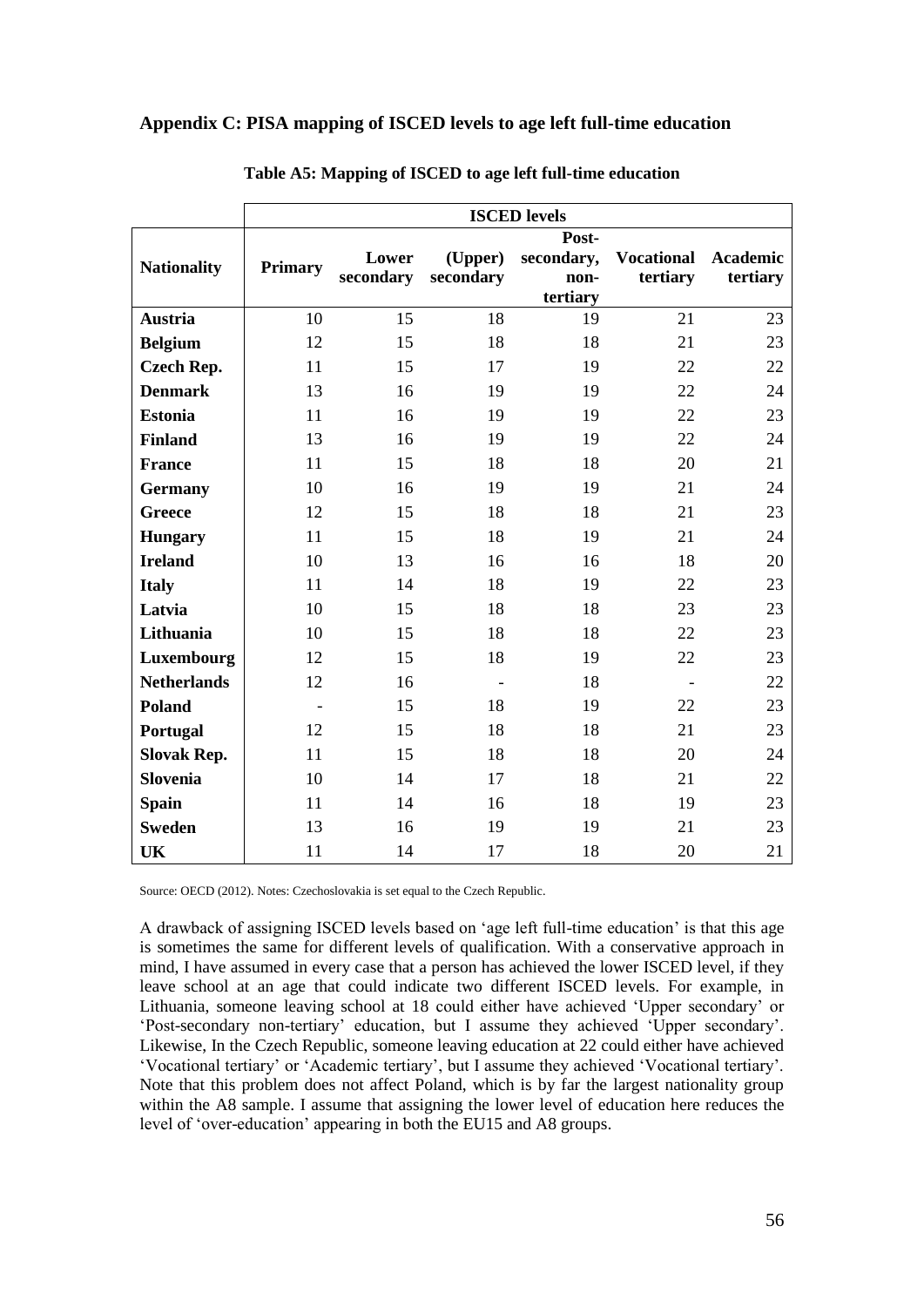## Appendix C: PISA mapping of ISCED levels to age left full-time education

**Table A5: Mapping of ISCED to age left full-time education**

| | ISCED levels | | | | | |
|---|---|---|---|---|---|---|
| **Nationality** | **Primary** | **Lower secondary** | **(Upper) secondary** | **Post-secondary, non-tertiary** | **Vocational tertiary** | **Academic tertiary** |
| **Austria** | 10 | 15 | 18 | 19 | 21 | 23 |
| **Belgium** | 12 | 15 | 18 | 18 | 21 | 23 |
| **Czech Rep.** | 11 | 15 | 17 | 19 | 22 | 22 |
| **Denmark** | 13 | 16 | 19 | 19 | 22 | 24 |
| **Estonia** | 11 | 16 | 19 | 19 | 22 | 23 |
| **Finland** | 13 | 16 | 19 | 19 | 22 | 24 |
| **France** | 11 | 15 | 18 | 18 | 20 | 21 |
| **Germany** | 10 | 16 | 19 | 19 | 21 | 24 |
| **Greece** | 12 | 15 | 18 | 18 | 21 | 23 |
| **Hungary** | 11 | 15 | 18 | 19 | 21 | 24 |
| **Ireland** | 10 | 13 | 16 | 16 | 18 | 20 |
| **Italy** | 11 | 14 | 18 | 19 | 22 | 23 |
| **Latvia** | 10 | 15 | 18 | 18 | 23 | 23 |
| **Lithuania** | 10 | 15 | 18 | 18 | 22 | 23 |
| **Luxembourg** | 12 | 15 | 18 | 19 | 22 | 23 |
| **Netherlands** | 12 | 16 | - | 18 | - | 22 |
| **Poland** | - | 15 | 18 | 19 | 22 | 23 |
| **Portugal** | 12 | 15 | 18 | 18 | 21 | 23 |
| **Slovak Rep.** | 11 | 15 | 18 | 18 | 20 | 24 |
| **Slovenia** | 10 | 14 | 17 | 18 | 21 | 22 |
| **Spain** | 11 | 14 | 16 | 18 | 19 | 23 |
| **Sweden** | 13 | 16 | 19 | 19 | 21 | 23 |
| **UK** | 11 | 14 | 17 | 18 | 20 | 21 |

Source: OECD (2012). Notes: Czechoslovakia is set equal to the Czech Republic.

A drawback of assigning ISCED levels based on 'age left full-time education' is that this age is sometimes the same for different levels of qualification. With a conservative approach in mind, I have assumed in every case that a person has achieved the lower ISCED level, if they leave school at an age that could indicate two different ISCED levels. For example, in Lithuania, someone leaving school at 18 could either have achieved 'Upper secondary' or 'Post-secondary non-tertiary' education, but I assume they achieved 'Upper secondary'. Likewise, In the Czech Republic, someone leaving education at 22 could either have achieved 'Vocational tertiary' or 'Academic tertiary', but I assume they achieved 'Vocational tertiary'. Note that this problem does not affect Poland, which is by far the largest nationality group within the A8 sample. I assume that assigning the lower level of education here reduces the level of 'over-education' appearing in both the EU15 and A8 groups.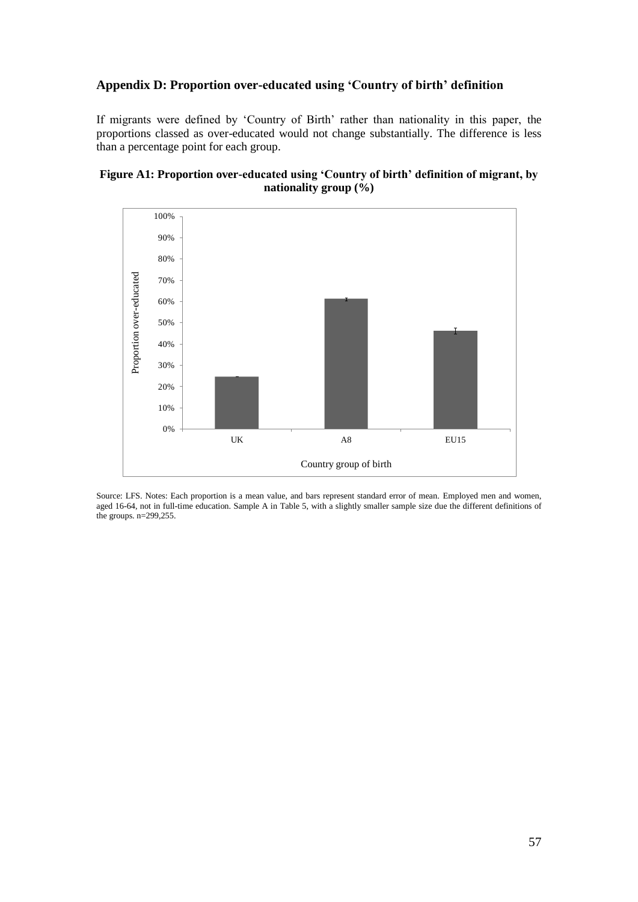## Appendix D: Proportion over-educated using 'Country of birth' definition

If migrants were defined by 'Country of Birth' rather than nationality in this paper, the proportions classed as over-educated would not change substantially. The difference is less than a percentage point for each group.

**Figure A1: Proportion over-educated using 'Country of birth' definition of migrant, by nationality group (%)**

Source: LFS. Notes: Each proportion is a mean value, and bars represent standard error of mean. Employed men and women, aged 16-64, not in full-time education. Sample A in Table 5, with a slightly smaller sample size due the different definitions of the groups. n=299,255.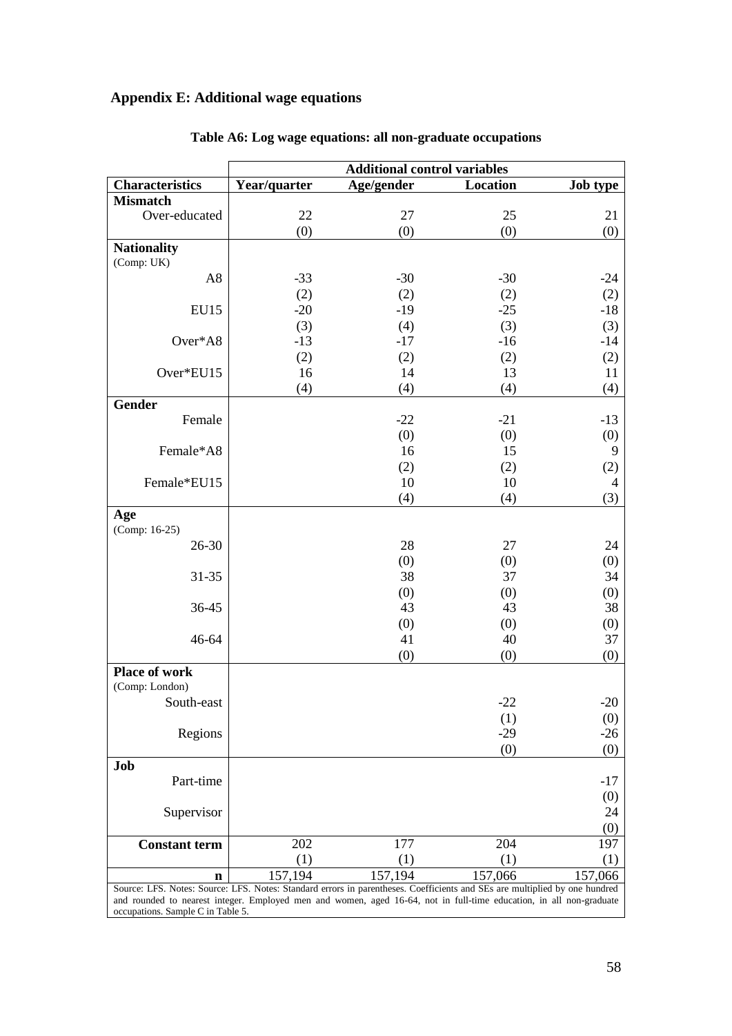## Appendix E: Additional wage equations

**Table A6: Log wage equations: all non-graduate occupations**

| | Additional control variables | | | |
|---|---|---|---|---|
| **Characteristics** | **Year/quarter** | **Age/gender** | **Location** | **Job type** |
| **Mismatch** | | | | |
| Over-educated | 22 | 27 | 25 | 21 |
| | (0) | (0) | (0) | (0) |
| **Nationality** (Comp: UK) | | | | |
| A8 | -33 | -30 | -30 | -24 |
| | (2) | (2) | (2) | (2) |
| EU15 | -20 | -19 | -25 | -18 |
| | (3) | (4) | (3) | (3) |
| Over*A8 | -13 | -17 | -16 | -14 |
| | (2) | (2) | (2) | (2) |
| Over*EU15 | 16 | 14 | 13 | 11 |
| | (4) | (4) | (4) | (4) |
| **Gender** | | | | |
| Female | | -22 | -21 | -13 |
| | | (0) | (0) | (0) |
| Female*A8 | | 16 | 15 | 9 |
| | | (2) | (2) | (2) |
| Female*EU15 | | 10 | 10 | 4 |
| | | (4) | (4) | (3) |
| **Age** (Comp: 16-25) | | | | |
| 26-30 | | 28 | 27 | 24 |
| | | (0) | (0) | (0) |
| 31-35 | | 38 | 37 | 34 |
| | | (0) | (0) | (0) |
| 36-45 | | 43 | 43 | 38 |
| | | (0) | (0) | (0) |
| 46-64 | | 41 | 40 | 37 |
| | | (0) | (0) | (0) |
| **Place of work** (Comp: London) | | | | |
| South-east | | | -22 | -20 |
| | | | (1) | (0) |
| Regions | | | -29 | -26 |
| | | | (0) | (0) |
| **Job** | | | | |
| Part-time | | | | -17 |
| | | | | (0) |
| Supervisor | | | | 24 |
| | | | | (0) |
| **Constant term** | 202 | 177 | 204 | 197 |
| | (1) | (1) | (1) | (1) |
| **n** | 157,194 | 157,194 | 157,066 | 157,066 |

Source: LFS. Notes: Source: LFS. Notes: Standard errors in parentheses. Coefficients and SEs are multiplied by one hundred and rounded to nearest integer. Employed men and women, aged 16-64, not in full-time education, in all non-graduate occupations. Sample C in Table 5.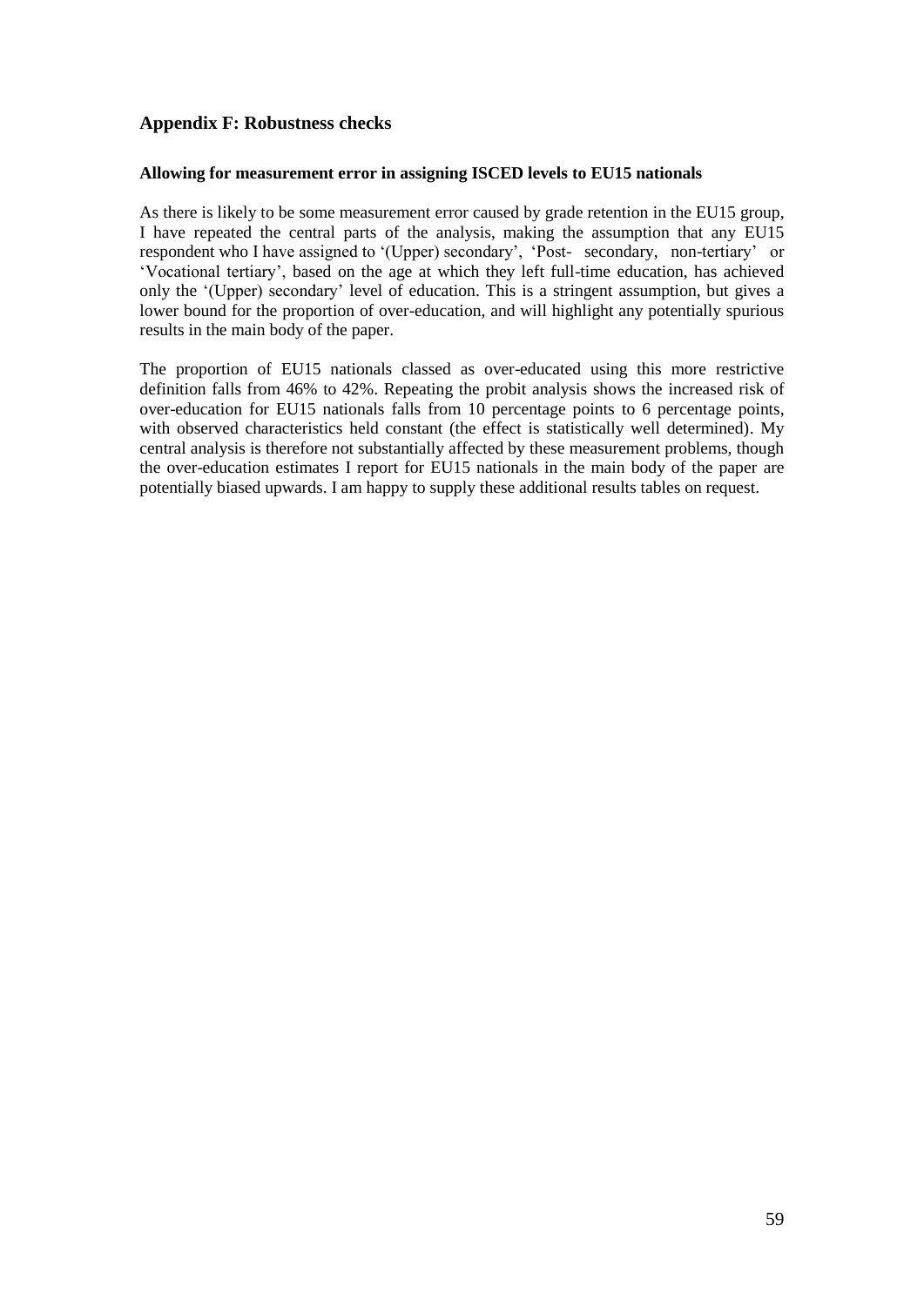## Appendix F: Robustness checks

### Allowing for measurement error in assigning ISCED levels to EU15 nationals

As there is likely to be some measurement error caused by grade retention in the EU15 group, I have repeated the central parts of the analysis, making the assumption that any EU15 respondent who I have assigned to '(Upper) secondary', 'Post- secondary, non-tertiary' or 'Vocational tertiary', based on the age at which they left full-time education, has achieved only the '(Upper) secondary' level of education. This is a stringent assumption, but gives a lower bound for the proportion of over-education, and will highlight any potentially spurious results in the main body of the paper.

The proportion of EU15 nationals classed as over-educated using this more restrictive definition falls from 46% to 42%. Repeating the probit analysis shows the increased risk of over-education for EU15 nationals falls from 10 percentage points to 6 percentage points, with observed characteristics held constant (the effect is statistically well determined). My central analysis is therefore not substantially affected by these measurement problems, though the over-education estimates I report for EU15 nationals in the main body of the paper are potentially biased upwards. I am happy to supply these additional results tables on request.